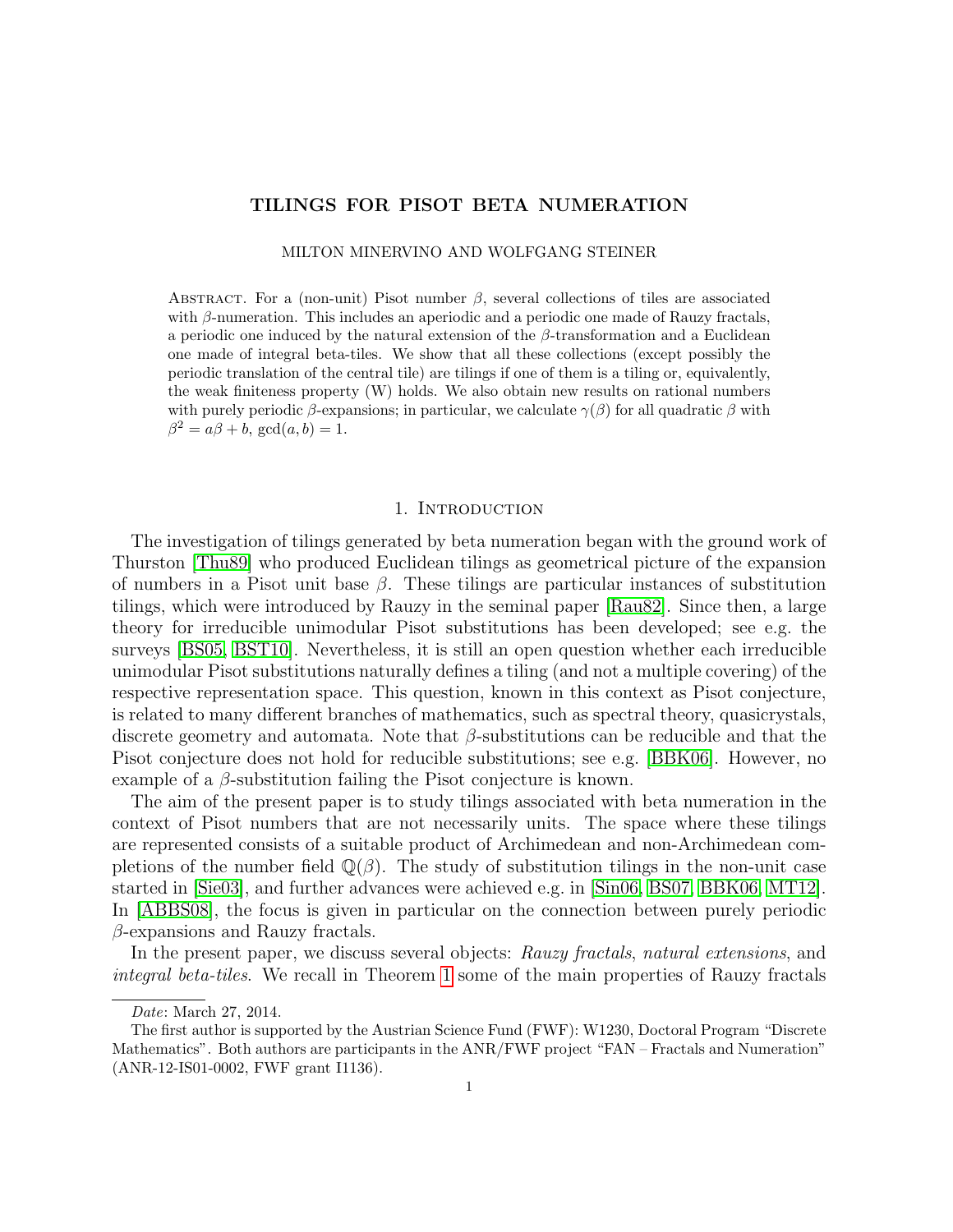# TILINGS FOR PISOT BETA NUMERATION

MILTON MINERVINO AND WOLFGANG STEINER

ABSTRACT. For a (non-unit) Pisot number $\beta$, several collections of tiles are associated with $\beta$-numeration. This includes an aperiodic and a periodic one made of Rauzy fractals, a periodic one induced by the natural extension of the $\beta$-transformation and a Euclidean one made of integral beta-tiles. We show that all these collections (except possibly the periodic translation of the central tile) are tilings if one of them is a tiling or, equivalently, the weak finiteness property (W) holds. We also obtain new results on rational numbers with purely periodic $\beta$-expansions; in particular, we calculate $\gamma(\beta)$ for all quadratic $\beta$ with $\beta^2 = a\beta + b$, $\gcd(a, b) = 1$.

## 1. Introduction

The investigation of tilings generated by beta numeration began with the ground work of Thurston [Thu89] who produced Euclidean tilings as geometrical picture of the expansion of numbers in a Pisot unit base $\beta$. These tilings are particular instances of substitution tilings, which were introduced by Rauzy in the seminal paper [Rau82]. Since then, a large theory for irreducible unimodular Pisot substitutions has been developed; see e.g. the surveys [BS05, BST10]. Nevertheless, it is still an open question whether each irreducible unimodular Pisot substitutions naturally defines a tiling (and not a multiple covering) of the respective representation space. This question, known in this context as Pisot conjecture, is related to many different branches of mathematics, such as spectral theory, quasicrystals, discrete geometry and automata. Note that $\beta$-substitutions can be reducible and that the Pisot conjecture does not hold for reducible substitutions; see e.g. [BBK06]. However, no example of a $\beta$-substitution failing the Pisot conjecture is known.

The aim of the present paper is to study tilings associated with beta numeration in the context of Pisot numbers that are not necessarily units. The space where these tilings are represented consists of a suitable product of Archimedean and non-Archimedean completions of the number field $\mathbb{Q}(\beta)$. The study of substitution tilings in the non-unit case started in [Sie03], and further advances were achieved e.g. in [Sin06, BS07, BBK06, MT12]. In [ABBS08], the focus is given in particular on the connection between purely periodic $\beta$-expansions and Rauzy fractals.

In the present paper, we discuss several objects: *Rauzy fractals*, *natural extensions*, and *integral beta-tiles*. We recall in Theorem 1 some of the main properties of Rauzy fractals

---

*Date*: March 27, 2014.

The first author is supported by the Austrian Science Fund (FWF): W1230, Doctoral Program "Discrete Mathematics". Both authors are participants in the ANR/FWF project "FAN – Fractals and Numeration" (ANR-12-IS01-0002, FWF grant I1136).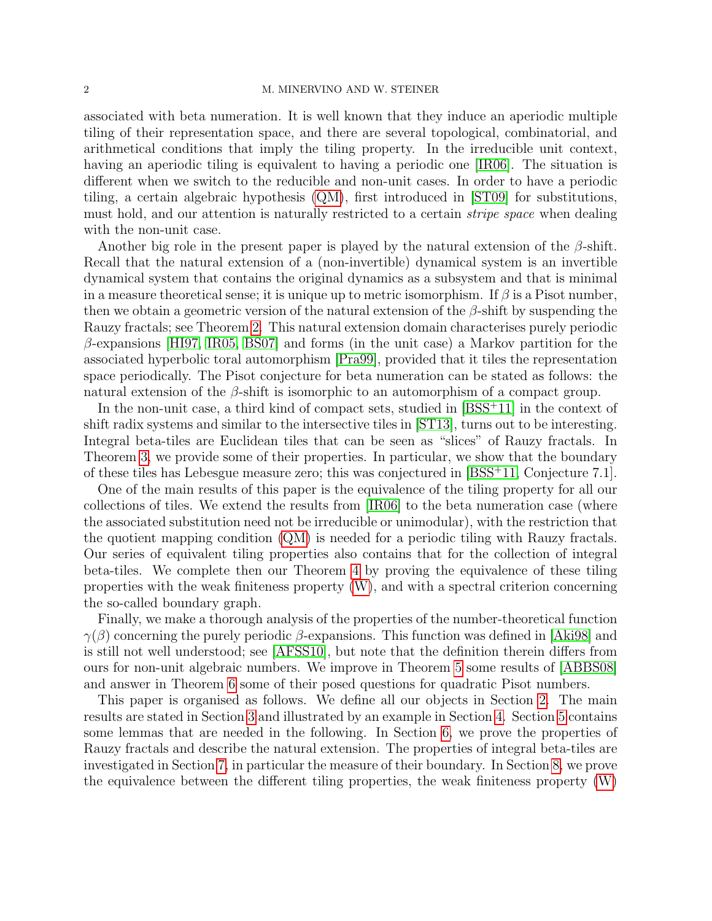associated with beta numeration. It is well known that they induce an aperiodic multiple tiling of their representation space, and there are several topological, combinatorial, and arithmetical conditions that imply the tiling property. In the irreducible unit context, having an aperiodic tiling is equivalent to having a periodic one [IR06]. The situation is different when we switch to the reducible and non-unit cases. In order to have a periodic tiling, a certain algebraic hypothesis (QM), first introduced in [ST09] for substitutions, must hold, and our attention is naturally restricted to a certain *stripe space* when dealing with the non-unit case.

Another big role in the present paper is played by the natural extension of the $\beta$-shift. Recall that the natural extension of a (non-invertible) dynamical system is an invertible dynamical system that contains the original dynamics as a subsystem and that is minimal in a measure theoretical sense; it is unique up to metric isomorphism. If $\beta$ is a Pisot number, then we obtain a geometric version of the natural extension of the $\beta$-shift by suspending the Rauzy fractals; see Theorem 2. This natural extension domain characterises purely periodic $\beta$-expansions [HI97, IR05, BS07] and forms (in the unit case) a Markov partition for the associated hyperbolic toral automorphism [Pra99], provided that it tiles the representation space periodically. The Pisot conjecture for beta numeration can be stated as follows: the natural extension of the $\beta$-shift is isomorphic to an automorphism of a compact group.

In the non-unit case, a third kind of compact sets, studied in [BSS+11] in the context of shift radix systems and similar to the intersective tiles in [ST13], turns out to be interesting. Integral beta-tiles are Euclidean tiles that can be seen as "slices" of Rauzy fractals. In Theorem 3, we provide some of their properties. In particular, we show that the boundary of these tiles has Lebesgue measure zero; this was conjectured in [BSS+11, Conjecture 7.1].

One of the main results of this paper is the equivalence of the tiling property for all our collections of tiles. We extend the results from [IR06] to the beta numeration case (where the associated substitution need not be irreducible or unimodular), with the restriction that the quotient mapping condition (QM) is needed for a periodic tiling with Rauzy fractals. Our series of equivalent tiling properties also contains that for the collection of integral beta-tiles. We complete then our Theorem 4 by proving the equivalence of these tiling properties with the weak finiteness property (W), and with a spectral criterion concerning the so-called boundary graph.

Finally, we make a thorough analysis of the properties of the number-theoretical function $\gamma(\beta)$ concerning the purely periodic $\beta$-expansions. This function was defined in [Aki98] and is still not well understood; see [AFSS10], but note that the definition therein differs from ours for non-unit algebraic numbers. We improve in Theorem 5 some results of [ABBS08] and answer in Theorem 6 some of their posed questions for quadratic Pisot numbers.

This paper is organised as follows. We define all our objects in Section 2. The main results are stated in Section 3 and illustrated by an example in Section 4. Section 5 contains some lemmas that are needed in the following. In Section 6, we prove the properties of Rauzy fractals and describe the natural extension. The properties of integral beta-tiles are investigated in Section 7, in particular the measure of their boundary. In Section 8, we prove the equivalence between the different tiling properties, the weak finiteness property (W)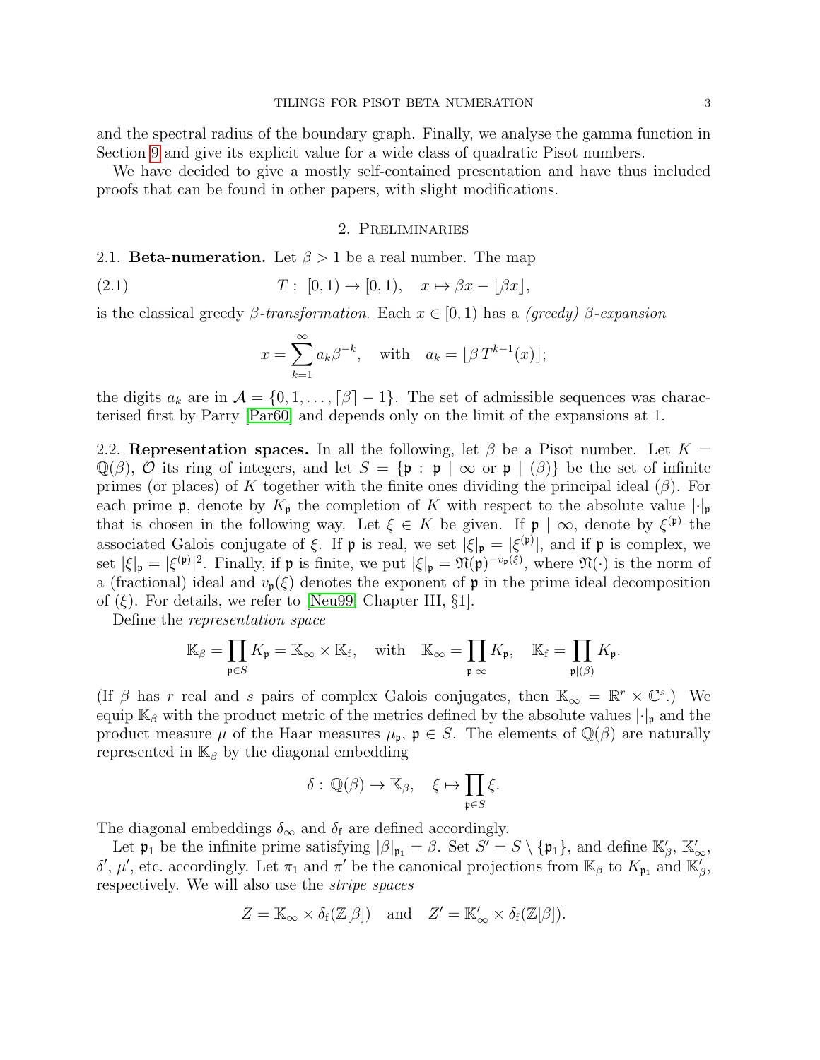and the spectral radius of the boundary graph. Finally, we analyse the gamma function in Section 9 and give its explicit value for a wide class of quadratic Pisot numbers.

We have decided to give a mostly self-contained presentation and have thus included proofs that can be found in other papers, with slight modifications.

## 2. Preliminaries

**2.1. Beta-numeration.** Let $\beta > 1$ be a real number. The map

$$T : [0, 1) \to [0, 1), \quad x \mapsto \beta x - \lfloor \beta x \rfloor, \tag{2.1}$$

is the classical greedy $\beta$*-transformation*. Each $x \in [0, 1)$ has a *(greedy)* $\beta$*-expansion*

$$x = \sum_{k=1}^{\infty} a_k \beta^{-k}, \quad \text{with} \quad a_k = \lfloor \beta \, T^{k-1}(x) \rfloor;$$

the digits $a_k$ are in $\mathcal{A} = \{0, 1, \ldots, \lceil \beta \rceil - 1\}$. The set of admissible sequences was characterised first by Parry [Par60] and depends only on the limit of the expansions at 1.

**2.2. Representation spaces.** In all the following, let $\beta$ be a Pisot number. Let $K = \mathbb{Q}(\beta)$, $\mathcal{O}$ its ring of integers, and let $S = \{\mathfrak{p} : \mathfrak{p} \mid \infty \text{ or } \mathfrak{p} \mid (\beta)\}$ be the set of infinite primes (or places) of $K$ together with the finite ones dividing the principal ideal $(\beta)$. For each prime $\mathfrak{p}$, denote by $K_\mathfrak{p}$ the completion of $K$ with respect to the absolute value $|\cdot|_\mathfrak{p}$ that is chosen in the following way. Let $\xi \in K$ be given. If $\mathfrak{p} \mid \infty$, denote by $\xi^{(\mathfrak{p})}$ the associated Galois conjugate of $\xi$. If $\mathfrak{p}$ is real, we set $|\xi|_\mathfrak{p} = |\xi^{(\mathfrak{p})}|$, and if $\mathfrak{p}$ is complex, we set $|\xi|_\mathfrak{p} = |\xi^{(\mathfrak{p})}|^2$. Finally, if $\mathfrak{p}$ is finite, we put $|\xi|_\mathfrak{p} = \mathfrak{N}(\mathfrak{p})^{-v_\mathfrak{p}(\xi)}$, where $\mathfrak{N}(\cdot)$ is the norm of a (fractional) ideal and $v_\mathfrak{p}(\xi)$ denotes the exponent of $\mathfrak{p}$ in the prime ideal decomposition of $(\xi)$. For details, we refer to [Neu99, Chapter III, §1].

Define the *representation space*

$$\mathbb{K}_\beta = \prod_{\mathfrak{p} \in S} K_\mathfrak{p} = \mathbb{K}_\infty \times \mathbb{K}_\mathrm{f}, \quad \text{with} \quad \mathbb{K}_\infty = \prod_{\mathfrak{p} \mid \infty} K_\mathfrak{p}, \quad \mathbb{K}_\mathrm{f} = \prod_{\mathfrak{p} \mid (\beta)} K_\mathfrak{p}.$$

(If $\beta$ has $r$ real and $s$ pairs of complex Galois conjugates, then $\mathbb{K}_\infty = \mathbb{R}^r \times \mathbb{C}^s$.) We equip $\mathbb{K}_\beta$ with the product metric of the metrics defined by the absolute values $|\cdot|_\mathfrak{p}$ and the product measure $\mu$ of the Haar measures $\mu_\mathfrak{p}$, $\mathfrak{p} \in S$. The elements of $\mathbb{Q}(\beta)$ are naturally represented in $\mathbb{K}_\beta$ by the diagonal embedding

$$\delta : \mathbb{Q}(\beta) \to \mathbb{K}_\beta, \quad \xi \mapsto \prod_{\mathfrak{p} \in S} \xi.$$

The diagonal embeddings $\delta_\infty$ and $\delta_\mathrm{f}$ are defined accordingly.

Let $\mathfrak{p}_1$ be the infinite prime satisfying $|\beta|_{\mathfrak{p}_1} = \beta$. Set $S' = S \setminus \{\mathfrak{p}_1\}$, and define $\mathbb{K}'_\beta$, $\mathbb{K}'_\infty$, $\delta'$, $\mu'$, etc. accordingly. Let $\pi_1$ and $\pi'$ be the canonical projections from $\mathbb{K}_\beta$ to $K_{\mathfrak{p}_1}$ and $\mathbb{K}'_\beta$, respectively. We will also use the *stripe spaces*

$$Z = \mathbb{K}_\infty \times \overline{\delta_\mathrm{f}(\mathbb{Z}[\beta])} \quad \text{and} \quad Z' = \mathbb{K}'_\infty \times \overline{\delta_\mathrm{f}(\mathbb{Z}[\beta])}.$$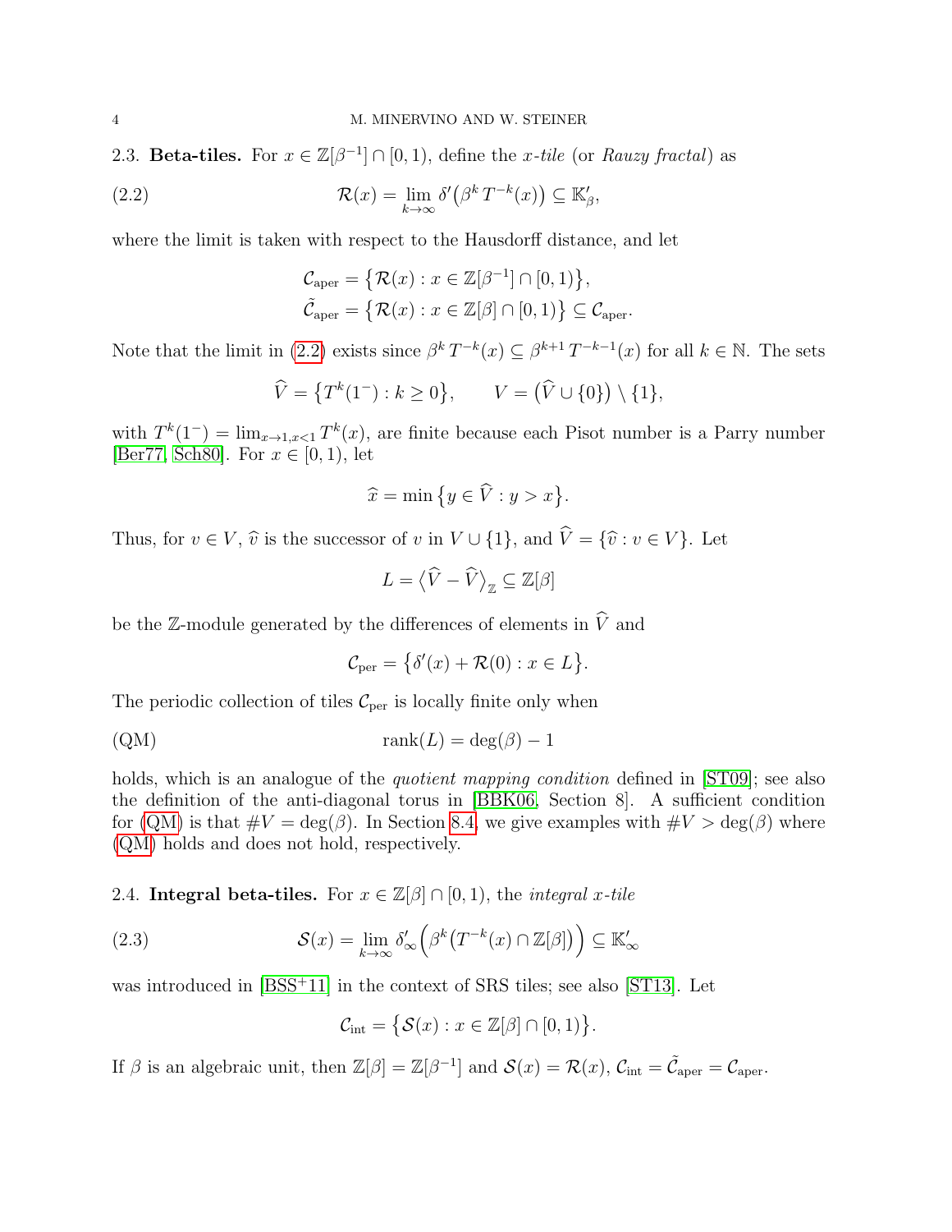### 2.3. Beta-tiles.

For $x \in \mathbb{Z}[\beta^{-1}] \cap [0,1)$, define the *$x$-tile* (or *Rauzy fractal*) as

$$\mathcal{R}(x) = \lim_{k\to\infty} \delta'\big(\beta^k\, T^{-k}(x)\big) \subseteq \mathbb{K}'_\beta, \tag{2.2}$$

where the limit is taken with respect to the Hausdorff distance, and let

$$\mathcal{C}_{\mathrm{aper}} = \big\{\mathcal{R}(x) : x \in \mathbb{Z}[\beta^{-1}] \cap [0,1)\big\},$$
$$\tilde{\mathcal{C}}_{\mathrm{aper}} = \big\{\mathcal{R}(x) : x \in \mathbb{Z}[\beta] \cap [0,1)\big\} \subseteq \mathcal{C}_{\mathrm{aper}}.$$

Note that the limit in (2.2) exists since $\beta^k\, T^{-k}(x) \subseteq \beta^{k+1}\, T^{-k-1}(x)$ for all $k \in \mathbb{N}$. The sets

$$\widehat{V} = \big\{T^k(1^-) : k \geq 0\big\}, \qquad V = \big(\widehat{V} \cup \{0\}\big) \setminus \{1\},$$

with $T^k(1^-) = \lim_{x\to 1, x<1} T^k(x)$, are finite because each Pisot number is a Parry number [Ber77, Sch80]. For $x \in [0,1)$, let

$$\widehat{x} = \min\big\{y \in \widehat{V} : y > x\big\}.$$

Thus, for $v \in V$, $\widehat{v}$ is the successor of $v$ in $V \cup \{1\}$, and $\widehat{V} = \{\widehat{v} : v \in V\}$. Let

$$L = \big\langle \widehat{V} - \widehat{V} \big\rangle_{\mathbb{Z}} \subseteq \mathbb{Z}[\beta]$$

be the $\mathbb{Z}$-module generated by the differences of elements in $\widehat{V}$ and

$$\mathcal{C}_{\mathrm{per}} = \big\{\delta'(x) + \mathcal{R}(0) : x \in L\big\}.$$

The periodic collection of tiles $\mathcal{C}_{\mathrm{per}}$ is locally finite only when

$$\mathrm{rank}(L) = \deg(\beta) - 1 \tag{QM}$$

holds, which is an analogue of the *quotient mapping condition* defined in [ST09]; see also the definition of the anti-diagonal torus in [BBK06, Section 8]. A sufficient condition for (QM) is that $\#V = \deg(\beta)$. In Section 8.4 we give examples with $\#V > \deg(\beta)$ where (QM) holds and does not hold, respectively.

### 2.4. Integral beta-tiles.

For $x \in \mathbb{Z}[\beta] \cap [0,1)$, the *integral $x$-tile*

$$\mathcal{S}(x) = \lim_{k\to\infty} \delta'_\infty\Big(\beta^k\big(T^{-k}(x) \cap \mathbb{Z}[\beta]\big)\Big) \subseteq \mathbb{K}'_\infty \tag{2.3}$$

was introduced in [BSS+11] in the context of SRS tiles; see also [ST13]. Let

$$\mathcal{C}_{\mathrm{int}} = \big\{\mathcal{S}(x) : x \in \mathbb{Z}[\beta] \cap [0,1)\big\}.$$

If $\beta$ is an algebraic unit, then $\mathbb{Z}[\beta] = \mathbb{Z}[\beta^{-1}]$ and $\mathcal{S}(x) = \mathcal{R}(x)$, $\mathcal{C}_{\mathrm{int}} = \tilde{\mathcal{C}}_{\mathrm{aper}} = \mathcal{C}_{\mathrm{aper}}$.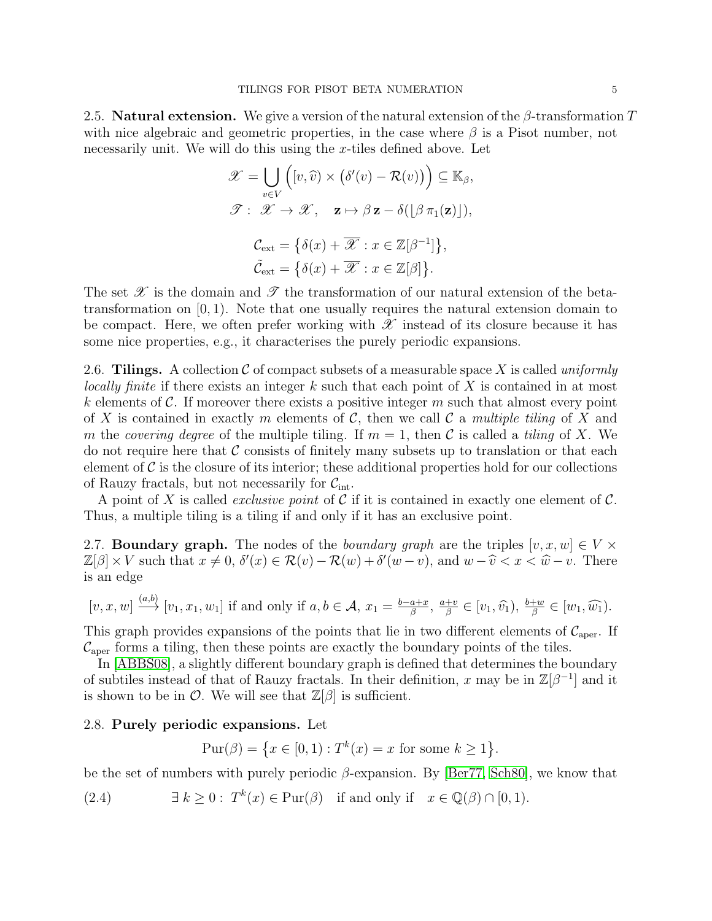2.5. **Natural extension.** We give a version of the natural extension of the $\beta$-transformation $T$ with nice algebraic and geometric properties, in the case where $\beta$ is a Pisot number, not necessarily unit. We will do this using the $x$-tiles defined above. Let

$$\mathscr{X} = \bigcup_{v \in V} \Big( [v, \widehat{v}) \times \big(\delta'(v) - \mathcal{R}(v)\big) \Big) \subseteq \mathbb{K}_\beta,$$

$$\mathscr{T}: \ \mathscr{X} \to \mathscr{X}, \quad \mathbf{z} \mapsto \beta\, \mathbf{z} - \delta(\lfloor \beta\, \pi_1(\mathbf{z}) \rfloor),$$

$$\mathcal{C}_{\mathrm{ext}} = \big\{ \delta(x) + \overline{\mathscr{X}} : x \in \mathbb{Z}[\beta^{-1}] \big\},$$

$$\tilde{\mathcal{C}}_{\mathrm{ext}} = \big\{ \delta(x) + \overline{\mathscr{X}} : x \in \mathbb{Z}[\beta] \big\}.$$

The set $\mathscr{X}$ is the domain and $\mathscr{T}$ the transformation of our natural extension of the beta-transformation on $[0,1)$. Note that one usually requires the natural extension domain to be compact. Here, we often prefer working with $\mathscr{X}$ instead of its closure because it has some nice properties, e.g., it characterises the purely periodic expansions.

2.6. **Tilings.** A collection $\mathcal{C}$ of compact subsets of a measurable space $X$ is called *uniformly locally finite* if there exists an integer $k$ such that each point of $X$ is contained in at most $k$ elements of $\mathcal{C}$. If moreover there exists a positive integer $m$ such that almost every point of $X$ is contained in exactly $m$ elements of $\mathcal{C}$, then we call $\mathcal{C}$ a *multiple tiling* of $X$ and $m$ the *covering degree* of the multiple tiling. If $m = 1$, then $\mathcal{C}$ is called a *tiling* of $X$. We do not require here that $\mathcal{C}$ consists of finitely many subsets up to translation or that each element of $\mathcal{C}$ is the closure of its interior; these additional properties hold for our collections of Rauzy fractals, but not necessarily for $\mathcal{C}_{\mathrm{int}}$.

A point of $X$ is called *exclusive point* of $\mathcal{C}$ if it is contained in exactly one element of $\mathcal{C}$. Thus, a multiple tiling is a tiling if and only if it has an exclusive point.

2.7. **Boundary graph.** The nodes of the *boundary graph* are the triples $[v, x, w] \in V \times \mathbb{Z}[\beta] \times V$ such that $x \neq 0$, $\delta'(x) \in \mathcal{R}(v) - \mathcal{R}(w) + \delta'(w - v)$, and $w - \widehat{v} < x < \widehat{w} - v$. There is an edge

$$[v, x, w] \xrightarrow{(a,b)} [v_1, x_1, w_1] \text{ if and only if } a, b \in \mathcal{A},\ x_1 = \tfrac{b-a+x}{\beta},\ \tfrac{a+v}{\beta} \in [v_1, \widehat{v_1}),\ \tfrac{b+w}{\beta} \in [w_1, \widehat{w_1}).$$

This graph provides expansions of the points that lie in two different elements of $\mathcal{C}_{\mathrm{aper}}$. If $\mathcal{C}_{\mathrm{aper}}$ forms a tiling, then these points are exactly the boundary points of the tiles.

In [ABBS08], a slightly different boundary graph is defined that determines the boundary of subtiles instead of that of Rauzy fractals. In their definition, $x$ may be in $\mathbb{Z}[\beta^{-1}]$ and it is shown to be in $\mathcal{O}$. We will see that $\mathbb{Z}[\beta]$ is sufficient.

2.8. **Purely periodic expansions.** Let

$$\mathrm{Pur}(\beta) = \big\{ x \in [0,1) : T^k(x) = x \text{ for some } k \geq 1 \big\}.$$

be the set of numbers with purely periodic $\beta$-expansion. By [Ber77, Sch80], we know that

$$\exists\, k \geq 0 : \ T^k(x) \in \mathrm{Pur}(\beta) \quad \text{if and only if} \quad x \in \mathbb{Q}(\beta) \cap [0,1). \tag{2.4}$$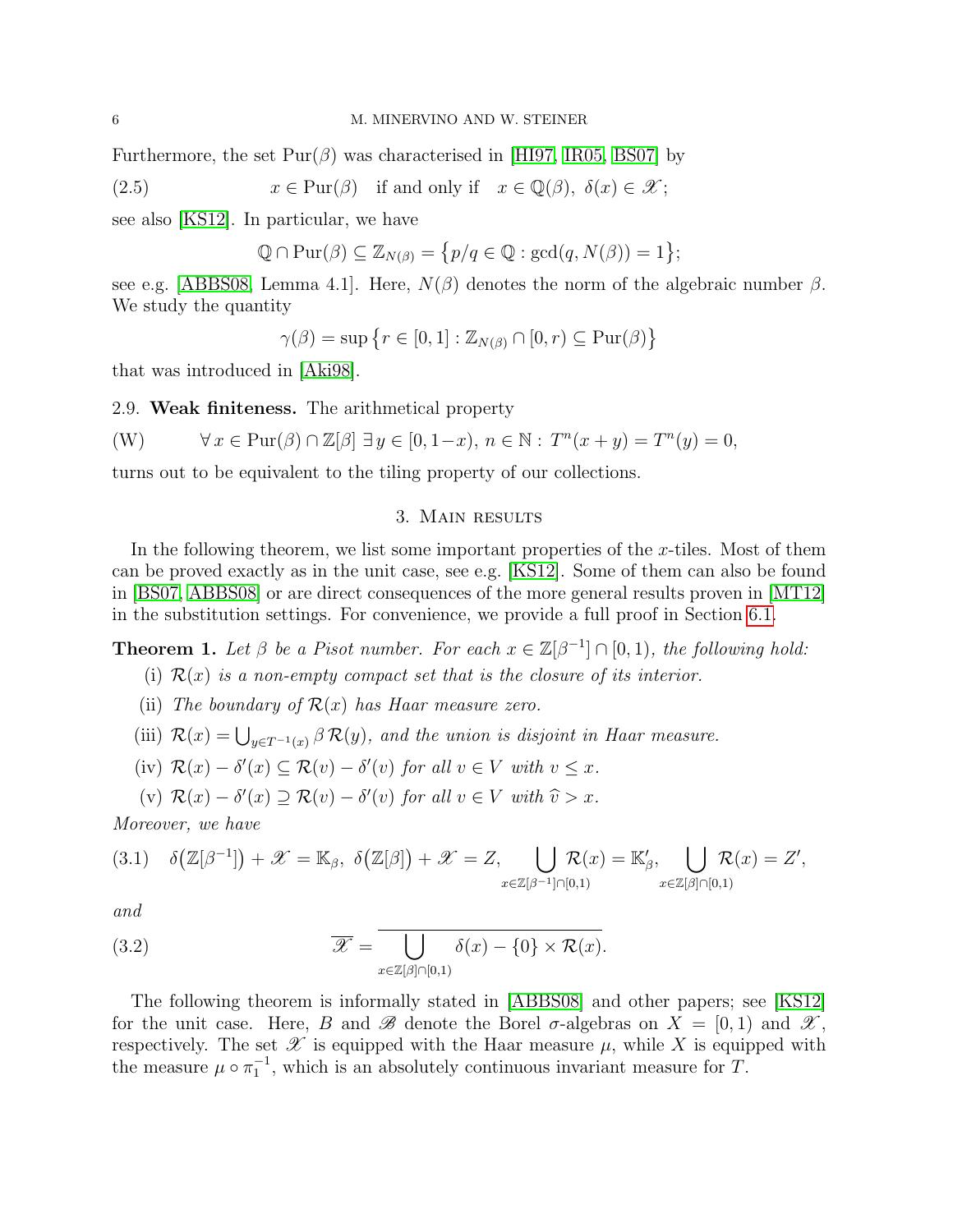Furthermore, the set $\mathrm{Pur}(\beta)$ was characterised in [HI97, IR05, BS07] by

$$x \in \mathrm{Pur}(\beta) \quad \text{if and only if} \quad x \in \mathbb{Q}(\beta),\ \delta(x) \in \mathscr{X}; \tag{2.5}$$

see also [KS12]. In particular, we have

$$\mathbb{Q} \cap \mathrm{Pur}(\beta) \subseteq \mathbb{Z}_{N(\beta)} = \{p/q \in \mathbb{Q} : \gcd(q, N(\beta)) = 1\};$$

see e.g. [ABBS08, Lemma 4.1]. Here, $N(\beta)$ denotes the norm of the algebraic number $\beta$. We study the quantity

$$\gamma(\beta) = \sup\{r \in [0,1] : \mathbb{Z}_{N(\beta)} \cap [0, r) \subseteq \mathrm{Pur}(\beta)\}$$

that was introduced in [Aki98].

2.9. **Weak finiteness.** The arithmetical property

$$\forall\, x \in \mathrm{Pur}(\beta) \cap \mathbb{Z}[\beta]\ \exists\, y \in [0, 1-x),\ n \in \mathbb{N} : T^n(x+y) = T^n(y) = 0, \tag{W}$$

turns out to be equivalent to the tiling property of our collections.

## 3. Main results

In the following theorem, we list some important properties of the $x$-tiles. Most of them can be proved exactly as in the unit case, see e.g. [KS12]. Some of them can also be found in [BS07, ABBS08] or are direct consequences of the more general results proven in [MT12] in the substitution settings. For convenience, we provide a full proof in Section 6.1.

**Theorem 1.** *Let $\beta$ be a Pisot number. For each $x \in \mathbb{Z}[\beta^{-1}] \cap [0, 1)$, the following hold:*

(i) *$\mathcal{R}(x)$ is a non-empty compact set that is the closure of its interior.*

(ii) *The boundary of $\mathcal{R}(x)$ has Haar measure zero.*

(iii) *$\mathcal{R}(x) = \bigcup_{y \in T^{-1}(x)} \beta\, \mathcal{R}(y)$, and the union is disjoint in Haar measure.*

(iv) *$\mathcal{R}(x) - \delta'(x) \subseteq \mathcal{R}(v) - \delta'(v)$ for all $v \in V$ with $v \le x$.*

(v) *$\mathcal{R}(x) - \delta'(x) \supseteq \mathcal{R}(v) - \delta'(v)$ for all $v \in V$ with $\widehat{v} > x$.*

*Moreover, we have*

$$\delta\big(\mathbb{Z}[\beta^{-1}]\big) + \mathscr{X} = \mathbb{K}_\beta,\ \ \delta\big(\mathbb{Z}[\beta]\big) + \mathscr{X} = Z,\ \bigcup_{x \in \mathbb{Z}[\beta^{-1}] \cap [0,1)} \mathcal{R}(x) = \mathbb{K}'_\beta,\ \bigcup_{x \in \mathbb{Z}[\beta] \cap [0,1)} \mathcal{R}(x) = Z', \tag{3.1}$$

*and*

$$\overline{\mathscr{X}} = \overline{\bigcup_{x \in \mathbb{Z}[\beta] \cap [0,1)} \delta(x) - \{0\} \times \mathcal{R}(x)}. \tag{3.2}$$

The following theorem is informally stated in [ABBS08] and other papers; see [KS12] for the unit case. Here, $B$ and $\mathscr{B}$ denote the Borel $\sigma$-algebras on $X = [0, 1)$ and $\mathscr{X}$, respectively. The set $\mathscr{X}$ is equipped with the Haar measure $\mu$, while $X$ is equipped with the measure $\mu \circ \pi_1^{-1}$, which is an absolutely continuous invariant measure for $T$.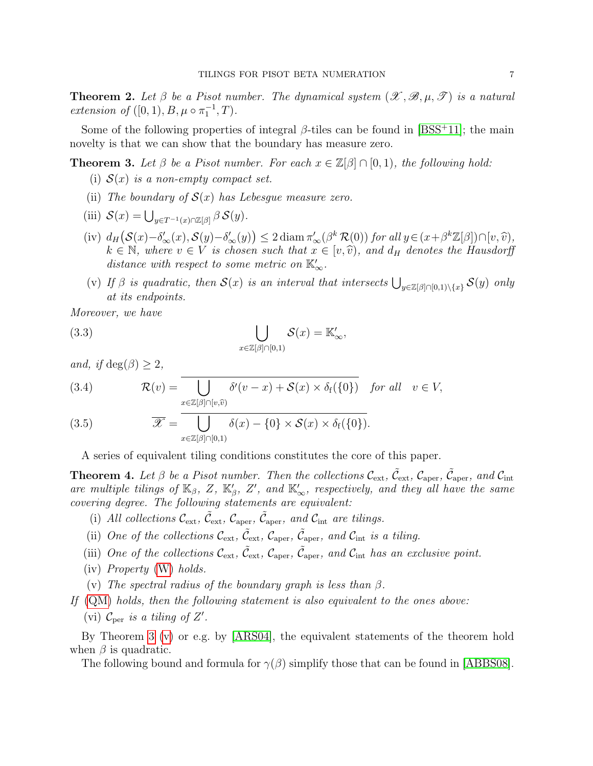**Theorem 2.** *Let $\beta$ be a Pisot number. The dynamical system $(\mathscr{X}, \mathscr{B}, \mu, \mathscr{T})$ is a natural extension of $([0,1), B, \mu \circ \pi_1^{-1}, T)$.*

Some of the following properties of integral $\beta$-tiles can be found in [BSS+11]; the main novelty is that we can show that the boundary has measure zero.

**Theorem 3.** *Let $\beta$ be a Pisot number. For each $x \in \mathbb{Z}[\beta] \cap [0,1)$, the following hold:*

(i) *$\mathcal{S}(x)$ is a non-empty compact set.*

(ii) *The boundary of $\mathcal{S}(x)$ has Lebesgue measure zero.*

(iii) *$\mathcal{S}(x) = \bigcup_{y \in T^{-1}(x) \cap \mathbb{Z}[\beta]} \beta\, \mathcal{S}(y)$.*

(iv) *$d_H\big(\mathcal{S}(x) - \delta'_\infty(x), \mathcal{S}(y) - \delta'_\infty(y)\big) \le 2 \operatorname{diam} \pi'_\infty(\beta^k \mathcal{R}(0))$ for all $y \in (x + \beta^k \mathbb{Z}[\beta]) \cap [v, \widehat{v})$, $k \in \mathbb{N}$, where $v \in V$ is chosen such that $x \in [v, \widehat{v})$, and $d_H$ denotes the Hausdorff distance with respect to some metric on $\mathbb{K}'_\infty$.*

(v) *If $\beta$ is quadratic, then $\mathcal{S}(x)$ is an interval that intersects $\bigcup_{y \in \mathbb{Z}[\beta] \cap [0,1) \setminus \{x\}} \mathcal{S}(y)$ only at its endpoints.*

*Moreover, we have*

$$\bigcup_{x \in \mathbb{Z}[\beta] \cap [0,1)} \mathcal{S}(x) = \mathbb{K}'_\infty, \tag{3.3}$$

*and, if $\deg(\beta) \ge 2$,*

$$\mathcal{R}(v) = \overline{\bigcup_{x \in \mathbb{Z}[\beta] \cap [v, \widehat{v})} \delta'(v - x) + \mathcal{S}(x) \times \delta_{\mathrm{f}}(\{0\})} \quad \text{for all} \quad v \in V, \tag{3.4}$$

$$\overline{\mathscr{X}} = \overline{\bigcup_{x \in \mathbb{Z}[\beta] \cap [0,1)} \delta(x) - \{0\} \times \mathcal{S}(x) \times \delta_{\mathrm{f}}(\{0\})}. \tag{3.5}$$

A series of equivalent tiling conditions constitutes the core of this paper.

**Theorem 4.** *Let $\beta$ be a Pisot number. Then the collections $\mathcal{C}_{\mathrm{ext}}$, $\tilde{\mathcal{C}}_{\mathrm{ext}}$, $\mathcal{C}_{\mathrm{aper}}$, $\tilde{\mathcal{C}}_{\mathrm{aper}}$, and $\mathcal{C}_{\mathrm{int}}$ are multiple tilings of $\mathbb{K}_\beta$, $Z$, $\mathbb{K}'_\beta$, $Z'$, and $\mathbb{K}'_\infty$, respectively, and they all have the same covering degree. The following statements are equivalent:*

(i) *All collections $\mathcal{C}_{\mathrm{ext}}$, $\tilde{\mathcal{C}}_{\mathrm{ext}}$, $\mathcal{C}_{\mathrm{aper}}$, $\tilde{\mathcal{C}}_{\mathrm{aper}}$, and $\mathcal{C}_{\mathrm{int}}$ are tilings.*

(ii) *One of the collections $\mathcal{C}_{\mathrm{ext}}$, $\tilde{\mathcal{C}}_{\mathrm{ext}}$, $\mathcal{C}_{\mathrm{aper}}$, $\tilde{\mathcal{C}}_{\mathrm{aper}}$, and $\mathcal{C}_{\mathrm{int}}$ is a tiling.*

(iii) *One of the collections $\mathcal{C}_{\mathrm{ext}}$, $\tilde{\mathcal{C}}_{\mathrm{ext}}$, $\mathcal{C}_{\mathrm{aper}}$, $\tilde{\mathcal{C}}_{\mathrm{aper}}$, and $\mathcal{C}_{\mathrm{int}}$ has an exclusive point.*

(iv) *Property (W) holds.*

(v) *The spectral radius of the boundary graph is less than $\beta$.*

*If (QM) holds, then the following statement is also equivalent to the ones above:*

(vi) *$\mathcal{C}_{\mathrm{per}}$ is a tiling of $Z'$.*

By Theorem 3 (v) or e.g. by [ARS04], the equivalent statements of the theorem hold when $\beta$ is quadratic.

The following bound and formula for $\gamma(\beta)$ simplify those that can be found in [ABBS08].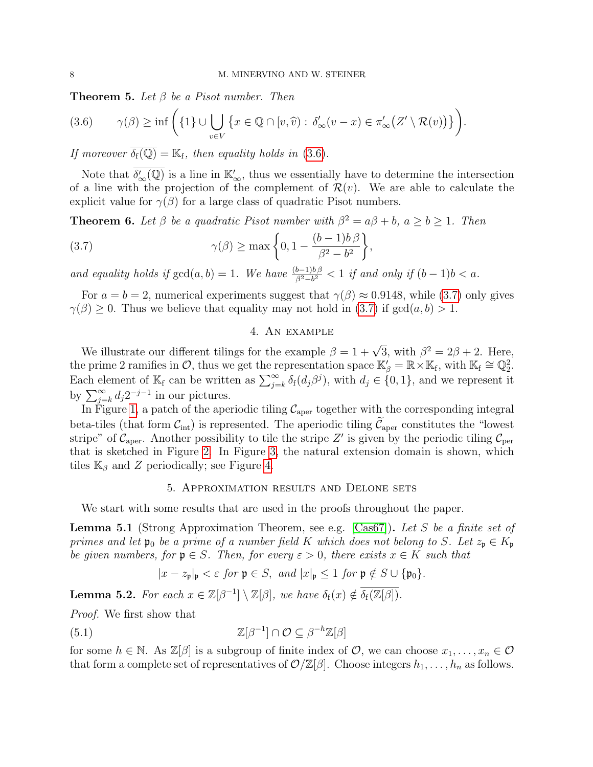**Theorem 5.** *Let $\beta$ be a Pisot number. Then*

$$\gamma(\beta) \geq \inf\bigg(\{1\} \cup \bigcup_{v \in V} \big\{x \in \mathbb{Q} \cap [v, \widehat{v}) : \delta'_\infty(v-x) \in \pi'_\infty\big(Z' \setminus \mathcal{R}(v)\big)\big\}\bigg). \tag{3.6}$$

*If moreover $\overline{\delta_{\mathrm{f}}(\mathbb{Q})} = \mathbb{K}_{\mathrm{f}}$, then equality holds in* (3.6).

Note that $\overline{\delta'_\infty(\mathbb{Q})}$ is a line in $\mathbb{K}'_\infty$, thus we essentially have to determine the intersection of a line with the projection of the complement of $\mathcal{R}(v)$. We are able to calculate the explicit value for $\gamma(\beta)$ for a large class of quadratic Pisot numbers.

**Theorem 6.** *Let $\beta$ be a quadratic Pisot number with $\beta^2 = a\beta + b$, $a \geq b \geq 1$. Then*

$$\gamma(\beta) \geq \max\bigg\{0, 1 - \frac{(b-1)b\,\beta}{\beta^2 - b^2}\bigg\}, \tag{3.7}$$

*and equality holds if $\gcd(a,b) = 1$. We have $\frac{(b-1)b\,\beta}{\beta^2-b^2} < 1$ if and only if $(b-1)b < a$.*

For $a = b = 2$, numerical experiments suggest that $\gamma(\beta) \approx 0.9148$, while (3.7) only gives $\gamma(\beta) \geq 0$. Thus we believe that equality may not hold in (3.7) if $\gcd(a,b) > 1$.

## 4. An example

We illustrate our different tilings for the example $\beta = 1 + \sqrt{3}$, with $\beta^2 = 2\beta + 2$. Here, the prime 2 ramifies in $\mathcal{O}$, thus we get the representation space $\mathbb{K}'_\beta = \mathbb{R} \times \mathbb{K}_{\mathrm{f}}$, with $\mathbb{K}_{\mathrm{f}} \cong \mathbb{Q}_2^2$. Each element of $\mathbb{K}_{\mathrm{f}}$ can be written as $\sum_{j=k}^\infty \delta_{\mathrm{f}}(d_j \beta^j)$, with $d_j \in \{0,1\}$, and we represent it by $\sum_{j=k}^\infty d_j 2^{-j-1}$ in our pictures.

In Figure 1, a patch of the aperiodic tiling $\mathcal{C}_{\mathrm{aper}}$ together with the corresponding integral beta-tiles (that form $\mathcal{C}_{\mathrm{int}}$) is represented. The aperiodic tiling $\widetilde{\mathcal{C}}_{\mathrm{aper}}$ constitutes the "lowest stripe" of $\mathcal{C}_{\mathrm{aper}}$. Another possibility to tile the stripe $Z'$ is given by the periodic tiling $\mathcal{C}_{\mathrm{per}}$ that is sketched in Figure 2. In Figure 3, the natural extension domain is shown, which tiles $\mathbb{K}_\beta$ and $Z$ periodically; see Figure 4.

## 5. Approximation results and Delone sets

We start with some results that are used in the proofs throughout the paper.

**Lemma 5.1** (Strong Approximation Theorem, see e.g. [Cas67]). *Let $S$ be a finite set of primes and let $\mathfrak{p}_0$ be a prime of a number field $K$ which does not belong to $S$. Let $z_\mathfrak{p} \in K_\mathfrak{p}$ be given numbers, for $\mathfrak{p} \in S$. Then, for every $\varepsilon > 0$, there exists $x \in K$ such that*

$$|x - z_\mathfrak{p}|_\mathfrak{p} < \varepsilon \text{ for } \mathfrak{p} \in S, \text{ and } |x|_\mathfrak{p} \leq 1 \text{ for } \mathfrak{p} \notin S \cup \{\mathfrak{p}_0\}.$$

**Lemma 5.2.** *For each $x \in \mathbb{Z}[\beta^{-1}] \setminus \mathbb{Z}[\beta]$, we have $\delta_{\mathrm{f}}(x) \notin \overline{\delta_{\mathrm{f}}(\mathbb{Z}[\beta])}$.*

*Proof.* We first show that

$$\mathbb{Z}[\beta^{-1}] \cap \mathcal{O} \subseteq \beta^{-h}\mathbb{Z}[\beta] \tag{5.1}$$

for some $h \in \mathbb{N}$. As $\mathbb{Z}[\beta]$ is a subgroup of finite index of $\mathcal{O}$, we can choose $x_1, \ldots, x_n \in \mathcal{O}$ that form a complete set of representatives of $\mathcal{O}/\mathbb{Z}[\beta]$. Choose integers $h_1, \ldots, h_n$ as follows.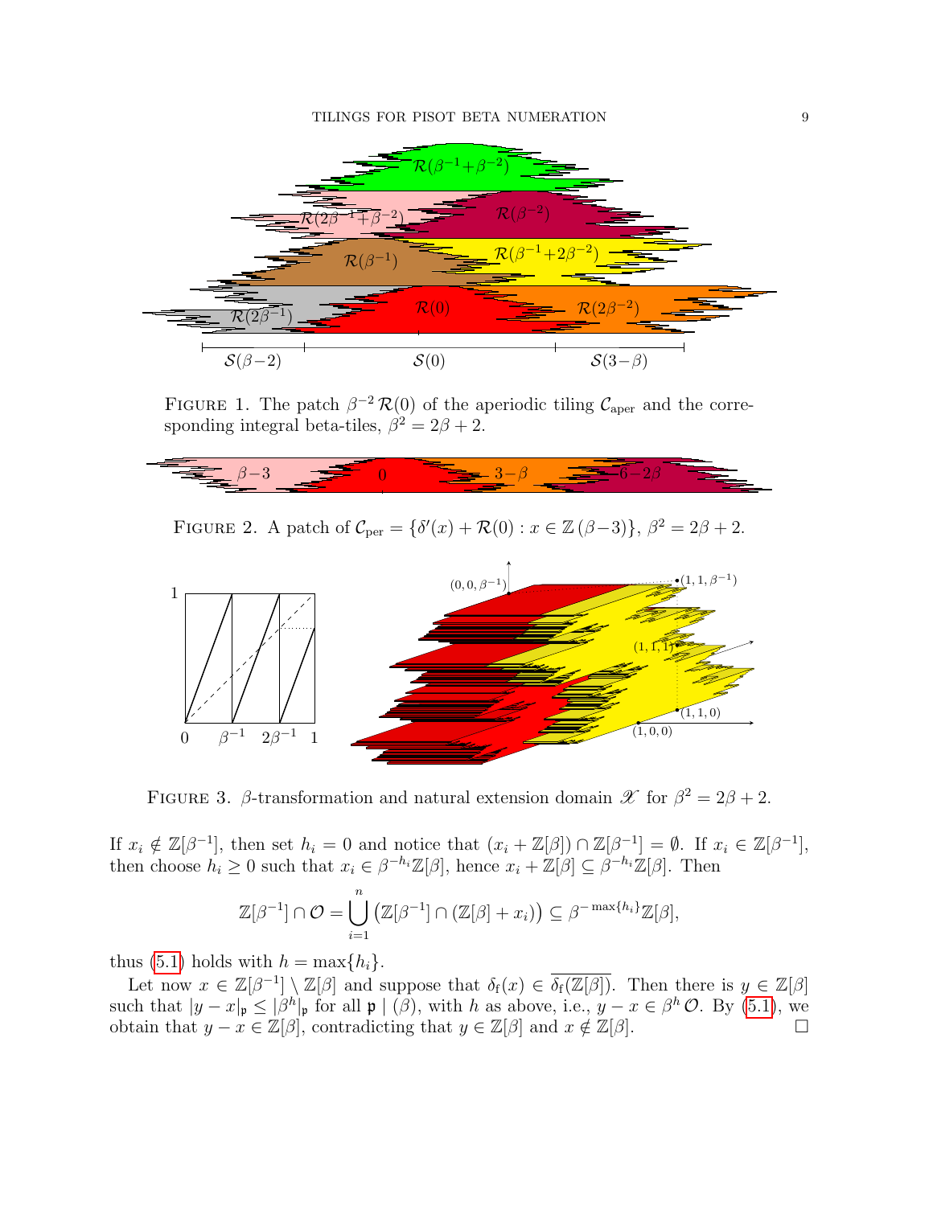FIGURE 1. The patch $\beta^{-2}\,\mathcal{R}(0)$ of the aperiodic tiling $\mathcal{C}_{\mathrm{aper}}$ and the corresponding integral beta-tiles, $\beta^2 = 2\beta + 2$.

FIGURE 2. A patch of $\mathcal{C}_{\mathrm{per}} = \{\delta'(x) + \mathcal{R}(0) : x \in \mathbb{Z}\,(\beta-3)\}$, $\beta^2 = 2\beta + 2$.

FIGURE 3. $\beta$-transformation and natural extension domain $\mathscr{X}$ for $\beta^2 = 2\beta + 2$.

If $x_i \notin \mathbb{Z}[\beta^{-1}]$, then set $h_i = 0$ and notice that $(x_i + \mathbb{Z}[\beta]) \cap \mathbb{Z}[\beta^{-1}] = \emptyset$. If $x_i \in \mathbb{Z}[\beta^{-1}]$, then choose $h_i \geq 0$ such that $x_i \in \beta^{-h_i}\mathbb{Z}[\beta]$, hence $x_i + \mathbb{Z}[\beta] \subseteq \beta^{-h_i}\mathbb{Z}[\beta]$. Then

$$\mathbb{Z}[\beta^{-1}] \cap \mathcal{O} = \bigcup_{i=1}^{n} \big(\mathbb{Z}[\beta^{-1}] \cap (\mathbb{Z}[\beta] + x_i)\big) \subseteq \beta^{-\max\{h_i\}}\mathbb{Z}[\beta],$$

thus (5.1) holds with $h = \max\{h_i\}$.

Let now $x \in \mathbb{Z}[\beta^{-1}] \setminus \mathbb{Z}[\beta]$ and suppose that $\delta_{\mathrm{f}}(x) \in \overline{\delta_{\mathrm{f}}(\mathbb{Z}[\beta])}$. Then there is $y \in \mathbb{Z}[\beta]$ such that $|y - x|_{\mathfrak{p}} \leq |\beta^h|_{\mathfrak{p}}$ for all $\mathfrak{p} \mid (\beta)$, with $h$ as above, i.e., $y - x \in \beta^h\,\mathcal{O}$. By (5.1), we obtain that $y - x \in \mathbb{Z}[\beta]$, contradicting that $y \in \mathbb{Z}[\beta]$ and $x \notin \mathbb{Z}[\beta]$. $\square$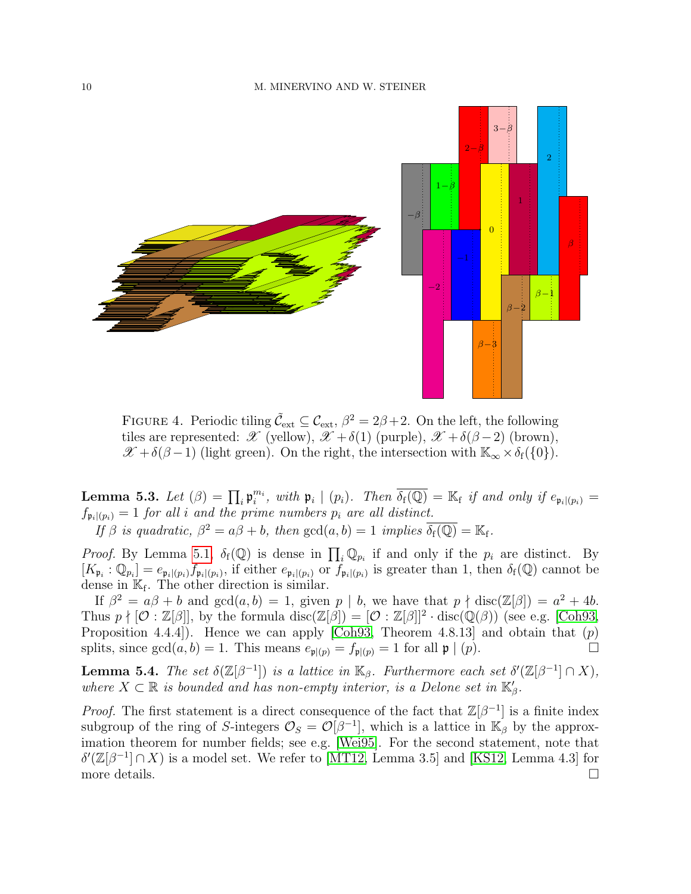FIGURE 4. Periodic tiling $\tilde{\mathcal{C}}_{\mathrm{ext}} \subseteq \mathcal{C}_{\mathrm{ext}}$, $\beta^2 = 2\beta + 2$. On the left, the following tiles are represented: $\mathscr{X}$ (yellow), $\mathscr{X} + \delta(1)$ (purple), $\mathscr{X} + \delta(\beta - 2)$ (brown), $\mathscr{X} + \delta(\beta - 1)$ (light green). On the right, the intersection with $\mathbb{K}_\infty \times \delta_{\mathrm{f}}(\{0\})$.

**Lemma 5.3.** *Let $(\beta) = \prod_i \mathfrak{p}_i^{m_i}$, with $\mathfrak{p}_i \mid (p_i)$. Then $\overline{\delta_{\mathrm{f}}(\mathbb{Q})} = \mathbb{K}_{\mathrm{f}}$ if and only if $e_{\mathfrak{p}_i|(p_i)} = f_{\mathfrak{p}_i|(p_i)} = 1$ for all $i$ and the prime numbers $p_i$ are all distinct.*

*If $\beta$ is quadratic, $\beta^2 = a\beta + b$, then $\gcd(a, b) = 1$ implies $\overline{\delta_{\mathrm{f}}(\mathbb{Q})} = \mathbb{K}_{\mathrm{f}}$.*

*Proof.* By Lemma 5.1, $\delta_{\mathrm{f}}(\mathbb{Q})$ is dense in $\prod_i \mathbb{Q}_{p_i}$ if and only if the $p_i$ are distinct. By $[K_{\mathfrak{p}_i} : \mathbb{Q}_{p_i}] = e_{\mathfrak{p}_i|(p_i)} f_{\mathfrak{p}_i|(p_i)}$, if either $e_{\mathfrak{p}_i|(p_i)}$ or $f_{\mathfrak{p}_i|(p_i)}$ is greater than 1, then $\delta_{\mathrm{f}}(\mathbb{Q})$ cannot be dense in $\mathbb{K}_{\mathrm{f}}$. The other direction is similar.

If $\beta^2 = a\beta + b$ and $\gcd(a, b) = 1$, given $p \mid b$, we have that $p \nmid \mathrm{disc}(\mathbb{Z}[\beta]) = a^2 + 4b$. Thus $p \nmid [\mathcal{O} : \mathbb{Z}[\beta]]$, by the formula $\mathrm{disc}(\mathbb{Z}[\beta]) = [\mathcal{O} : \mathbb{Z}[\beta]]^2 \cdot \mathrm{disc}(\mathbb{Q}(\beta))$ (see e.g. [Coh93, Proposition 4.4.4]). Hence we can apply [Coh93, Theorem 4.8.13] and obtain that $(p)$ splits, since $\gcd(a, b) = 1$. This means $e_{\mathfrak{p}|(p)} = f_{\mathfrak{p}|(p)} = 1$ for all $\mathfrak{p} \mid (p)$. □

**Lemma 5.4.** *The set $\delta(\mathbb{Z}[\beta^{-1}])$ is a lattice in $\mathbb{K}_\beta$. Furthermore each set $\delta'(\mathbb{Z}[\beta^{-1}] \cap X)$, where $X \subset \mathbb{R}$ is bounded and has non-empty interior, is a Delone set in $\mathbb{K}'_\beta$.*

*Proof.* The first statement is a direct consequence of the fact that $\mathbb{Z}[\beta^{-1}]$ is a finite index subgroup of the ring of $S$-integers $\mathcal{O}_S = \mathcal{O}[\beta^{-1}]$, which is a lattice in $\mathbb{K}_\beta$ by the approximation theorem for number fields; see e.g. [Wei95]. For the second statement, note that $\delta'(\mathbb{Z}[\beta^{-1}] \cap X)$ is a model set. We refer to [MT12, Lemma 3.5] and [KS12, Lemma 4.3] for more details. □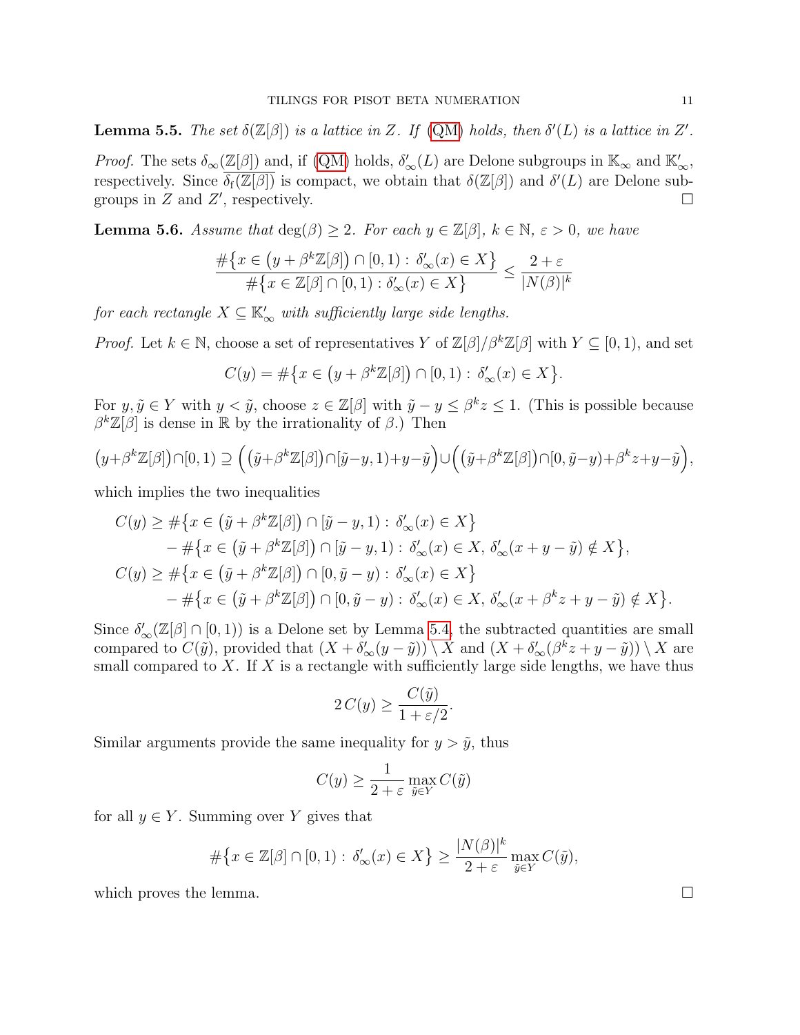**Lemma 5.5.** *The set $\delta(\mathbb{Z}[\beta])$ is a lattice in $Z$. If (QM) holds, then $\delta'(L)$ is a lattice in $Z'$.*

*Proof.* The sets $\delta_\infty(\mathbb{Z}[\beta])$ and, if (QM) holds, $\delta'_\infty(L)$ are Delone subgroups in $\mathbb{K}_\infty$ and $\mathbb{K}'_\infty$, respectively. Since $\overline{\delta_{\mathrm{f}}(\mathbb{Z}[\beta])}$ is compact, we obtain that $\delta(\mathbb{Z}[\beta])$ and $\delta'(L)$ are Delone subgroups in $Z$ and $Z'$, respectively. $\square$

**Lemma 5.6.** *Assume that $\deg(\beta) \geq 2$. For each $y \in \mathbb{Z}[\beta]$, $k \in \mathbb{N}$, $\varepsilon > 0$, we have*

$$\frac{\#\big\{x \in \big(y + \beta^k\mathbb{Z}[\beta]\big) \cap [0,1) : \delta'_\infty(x) \in X\big\}}{\#\big\{x \in \mathbb{Z}[\beta] \cap [0,1) : \delta'_\infty(x) \in X\big\}} \leq \frac{2+\varepsilon}{|N(\beta)|^k}$$

*for each rectangle $X \subseteq \mathbb{K}'_\infty$ with sufficiently large side lengths.*

*Proof.* Let $k \in \mathbb{N}$, choose a set of representatives $Y$ of $\mathbb{Z}[\beta]/\beta^k\mathbb{Z}[\beta]$ with $Y \subseteq [0,1)$, and set

$$C(y) = \#\big\{x \in \big(y + \beta^k\mathbb{Z}[\beta]\big) \cap [0,1) : \delta'_\infty(x) \in X\big\}.$$

For $y, \tilde{y} \in Y$ with $y < \tilde{y}$, choose $z \in \mathbb{Z}[\beta]$ with $\tilde{y} - y \leq \beta^k z \leq 1$. (This is possible because $\beta^k\mathbb{Z}[\beta]$ is dense in $\mathbb{R}$ by the irrationality of $\beta$.) Then

$$\big(y+\beta^k\mathbb{Z}[\beta]\big)\cap[0,1) \supseteq \Big(\big(\tilde{y}+\beta^k\mathbb{Z}[\beta]\big)\cap[\tilde{y}-y,1)+y-\tilde{y}\Big)\cup\Big(\big(\tilde{y}+\beta^k\mathbb{Z}[\beta]\big)\cap[0,\tilde{y}-y)+\beta^k z+y-\tilde{y}\Big),$$

which implies the two inequalities

$$\begin{aligned}
C(y) &\geq \#\big\{x \in \big(\tilde{y} + \beta^k\mathbb{Z}[\beta]\big) \cap [\tilde{y}-y,1) : \delta'_\infty(x) \in X\big\} \\
&\quad - \#\big\{x \in \big(\tilde{y} + \beta^k\mathbb{Z}[\beta]\big) \cap [\tilde{y}-y,1) : \delta'_\infty(x) \in X,\ \delta'_\infty(x+y-\tilde{y}) \notin X\big\}, \\
C(y) &\geq \#\big\{x \in \big(\tilde{y} + \beta^k\mathbb{Z}[\beta]\big) \cap [0,\tilde{y}-y) : \delta'_\infty(x) \in X\big\} \\
&\quad - \#\big\{x \in \big(\tilde{y} + \beta^k\mathbb{Z}[\beta]\big) \cap [0,\tilde{y}-y) : \delta'_\infty(x) \in X,\ \delta'_\infty(x+\beta^k z+y-\tilde{y}) \notin X\big\}.
\end{aligned}$$

Since $\delta'_\infty(\mathbb{Z}[\beta] \cap [0,1))$ is a Delone set by Lemma 5.4, the subtracted quantities are small compared to $C(\tilde{y})$, provided that $(X + \delta'_\infty(y-\tilde{y})) \setminus X$ and $(X + \delta'_\infty(\beta^k z + y - \tilde{y})) \setminus X$ are small compared to $X$. If $X$ is a rectangle with sufficiently large side lengths, we have thus

$$2\,C(y) \geq \frac{C(\tilde{y})}{1+\varepsilon/2}.$$

Similar arguments provide the same inequality for $y > \tilde{y}$, thus

$$C(y) \geq \frac{1}{2+\varepsilon} \max_{\tilde{y}\in Y} C(\tilde{y})$$

for all $y \in Y$. Summing over $Y$ gives that

$$\#\big\{x \in \mathbb{Z}[\beta] \cap [0,1) : \delta'_\infty(x) \in X\big\} \geq \frac{|N(\beta)|^k}{2+\varepsilon} \max_{\tilde{y}\in Y} C(\tilde{y}),$$

which proves the lemma. $\square$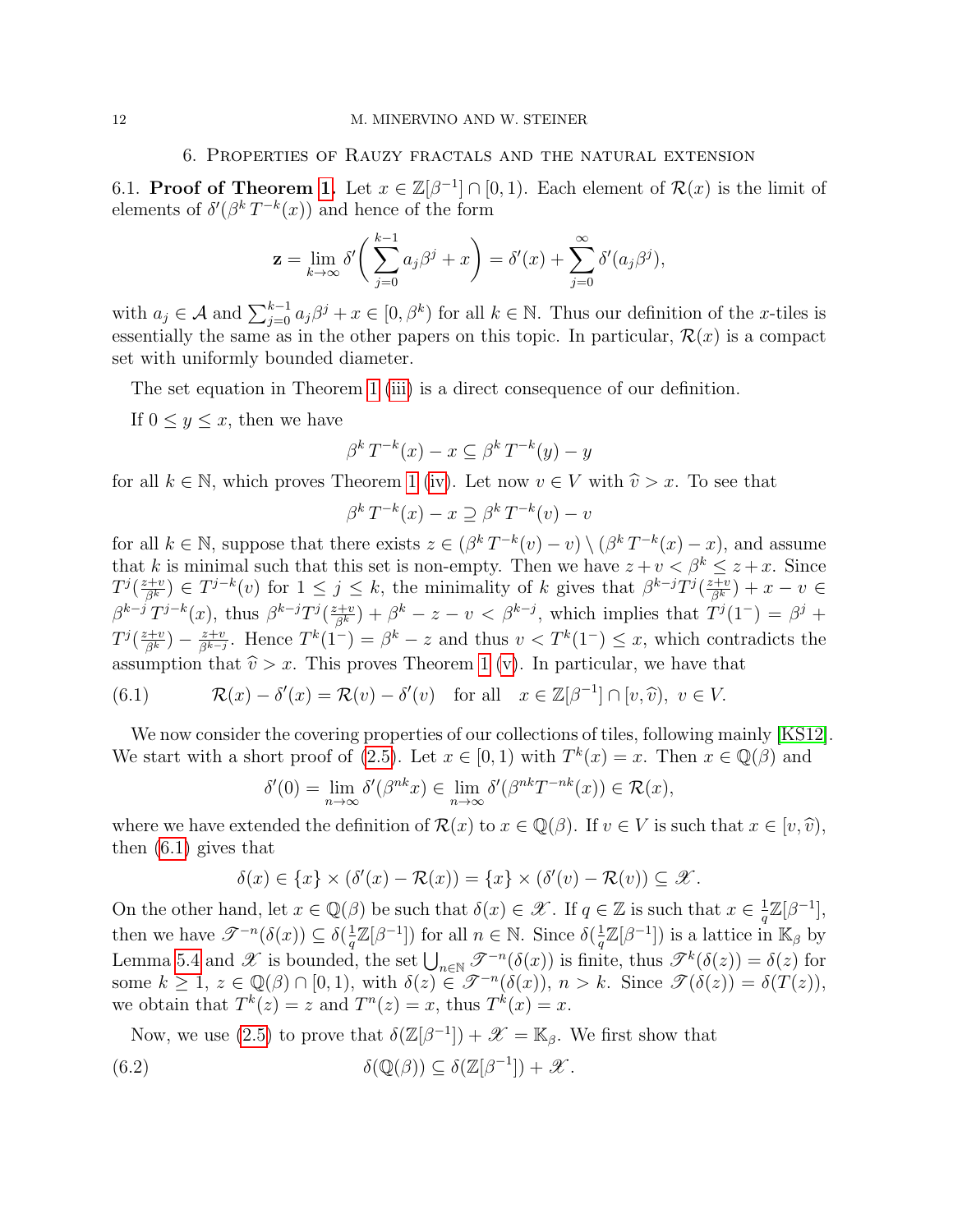## 6. Properties of Rauzy fractals and the natural extension

6.1. **Proof of Theorem 1.** Let $x \in \mathbb{Z}[\beta^{-1}] \cap [0,1)$. Each element of $\mathcal{R}(x)$ is the limit of elements of $\delta'(\beta^k\, T^{-k}(x))$ and hence of the form

$$\mathbf{z} = \lim_{k\to\infty} \delta'\bigg(\sum_{j=0}^{k-1} a_j \beta^j + x\bigg) = \delta'(x) + \sum_{j=0}^{\infty} \delta'(a_j\beta^j),$$

with $a_j \in \mathcal{A}$ and $\sum_{j=0}^{k-1} a_j\beta^j + x \in [0, \beta^k)$ for all $k \in \mathbb{N}$. Thus our definition of the $x$-tiles is essentially the same as in the other papers on this topic. In particular, $\mathcal{R}(x)$ is a compact set with uniformly bounded diameter.

The set equation in Theorem 1 (iii) is a direct consequence of our definition.

If $0 \le y \le x$, then we have

$$\beta^k\, T^{-k}(x) - x \subseteq \beta^k\, T^{-k}(y) - y$$

for all $k \in \mathbb{N}$, which proves Theorem 1 (iv). Let now $v \in V$ with $\widehat{v} > x$. To see that

$$\beta^k\, T^{-k}(x) - x \supseteq \beta^k\, T^{-k}(v) - v$$

for all $k \in \mathbb{N}$, suppose that there exists $z \in (\beta^k\, T^{-k}(v) - v) \setminus (\beta^k\, T^{-k}(x) - x)$, and assume that $k$ is minimal such that this set is non-empty. Then we have $z + v < \beta^k \le z + x$. Since $T^j(\frac{z+v}{\beta^k}) \in T^{j-k}(v)$ for $1 \le j \le k$, the minimality of $k$ gives that $\beta^{k-j} T^j(\frac{z+v}{\beta^k}) + x - v \in \beta^{k-j}\, T^{j-k}(x)$, thus $\beta^{k-j} T^j(\frac{z+v}{\beta^k}) + \beta^k - z - v < \beta^{k-j}$, which implies that $T^j(1^-) = \beta^j + T^j(\frac{z+v}{\beta^k}) - \frac{z+v}{\beta^{k-j}}$. Hence $T^k(1^-) = \beta^k - z$ and thus $v < T^k(1^-) \le x$, which contradicts the assumption that $\widehat{v} > x$. This proves Theorem 1 (v). In particular, we have that

$$\mathcal{R}(x) - \delta'(x) = \mathcal{R}(v) - \delta'(v) \quad \text{for all} \quad x \in \mathbb{Z}[\beta^{-1}] \cap [v, \widehat{v}),\ v \in V. \tag{6.1}$$

We now consider the covering properties of our collections of tiles, following mainly [KS12]. We start with a short proof of (2.5). Let $x \in [0,1)$ with $T^k(x) = x$. Then $x \in \mathbb{Q}(\beta)$ and

$$\delta'(0) = \lim_{n\to\infty} \delta'(\beta^{nk} x) \in \lim_{n\to\infty} \delta'(\beta^{nk} T^{-nk}(x)) \in \mathcal{R}(x),$$

where we have extended the definition of $\mathcal{R}(x)$ to $x \in \mathbb{Q}(\beta)$. If $v \in V$ is such that $x \in [v, \widehat{v})$, then (6.1) gives that

$$\delta(x) \in \{x\} \times (\delta'(x) - \mathcal{R}(x)) = \{x\} \times (\delta'(v) - \mathcal{R}(v)) \subseteq \mathscr{X}.$$

On the other hand, let $x \in \mathbb{Q}(\beta)$ be such that $\delta(x) \in \mathscr{X}$. If $q \in \mathbb{Z}$ is such that $x \in \frac{1}{q}\mathbb{Z}[\beta^{-1}]$, then we have $\mathscr{T}^{-n}(\delta(x)) \subseteq \delta(\frac{1}{q}\mathbb{Z}[\beta^{-1}])$ for all $n \in \mathbb{N}$. Since $\delta(\frac{1}{q}\mathbb{Z}[\beta^{-1}])$ is a lattice in $\mathbb{K}_\beta$ by Lemma 5.4 and $\mathscr{X}$ is bounded, the set $\bigcup_{n\in\mathbb{N}} \mathscr{T}^{-n}(\delta(x))$ is finite, thus $\mathscr{T}^k(\delta(z)) = \delta(z)$ for some $k \ge 1$, $z \in \mathbb{Q}(\beta) \cap [0,1)$, with $\delta(z) \in \mathscr{T}^{-n}(\delta(x))$, $n > k$. Since $\mathscr{T}(\delta(z)) = \delta(T(z))$, we obtain that $T^k(z) = z$ and $T^n(z) = x$, thus $T^k(x) = x$.

Now, we use (2.5) to prove that $\delta(\mathbb{Z}[\beta^{-1}]) + \mathscr{X} = \mathbb{K}_\beta$. We first show that

$$\delta(\mathbb{Q}(\beta)) \subseteq \delta(\mathbb{Z}[\beta^{-1}]) + \mathscr{X}. \tag{6.2}$$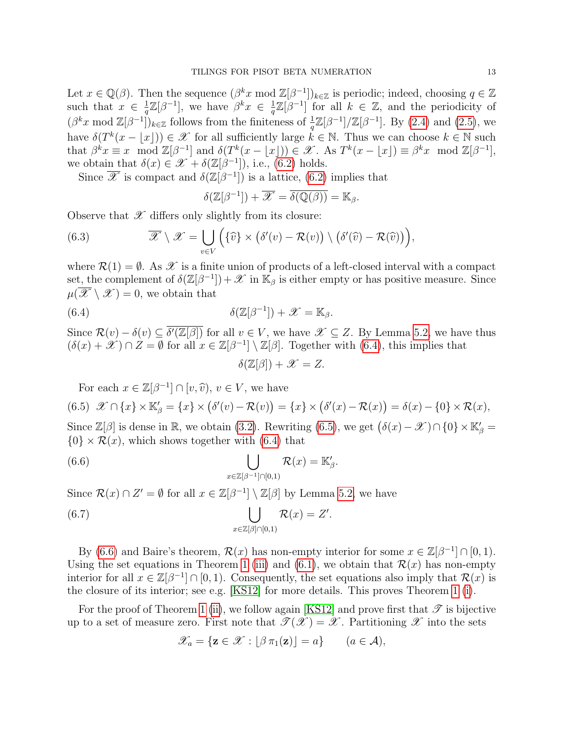Let $x \in \mathbb{Q}(\beta)$. Then the sequence $(\beta^k x \bmod \mathbb{Z}[\beta^{-1}])_{k\in\mathbb{Z}}$ is periodic; indeed, choosing $q \in \mathbb{Z}$ such that $x \in \frac{1}{q}\mathbb{Z}[\beta^{-1}]$, we have $\beta^k x \in \frac{1}{q}\mathbb{Z}[\beta^{-1}]$ for all $k \in \mathbb{Z}$, and the periodicity of $(\beta^k x \bmod \mathbb{Z}[\beta^{-1}])_{k\in\mathbb{Z}}$ follows from the finiteness of $\frac{1}{q}\mathbb{Z}[\beta^{-1}]/\mathbb{Z}[\beta^{-1}]$. By (2.4) and (2.5), we have $\delta(T^k(x - \lfloor x \rfloor)) \in \mathscr{X}$ for all sufficiently large $k \in \mathbb{N}$. Thus we can choose $k \in \mathbb{N}$ such that $\beta^k x \equiv x \mod \mathbb{Z}[\beta^{-1}]$ and $\delta(T^k(x - \lfloor x \rfloor)) \in \mathscr{X}$. As $T^k(x - \lfloor x \rfloor) \equiv \beta^k x \mod \mathbb{Z}[\beta^{-1}]$, we obtain that $\delta(x) \in \mathscr{X} + \delta(\mathbb{Z}[\beta^{-1}])$, i.e., (6.2) holds.

Since $\overline{\mathscr{X}}$ is compact and $\delta(\mathbb{Z}[\beta^{-1}])$ is a lattice, (6.2) implies that

$$\delta(\mathbb{Z}[\beta^{-1}]) + \overline{\mathscr{X}} = \overline{\delta(\mathbb{Q}(\beta))} = \mathbb{K}_\beta.$$

Observe that $\mathscr{X}$ differs only slightly from its closure:

$$\overline{\mathscr{X}} \setminus \mathscr{X} = \bigcup_{v\in V} \Big(\{\widehat{v}\} \times \big(\delta'(v) - \mathcal{R}(v)\big) \setminus \big(\delta'(\widehat{v}) - \mathcal{R}(\widehat{v})\big)\Big), \tag{6.3}$$

where $\mathcal{R}(1) = \emptyset$. As $\mathscr{X}$ is a finite union of products of a left-closed interval with a compact set, the complement of $\delta(\mathbb{Z}[\beta^{-1}]) + \mathscr{X}$ in $\mathbb{K}_\beta$ is either empty or has positive measure. Since $\mu(\overline{\mathscr{X}} \setminus \mathscr{X}) = 0$, we obtain that

$$\delta(\mathbb{Z}[\beta^{-1}]) + \mathscr{X} = \mathbb{K}_\beta. \tag{6.4}$$

Since $\mathcal{R}(v) - \delta(v) \subseteq \overline{\delta'(\mathbb{Z}[\beta])}$ for all $v \in V$, we have $\mathscr{X} \subseteq Z$. By Lemma 5.2, we have thus $(\delta(x) + \mathscr{X}) \cap Z = \emptyset$ for all $x \in \mathbb{Z}[\beta^{-1}] \setminus \mathbb{Z}[\beta]$. Together with (6.4), this implies that

$$\delta(\mathbb{Z}[\beta]) + \mathscr{X} = Z.$$

For each $x \in \mathbb{Z}[\beta^{-1}] \cap [v, \widehat{v})$, $v \in V$, we have

$$\mathscr{X} \cap \{x\} \times \mathbb{K}'_\beta = \{x\} \times \big(\delta'(v) - \mathcal{R}(v)\big) = \{x\} \times \big(\delta'(x) - \mathcal{R}(x)\big) = \delta(x) - \{0\} \times \mathcal{R}(x), \tag{6.5}$$

Since $\mathbb{Z}[\beta]$ is dense in $\mathbb{R}$, we obtain (3.2). Rewriting (6.5), we get $\big(\delta(x) - \mathscr{X}\big) \cap \{0\} \times \mathbb{K}'_\beta = \{0\} \times \mathcal{R}(x)$, which shows together with (6.4) that

$$\bigcup_{x\in\mathbb{Z}[\beta^{-1}]\cap[0,1)} \mathcal{R}(x) = \mathbb{K}'_\beta. \tag{6.6}$$

Since $\mathcal{R}(x) \cap Z' = \emptyset$ for all $x \in \mathbb{Z}[\beta^{-1}] \setminus \mathbb{Z}[\beta]$ by Lemma 5.2, we have

$$\bigcup_{x\in\mathbb{Z}[\beta]\cap[0,1)} \mathcal{R}(x) = Z'. \tag{6.7}$$

By (6.6) and Baire's theorem, $\mathcal{R}(x)$ has non-empty interior for some $x \in \mathbb{Z}[\beta^{-1}] \cap [0,1)$. Using the set equations in Theorem 1 (iii) and (6.1), we obtain that $\mathcal{R}(x)$ has non-empty interior for all $x \in \mathbb{Z}[\beta^{-1}] \cap [0,1)$. Consequently, the set equations also imply that $\mathcal{R}(x)$ is the closure of its interior; see e.g. [KS12] for more details. This proves Theorem 1 (i).

For the proof of Theorem 1 (ii), we follow again [KS12] and prove first that $\mathscr{T}$ is bijective up to a set of measure zero. First note that $\mathscr{T}(\mathscr{X}) = \mathscr{X}$. Partitioning $\mathscr{X}$ into the sets

$$\mathscr{X}_a = \{\mathbf{z} \in \mathscr{X} : \lfloor \beta\, \pi_1(\mathbf{z}) \rfloor = a\} \qquad (a \in \mathcal{A}),$$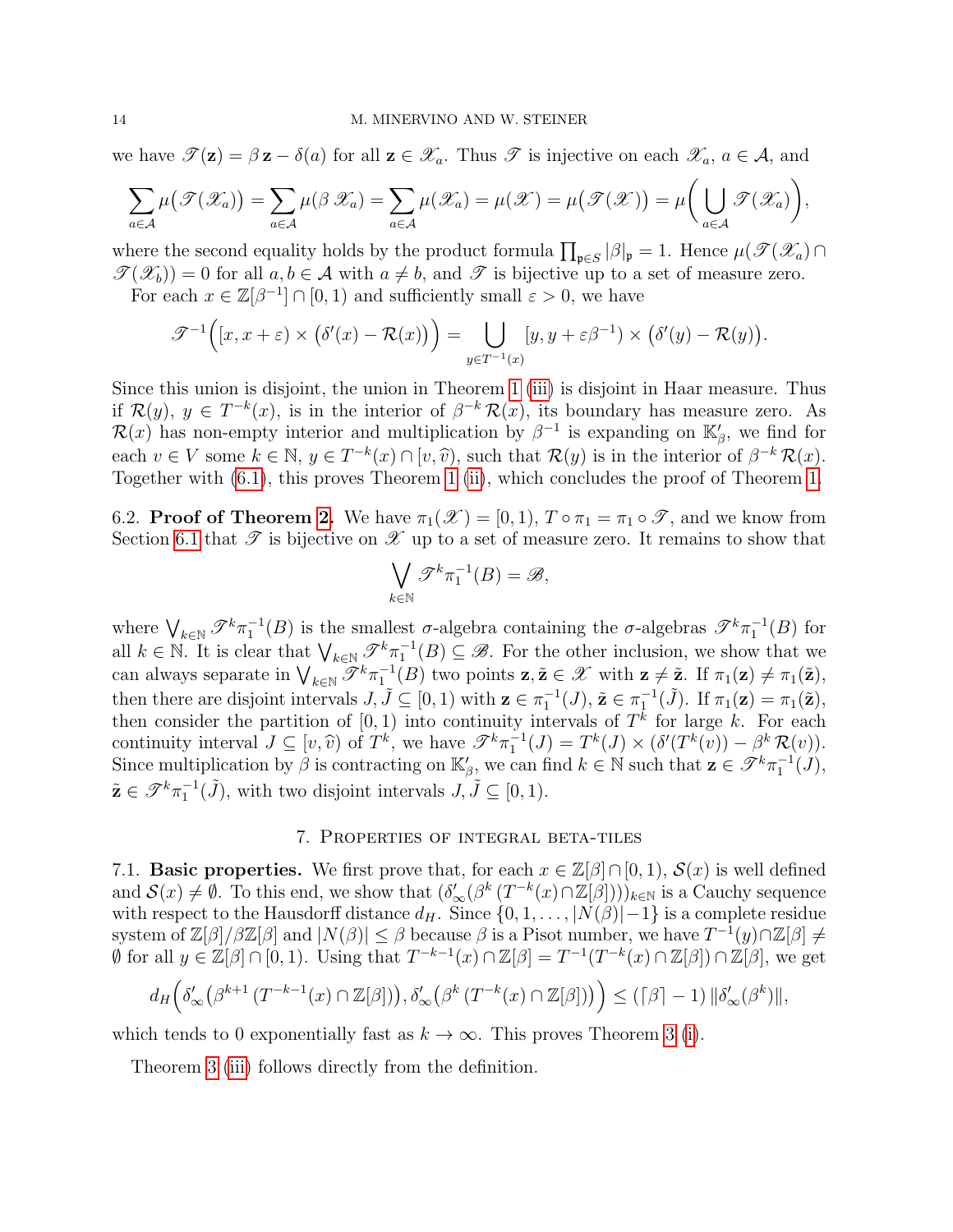we have $\mathscr{T}(\mathbf{z}) = \beta\,\mathbf{z} - \delta(a)$ for all $\mathbf{z} \in \mathscr{X}_a$. Thus $\mathscr{T}$ is injective on each $\mathscr{X}_a$, $a \in \mathcal{A}$, and

$$\sum_{a\in\mathcal{A}} \mu\big(\mathscr{T}(\mathscr{X}_a)\big) = \sum_{a\in\mathcal{A}} \mu(\beta\,\mathscr{X}_a) = \sum_{a\in\mathcal{A}} \mu(\mathscr{X}_a) = \mu(\mathscr{X}) = \mu\big(\mathscr{T}(\mathscr{X})\big) = \mu\bigg(\bigcup_{a\in\mathcal{A}} \mathscr{T}(\mathscr{X}_a)\bigg),$$

where the second equality holds by the product formula $\prod_{\mathfrak{p}\in S} |\beta|_{\mathfrak{p}} = 1$. Hence $\mu(\mathscr{T}(\mathscr{X}_a) \cap \mathscr{T}(\mathscr{X}_b)) = 0$ for all $a, b \in \mathcal{A}$ with $a \neq b$, and $\mathscr{T}$ is bijective up to a set of measure zero.

For each $x \in \mathbb{Z}[\beta^{-1}] \cap [0,1)$ and sufficiently small $\varepsilon > 0$, we have

$$\mathscr{T}^{-1}\Big([x, x+\varepsilon) \times \big(\delta'(x) - \mathcal{R}(x)\big)\Big) = \bigcup_{y\in T^{-1}(x)} [y, y+\varepsilon\beta^{-1}) \times \big(\delta'(y) - \mathcal{R}(y)\big).$$

Since this union is disjoint, the union in Theorem 1 (iii) is disjoint in Haar measure. Thus if $\mathcal{R}(y)$, $y \in T^{-k}(x)$, is in the interior of $\beta^{-k}\,\mathcal{R}(x)$, its boundary has measure zero. As $\mathcal{R}(x)$ has non-empty interior and multiplication by $\beta^{-1}$ is expanding on $\mathbb{K}'_\beta$, we find for each $v \in V$ some $k \in \mathbb{N}$, $y \in T^{-k}(x) \cap [v, \widehat{v})$, such that $\mathcal{R}(y)$ is in the interior of $\beta^{-k}\,\mathcal{R}(x)$. Together with (6.1), this proves Theorem 1 (ii), which concludes the proof of Theorem 1.

6.2. **Proof of Theorem 2.** We have $\pi_1(\mathscr{X}) = [0,1)$, $T \circ \pi_1 = \pi_1 \circ \mathscr{T}$, and we know from Section 6.1 that $\mathscr{T}$ is bijective on $\mathscr{X}$ up to a set of measure zero. It remains to show that

$$\bigvee_{k\in\mathbb{N}} \mathscr{T}^k \pi_1^{-1}(B) = \mathscr{B},$$

where $\bigvee_{k\in\mathbb{N}} \mathscr{T}^k \pi_1^{-1}(B)$ is the smallest $\sigma$-algebra containing the $\sigma$-algebras $\mathscr{T}^k \pi_1^{-1}(B)$ for all $k \in \mathbb{N}$. It is clear that $\bigvee_{k\in\mathbb{N}} \mathscr{T}^k \pi_1^{-1}(B) \subseteq \mathscr{B}$. For the other inclusion, we show that we can always separate in $\bigvee_{k\in\mathbb{N}} \mathscr{T}^k \pi_1^{-1}(B)$ two points $\mathbf{z}, \tilde{\mathbf{z}} \in \mathscr{X}$ with $\mathbf{z} \neq \tilde{\mathbf{z}}$. If $\pi_1(\mathbf{z}) \neq \pi_1(\tilde{\mathbf{z}})$, then there are disjoint intervals $J, \tilde{J} \subseteq [0,1)$ with $\mathbf{z} \in \pi_1^{-1}(J)$, $\tilde{\mathbf{z}} \in \pi_1^{-1}(\tilde{J})$. If $\pi_1(\mathbf{z}) = \pi_1(\tilde{\mathbf{z}})$, then consider the partition of $[0,1)$ into continuity intervals of $T^k$ for large $k$. For each continuity interval $J \subseteq [v, \widehat{v})$ of $T^k$, we have $\mathscr{T}^k \pi_1^{-1}(J) = T^k(J) \times (\delta'(T^k(v)) - \beta^k\,\mathcal{R}(v))$. Since multiplication by $\beta$ is contracting on $\mathbb{K}'_\beta$, we can find $k \in \mathbb{N}$ such that $\mathbf{z} \in \mathscr{T}^k \pi_1^{-1}(J)$, $\tilde{\mathbf{z}} \in \mathscr{T}^k \pi_1^{-1}(\tilde{J})$, with two disjoint intervals $J, \tilde{J} \subseteq [0,1)$.

## 7. Properties of integral beta-tiles

7.1. **Basic properties.** We first prove that, for each $x \in \mathbb{Z}[\beta] \cap [0,1)$, $\mathcal{S}(x)$ is well defined and $\mathcal{S}(x) \neq \emptyset$. To this end, we show that $(\delta'_\infty(\beta^k\,(T^{-k}(x) \cap \mathbb{Z}[\beta])))_{k\in\mathbb{N}}$ is a Cauchy sequence with respect to the Hausdorff distance $d_H$. Since $\{0, 1, \ldots, |N(\beta)| - 1\}$ is a complete residue system of $\mathbb{Z}[\beta]/\beta\mathbb{Z}[\beta]$ and $|N(\beta)| \le \beta$ because $\beta$ is a Pisot number, we have $T^{-1}(y) \cap \mathbb{Z}[\beta] \neq \emptyset$ for all $y \in \mathbb{Z}[\beta] \cap [0,1)$. Using that $T^{-k-1}(x) \cap \mathbb{Z}[\beta] = T^{-1}(T^{-k}(x) \cap \mathbb{Z}[\beta]) \cap \mathbb{Z}[\beta]$, we get

$$d_H\Big(\delta'_\infty\big(\beta^{k+1}\,(T^{-k-1}(x) \cap \mathbb{Z}[\beta])\big), \delta'_\infty\big(\beta^k\,(T^{-k}(x) \cap \mathbb{Z}[\beta])\big)\Big) \le (\lceil\beta\rceil - 1)\,\|\delta'_\infty(\beta^k)\|,$$

which tends to 0 exponentially fast as $k \to \infty$. This proves Theorem 3 (i).

Theorem 3 (iii) follows directly from the definition.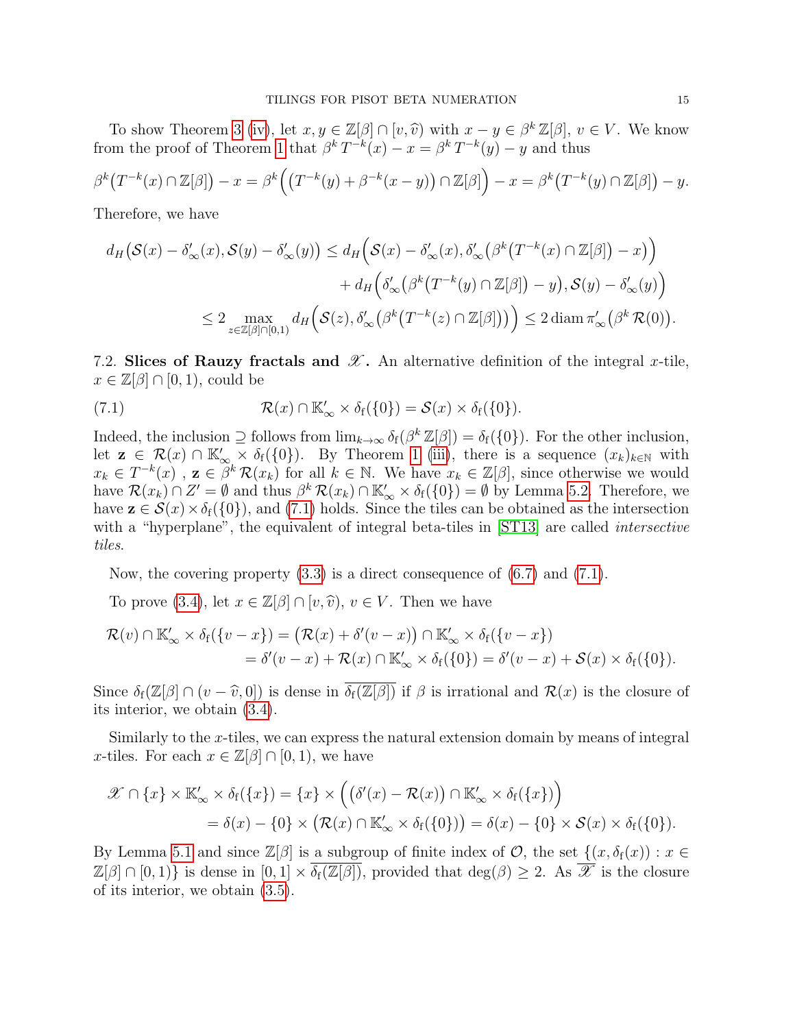To show Theorem 3 (iv), let $x, y \in \mathbb{Z}[\beta] \cap [v, \widehat{v})$ with $x - y \in \beta^k \mathbb{Z}[\beta]$, $v \in V$. We know from the proof of Theorem 1 that $\beta^k T^{-k}(x) - x = \beta^k T^{-k}(y) - y$ and thus

$$\beta^k\big(T^{-k}(x) \cap \mathbb{Z}[\beta]\big) - x = \beta^k\Big(\big(T^{-k}(y) + \beta^{-k}(x-y)\big) \cap \mathbb{Z}[\beta]\Big) - x = \beta^k\big(T^{-k}(y) \cap \mathbb{Z}[\beta]\big) - y.$$

Therefore, we have

$$\begin{aligned}
d_H\big(\mathcal{S}(x) - \delta'_\infty(x), \mathcal{S}(y) - \delta'_\infty(y)\big) &\le d_H\Big(\mathcal{S}(x) - \delta'_\infty(x), \delta'_\infty\big(\beta^k\big(T^{-k}(x) \cap \mathbb{Z}[\beta]\big) - x\big)\Big) \\
&\quad + d_H\Big(\delta'_\infty\big(\beta^k\big(T^{-k}(y) \cap \mathbb{Z}[\beta]\big) - y\big), \mathcal{S}(y) - \delta'_\infty(y)\Big) \\
&\le 2 \max_{z \in \mathbb{Z}[\beta] \cap [0,1)} d_H\Big(\mathcal{S}(z), \delta'_\infty\big(\beta^k\big(T^{-k}(z) \cap \mathbb{Z}[\beta]\big)\big)\Big) \le 2 \operatorname{diam} \pi'_\infty\big(\beta^k \mathcal{R}(0)\big).
\end{aligned}$$

7.2. **Slices of Rauzy fractals and $\mathscr{X}$.** An alternative definition of the integral $x$-tile, $x \in \mathbb{Z}[\beta] \cap [0,1)$, could be

$$\mathcal{R}(x) \cap \mathbb{K}'_\infty \times \delta_{\mathrm{f}}(\{0\}) = \mathcal{S}(x) \times \delta_{\mathrm{f}}(\{0\}). \tag{7.1}$$

Indeed, the inclusion $\supseteq$ follows from $\lim_{k\to\infty} \delta_{\mathrm{f}}(\beta^k \mathbb{Z}[\beta]) = \delta_{\mathrm{f}}(\{0\})$. For the other inclusion, let $\mathbf{z} \in \mathcal{R}(x) \cap \mathbb{K}'_\infty \times \delta_{\mathrm{f}}(\{0\})$. By Theorem 1 (iii), there is a sequence $(x_k)_{k\in\mathbb{N}}$ with $x_k \in T^{-k}(x)$ , $\mathbf{z} \in \beta^k \mathcal{R}(x_k)$ for all $k \in \mathbb{N}$. We have $x_k \in \mathbb{Z}[\beta]$, since otherwise we would have $\mathcal{R}(x_k) \cap Z' = \emptyset$ and thus $\beta^k \mathcal{R}(x_k) \cap \mathbb{K}'_\infty \times \delta_{\mathrm{f}}(\{0\}) = \emptyset$ by Lemma 5.2. Therefore, we have $\mathbf{z} \in \mathcal{S}(x) \times \delta_{\mathrm{f}}(\{0\})$, and (7.1) holds. Since the tiles can be obtained as the intersection with a "hyperplane", the equivalent of integral beta-tiles in [ST13] are called *intersective tiles*.

Now, the covering property (3.3) is a direct consequence of (6.7) and (7.1).

To prove (3.4), let $x \in \mathbb{Z}[\beta] \cap [v, \widehat{v})$, $v \in V$. Then we have

$$\begin{aligned}
\mathcal{R}(v) \cap \mathbb{K}'_\infty \times \delta_{\mathrm{f}}(\{v - x\}) &= \big(\mathcal{R}(x) + \delta'(v-x)\big) \cap \mathbb{K}'_\infty \times \delta_{\mathrm{f}}(\{v-x\}) \\
&= \delta'(v-x) + \mathcal{R}(x) \cap \mathbb{K}'_\infty \times \delta_{\mathrm{f}}(\{0\}) = \delta'(v-x) + \mathcal{S}(x) \times \delta_{\mathrm{f}}(\{0\}).
\end{aligned}$$

Since $\delta_{\mathrm{f}}(\mathbb{Z}[\beta] \cap (v - \widehat{v}, 0])$ is dense in $\overline{\delta_{\mathrm{f}}(\mathbb{Z}[\beta])}$ if $\beta$ is irrational and $\mathcal{R}(x)$ is the closure of its interior, we obtain (3.4).

Similarly to the $x$-tiles, we can express the natural extension domain by means of integral $x$-tiles. For each $x \in \mathbb{Z}[\beta] \cap [0,1)$, we have

$$\begin{aligned}
\mathscr{X} \cap \{x\} \times \mathbb{K}'_\infty \times \delta_{\mathrm{f}}(\{x\}) &= \{x\} \times \Big(\big(\delta'(x) - \mathcal{R}(x)\big) \cap \mathbb{K}'_\infty \times \delta_{\mathrm{f}}(\{x\})\Big) \\
&= \delta(x) - \{0\} \times \big(\mathcal{R}(x) \cap \mathbb{K}'_\infty \times \delta_{\mathrm{f}}(\{0\})\big) = \delta(x) - \{0\} \times \mathcal{S}(x) \times \delta_{\mathrm{f}}(\{0\}).
\end{aligned}$$

By Lemma 5.1 and since $\mathbb{Z}[\beta]$ is a subgroup of finite index of $\mathcal{O}$, the set $\{(x, \delta_{\mathrm{f}}(x)) : x \in \mathbb{Z}[\beta] \cap [0,1)\}$ is dense in $[0,1] \times \overline{\delta_{\mathrm{f}}(\mathbb{Z}[\beta])}$, provided that $\deg(\beta) \ge 2$. As $\overline{\mathscr{X}}$ is the closure of its interior, we obtain (3.5).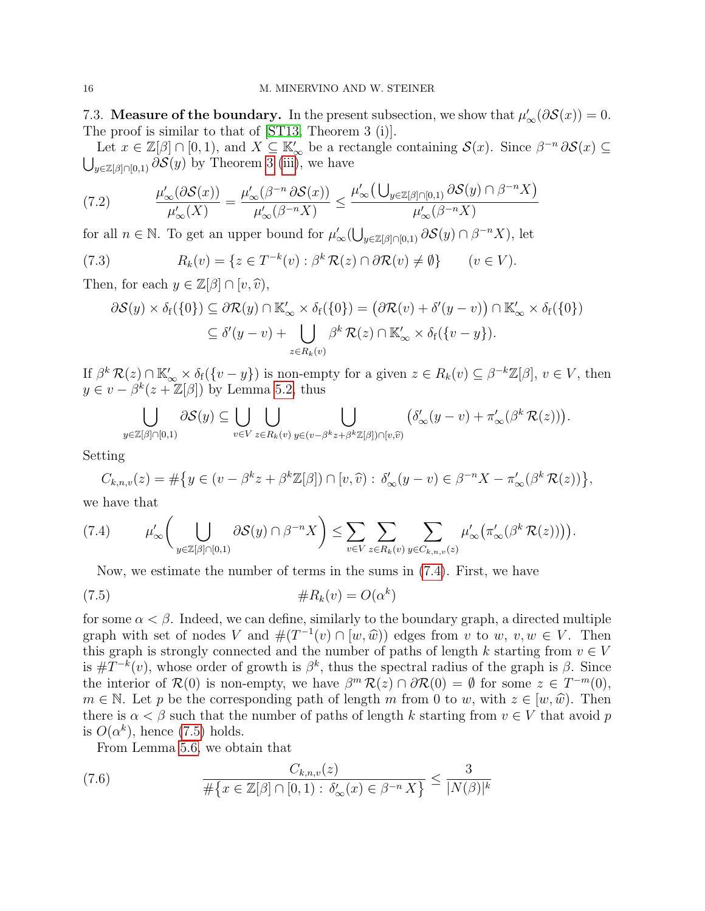7.3. **Measure of the boundary.** In the present subsection, we show that $\mu'_\infty(\partial\mathcal{S}(x)) = 0$. The proof is similar to that of [ST13, Theorem 3 (i)].

Let $x \in \mathbb{Z}[\beta] \cap [0,1)$, and $X \subseteq \mathbb{K}'_\infty$ be a rectangle containing $\mathcal{S}(x)$. Since $\beta^{-n}\,\partial\mathcal{S}(x) \subseteq \bigcup_{y\in\mathbb{Z}[\beta]\cap[0,1)} \partial\mathcal{S}(y)$ by Theorem 3 (iii), we have

$$\frac{\mu'_\infty(\partial\mathcal{S}(x))}{\mu'_\infty(X)} = \frac{\mu'_\infty(\beta^{-n}\,\partial\mathcal{S}(x))}{\mu'_\infty(\beta^{-n}X)} \le \frac{\mu'_\infty\big(\bigcup_{y\in\mathbb{Z}[\beta]\cap[0,1)} \partial\mathcal{S}(y) \cap \beta^{-n}X\big)}{\mu'_\infty(\beta^{-n}X)} \tag{7.2}$$

for all $n \in \mathbb{N}$. To get an upper bound for $\mu'_\infty(\bigcup_{y\in\mathbb{Z}[\beta]\cap[0,1)} \partial\mathcal{S}(y) \cap \beta^{-n}X)$, let

$$R_k(v) = \{z \in T^{-k}(v) : \beta^k\,\mathcal{R}(z) \cap \partial\mathcal{R}(v) \neq \emptyset\} \qquad (v \in V). \tag{7.3}$$

Then, for each $y \in \mathbb{Z}[\beta] \cap [v, \widehat{v})$,

$$\begin{aligned}
\partial\mathcal{S}(y) \times \delta_{\mathrm{f}}(\{0\}) &\subseteq \partial\mathcal{R}(y) \cap \mathbb{K}'_\infty \times \delta_{\mathrm{f}}(\{0\}) = \big(\partial\mathcal{R}(v) + \delta'(y-v)\big) \cap \mathbb{K}'_\infty \times \delta_{\mathrm{f}}(\{0\}) \\
&\subseteq \delta'(y-v) + \bigcup_{z\in R_k(v)} \beta^k\,\mathcal{R}(z) \cap \mathbb{K}'_\infty \times \delta_{\mathrm{f}}(\{v-y\}).
\end{aligned}$$

If $\beta^k\,\mathcal{R}(z) \cap \mathbb{K}'_\infty \times \delta_{\mathrm{f}}(\{v-y\})$ is non-empty for a given $z \in R_k(v) \subseteq \beta^{-k}\mathbb{Z}[\beta]$, $v \in V$, then $y \in v - \beta^k(z + \mathbb{Z}[\beta])$ by Lemma 5.2, thus

$$\bigcup_{y\in\mathbb{Z}[\beta]\cap[0,1)} \partial\mathcal{S}(y) \subseteq \bigcup_{v\in V}\ \bigcup_{z\in R_k(v)}\ \bigcup_{y\in(v-\beta^k z+\beta^k\mathbb{Z}[\beta])\cap[v,\widehat{v})} \big(\delta'_\infty(y-v) + \pi'_\infty(\beta^k\,\mathcal{R}(z))\big).$$

Setting

$$C_{k,n,v}(z) = \#\big\{y \in (v - \beta^k z + \beta^k\mathbb{Z}[\beta]) \cap [v,\widehat{v}) :\ \delta'_\infty(y-v) \in \beta^{-n}X - \pi'_\infty(\beta^k\,\mathcal{R}(z))\big\},$$

we have that

$$\mu'_\infty\bigg(\bigcup_{y\in\mathbb{Z}[\beta]\cap[0,1)} \partial\mathcal{S}(y) \cap \beta^{-n}X\bigg) \le \sum_{v\in V}\ \sum_{z\in R_k(v)}\ \sum_{y\in C_{k,n,v}(z)} \mu'_\infty\big(\pi'_\infty(\beta^k\,\mathcal{R}(z))\big)\big). \tag{7.4}$$

Now, we estimate the number of terms in the sums in (7.4). First, we have

$$\#R_k(v) = O(\alpha^k) \tag{7.5}$$

for some $\alpha < \beta$. Indeed, we can define, similarly to the boundary graph, a directed multiple graph with set of nodes $V$ and $\#(T^{-1}(v) \cap [w,\widehat{w}))$ edges from $v$ to $w$, $v, w \in V$. Then this graph is strongly connected and the number of paths of length $k$ starting from $v \in V$ is $\#T^{-k}(v)$, whose order of growth is $\beta^k$, thus the spectral radius of the graph is $\beta$. Since the interior of $\mathcal{R}(0)$ is non-empty, we have $\beta^m\,\mathcal{R}(z) \cap \partial\mathcal{R}(0) = \emptyset$ for some $z \in T^{-m}(0)$, $m \in \mathbb{N}$. Let $p$ be the corresponding path of length $m$ from $0$ to $w$, with $z \in [w,\widehat{w})$. Then there is $\alpha < \beta$ such that the number of paths of length $k$ starting from $v \in V$ that avoid $p$ is $O(\alpha^k)$, hence (7.5) holds.

From Lemma 5.6, we obtain that

$$\frac{C_{k,n,v}(z)}{\#\big\{x \in \mathbb{Z}[\beta] \cap [0,1) :\ \delta'_\infty(x) \in \beta^{-n}\,X\big\}} \le \frac{3}{|N(\beta)|^k} \tag{7.6}$$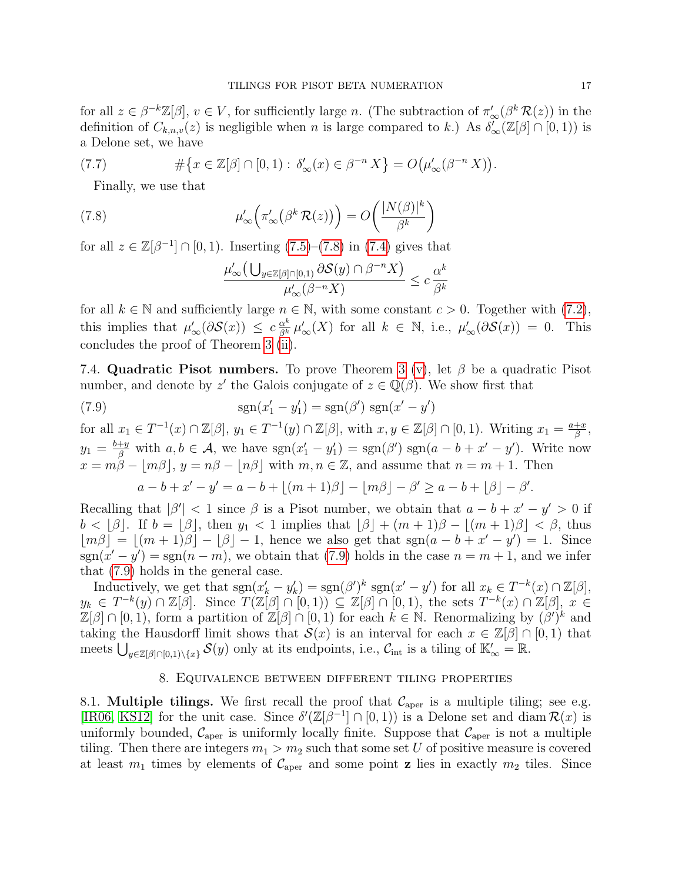for all $z \in \beta^{-k}\mathbb{Z}[\beta]$, $v \in V$, for sufficiently large $n$. (The subtraction of $\pi'_\infty(\beta^k\,\mathcal{R}(z))$ in the definition of $C_{k,n,v}(z)$ is negligible when $n$ is large compared to $k$.) As $\delta'_\infty(\mathbb{Z}[\beta] \cap [0,1))$ is a Delone set, we have

$$\#\big\{x \in \mathbb{Z}[\beta] \cap [0,1) : \delta'_\infty(x) \in \beta^{-n}\,X\big\} = O\big(\mu'_\infty(\beta^{-n}\,X)\big). \tag{7.7}$$

Finally, we use that

$$\mu'_\infty\Big(\pi'_\infty\big(\beta^k\,\mathcal{R}(z)\big)\Big) = O\bigg(\frac{|N(\beta)|^k}{\beta^k}\bigg) \tag{7.8}$$

for all $z \in \mathbb{Z}[\beta^{-1}] \cap [0,1)$. Inserting (7.5)–(7.8) in (7.4) gives that

$$\frac{\mu'_\infty\big(\bigcup_{y \in \mathbb{Z}[\beta]\cap[0,1)} \partial\mathcal{S}(y) \cap \beta^{-n}X\big)}{\mu'_\infty(\beta^{-n}X)} \le c\,\frac{\alpha^k}{\beta^k}$$

for all $k \in \mathbb{N}$ and sufficiently large $n \in \mathbb{N}$, with some constant $c > 0$. Together with (7.2), this implies that $\mu'_\infty(\partial\mathcal{S}(x)) \le c\,\frac{\alpha^k}{\beta^k}\,\mu'_\infty(X)$ for all $k \in \mathbb{N}$, i.e., $\mu'_\infty(\partial\mathcal{S}(x)) = 0$. This concludes the proof of Theorem 3 (ii).

7.4. **Quadratic Pisot numbers.** To prove Theorem 3 (v), let $\beta$ be a quadratic Pisot number, and denote by $z'$ the Galois conjugate of $z \in \mathbb{Q}(\beta)$. We show first that

$$\operatorname{sgn}(x'_1 - y'_1) = \operatorname{sgn}(\beta')\,\operatorname{sgn}(x' - y') \tag{7.9}$$

for all $x_1 \in T^{-1}(x) \cap \mathbb{Z}[\beta]$, $y_1 \in T^{-1}(y) \cap \mathbb{Z}[\beta]$, with $x, y \in \mathbb{Z}[\beta] \cap [0,1)$. Writing $x_1 = \frac{a+x}{\beta}$, $y_1 = \frac{b+y}{\beta}$ with $a, b \in \mathcal{A}$, we have $\operatorname{sgn}(x'_1 - y'_1) = \operatorname{sgn}(\beta')\,\operatorname{sgn}(a - b + x' - y')$. Write now $x = m\beta - \lfloor m\beta \rfloor$, $y = n\beta - \lfloor n\beta \rfloor$ with $m, n \in \mathbb{Z}$, and assume that $n = m+1$. Then

$$a - b + x' - y' = a - b + \lfloor (m+1)\beta \rfloor - \lfloor m\beta \rfloor - \beta' \ge a - b + \lfloor \beta \rfloor - \beta'.$$

Recalling that $|\beta'| < 1$ since $\beta$ is a Pisot number, we obtain that $a - b + x' - y' > 0$ if $b < \lfloor \beta \rfloor$. If $b = \lfloor \beta \rfloor$, then $y_1 < 1$ implies that $\lfloor \beta \rfloor + (m+1)\beta - \lfloor (m+1)\beta \rfloor < \beta$, thus $\lfloor m\beta \rfloor = \lfloor (m+1)\beta \rfloor - \lfloor \beta \rfloor - 1$, hence we also get that $\operatorname{sgn}(a - b + x' - y') = 1$. Since $\operatorname{sgn}(x' - y') = \operatorname{sgn}(n - m)$, we obtain that (7.9) holds in the case $n = m+1$, and we infer that (7.9) holds in the general case.

Inductively, we get that $\operatorname{sgn}(x'_k - y'_k) = \operatorname{sgn}(\beta')^k\,\operatorname{sgn}(x' - y')$ for all $x_k \in T^{-k}(x) \cap \mathbb{Z}[\beta]$, $y_k \in T^{-k}(y) \cap \mathbb{Z}[\beta]$. Since $T(\mathbb{Z}[\beta] \cap [0,1)) \subseteq \mathbb{Z}[\beta] \cap [0,1)$, the sets $T^{-k}(x) \cap \mathbb{Z}[\beta]$, $x \in \mathbb{Z}[\beta] \cap [0,1)$, form a partition of $\mathbb{Z}[\beta] \cap [0,1)$ for each $k \in \mathbb{N}$. Renormalizing by $(\beta')^k$ and taking the Hausdorff limit shows that $\mathcal{S}(x)$ is an interval for each $x \in \mathbb{Z}[\beta] \cap [0,1)$ that meets $\bigcup_{y \in \mathbb{Z}[\beta]\cap[0,1)\setminus\{x\}} \mathcal{S}(y)$ only at its endpoints, i.e., $\mathcal{C}_{\mathrm{int}}$ is a tiling of $\mathbb{K}'_\infty = \mathbb{R}$.

## 8. Equivalence between different tiling properties

8.1. **Multiple tilings.** We first recall the proof that $\mathcal{C}_{\mathrm{aper}}$ is a multiple tiling; see e.g. [IR06, KS12] for the unit case. Since $\delta'(\mathbb{Z}[\beta^{-1}] \cap [0,1))$ is a Delone set and $\operatorname{diam}\mathcal{R}(x)$ is uniformly bounded, $\mathcal{C}_{\mathrm{aper}}$ is uniformly locally finite. Suppose that $\mathcal{C}_{\mathrm{aper}}$ is not a multiple tiling. Then there are integers $m_1 > m_2$ such that some set $U$ of positive measure is covered at least $m_1$ times by elements of $\mathcal{C}_{\mathrm{aper}}$ and some point $\mathbf{z}$ lies in exactly $m_2$ tiles. Since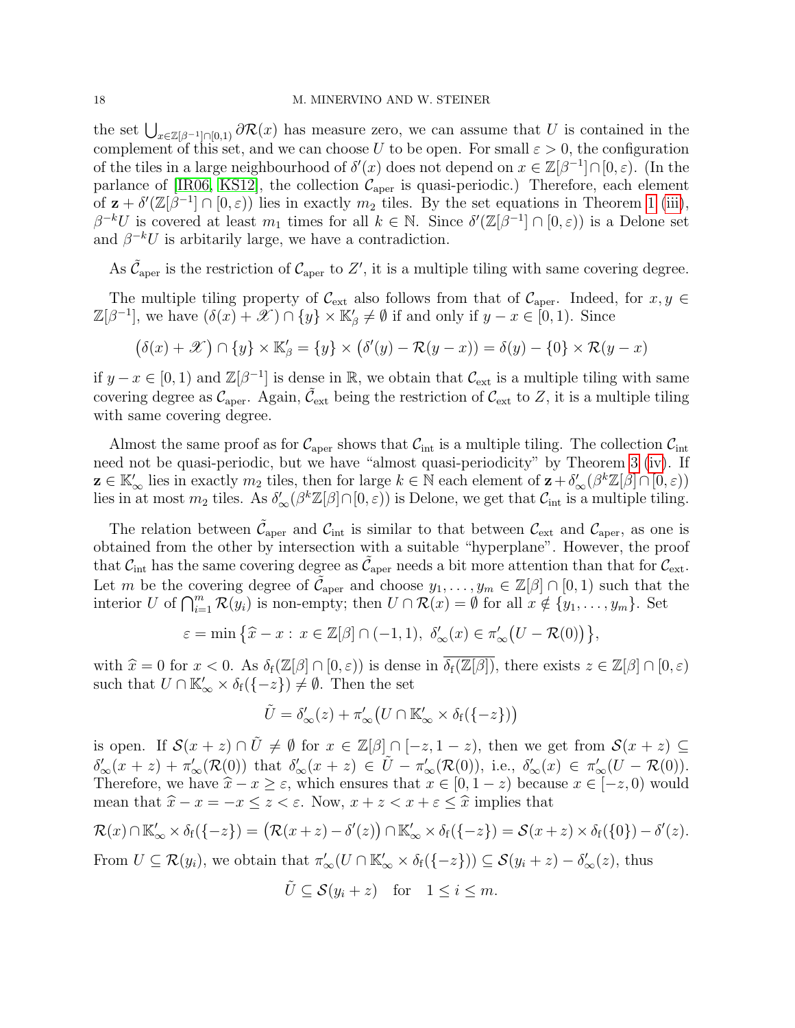the set $\bigcup_{x\in\mathbb{Z}[\beta^{-1}]\cap[0,1)} \partial\mathcal{R}(x)$ has measure zero, we can assume that $U$ is contained in the complement of this set, and we can choose $U$ to be open. For small $\varepsilon > 0$, the configuration of the tiles in a large neighbourhood of $\delta'(x)$ does not depend on $x \in \mathbb{Z}[\beta^{-1}] \cap [0, \varepsilon)$. (In the parlance of [IR06, KS12], the collection $\mathcal{C}_{\mathrm{aper}}$ is quasi-periodic.) Therefore, each element of $\mathbf{z} + \delta'(\mathbb{Z}[\beta^{-1}] \cap [0, \varepsilon))$ lies in exactly $m_2$ tiles. By the set equations in Theorem 1 (iii), $\beta^{-k}U$ is covered at least $m_1$ times for all $k \in \mathbb{N}$. Since $\delta'(\mathbb{Z}[\beta^{-1}] \cap [0, \varepsilon))$ is a Delone set and $\beta^{-k}U$ is arbitarily large, we have a contradiction.

As $\tilde{\mathcal{C}}_{\mathrm{aper}}$ is the restriction of $\mathcal{C}_{\mathrm{aper}}$ to $Z'$, it is a multiple tiling with same covering degree.

The multiple tiling property of $\mathcal{C}_{\mathrm{ext}}$ also follows from that of $\mathcal{C}_{\mathrm{aper}}$. Indeed, for $x, y \in \mathbb{Z}[\beta^{-1}]$, we have $(\delta(x) + \mathscr{X}) \cap \{y\} \times \mathbb{K}'_\beta \neq \emptyset$ if and only if $y - x \in [0, 1)$. Since

$$\big(\delta(x) + \mathscr{X}\big) \cap \{y\} \times \mathbb{K}'_\beta = \{y\} \times \big(\delta'(y) - \mathcal{R}(y-x)\big) = \delta(y) - \{0\} \times \mathcal{R}(y-x)$$

if $y - x \in [0, 1)$ and $\mathbb{Z}[\beta^{-1}]$ is dense in $\mathbb{R}$, we obtain that $\mathcal{C}_{\mathrm{ext}}$ is a multiple tiling with same covering degree as $\mathcal{C}_{\mathrm{aper}}$. Again, $\tilde{\mathcal{C}}_{\mathrm{ext}}$ being the restriction of $\mathcal{C}_{\mathrm{ext}}$ to $Z$, it is a multiple tiling with same covering degree.

Almost the same proof as for $\mathcal{C}_{\mathrm{aper}}$ shows that $\mathcal{C}_{\mathrm{int}}$ is a multiple tiling. The collection $\mathcal{C}_{\mathrm{int}}$ need not be quasi-periodic, but we have "almost quasi-periodicity" by Theorem 3 (iv). If $\mathbf{z} \in \mathbb{K}'_\infty$ lies in exactly $m_2$ tiles, then for large $k \in \mathbb{N}$ each element of $\mathbf{z} + \delta'_\infty(\beta^k \mathbb{Z}[\beta] \cap [0, \varepsilon))$ lies in at most $m_2$ tiles. As $\delta'_\infty(\beta^k\mathbb{Z}[\beta] \cap [0, \varepsilon))$ is Delone, we get that $\mathcal{C}_{\mathrm{int}}$ is a multiple tiling.

The relation between $\tilde{\mathcal{C}}_{\mathrm{aper}}$ and $\mathcal{C}_{\mathrm{int}}$ is similar to that between $\mathcal{C}_{\mathrm{ext}}$ and $\mathcal{C}_{\mathrm{aper}}$, as one is obtained from the other by intersection with a suitable "hyperplane". However, the proof that $\mathcal{C}_{\mathrm{int}}$ has the same covering degree as $\tilde{\mathcal{C}}_{\mathrm{aper}}$ needs a bit more attention than that for $\mathcal{C}_{\mathrm{ext}}$. Let $m$ be the covering degree of $\tilde{\mathcal{C}}_{\mathrm{aper}}$ and choose $y_1, \ldots, y_m \in \mathbb{Z}[\beta] \cap [0, 1)$ such that the interior $U$ of $\bigcap_{i=1}^m \mathcal{R}(y_i)$ is non-empty; then $U \cap \mathcal{R}(x) = \emptyset$ for all $x \notin \{y_1, \ldots, y_m\}$. Set

$$\varepsilon = \min\big\{\widehat{x} - x :\, x \in \mathbb{Z}[\beta] \cap (-1, 1),\ \delta'_\infty(x) \in \pi'_\infty\big(U - \mathcal{R}(0)\big)\big\},$$

with $\widehat{x} = 0$ for $x < 0$. As $\delta_{\mathrm{f}}(\mathbb{Z}[\beta] \cap [0, \varepsilon))$ is dense in $\overline{\delta_{\mathrm{f}}(\mathbb{Z}[\beta])}$, there exists $z \in \mathbb{Z}[\beta] \cap [0, \varepsilon)$ such that $U \cap \mathbb{K}'_\infty \times \delta_{\mathrm{f}}(\{-z\}) \neq \emptyset$. Then the set

$$\tilde{U} = \delta'_\infty(z) + \pi'_\infty\big(U \cap \mathbb{K}'_\infty \times \delta_{\mathrm{f}}(\{-z\})\big)$$

is open. If $\mathcal{S}(x + z) \cap \tilde{U} \neq \emptyset$ for $x \in \mathbb{Z}[\beta] \cap [-z, 1 - z)$, then we get from $\mathcal{S}(x + z) \subseteq \delta'_\infty(x + z) + \pi'_\infty(\mathcal{R}(0))$ that $\delta'_\infty(x + z) \in \tilde{U} - \pi'_\infty(\mathcal{R}(0))$, i.e., $\delta'_\infty(x) \in \pi'_\infty(U - \mathcal{R}(0))$. Therefore, we have $\widehat{x} - x \geq \varepsilon$, which ensures that $x \in [0, 1 - z)$ because $x \in [-z, 0)$ would mean that $\widehat{x} - x = -x \leq z < \varepsilon$. Now, $x + z < x + \varepsilon \leq \widehat{x}$ implies that

$$\mathcal{R}(x) \cap \mathbb{K}'_\infty \times \delta_{\mathrm{f}}(\{-z\}) = \big(\mathcal{R}(x + z) - \delta'(z)\big) \cap \mathbb{K}'_\infty \times \delta_{\mathrm{f}}(\{-z\}) = \mathcal{S}(x + z) \times \delta_{\mathrm{f}}(\{0\}) - \delta'(z).$$

From $U \subseteq \mathcal{R}(y_i)$, we obtain that $\pi'_\infty(U \cap \mathbb{K}'_\infty \times \delta_{\mathrm{f}}(\{-z\})) \subseteq \mathcal{S}(y_i + z) - \delta'_\infty(z)$, thus

$$\tilde{U} \subseteq \mathcal{S}(y_i + z) \quad \text{for} \quad 1 \leq i \leq m.$$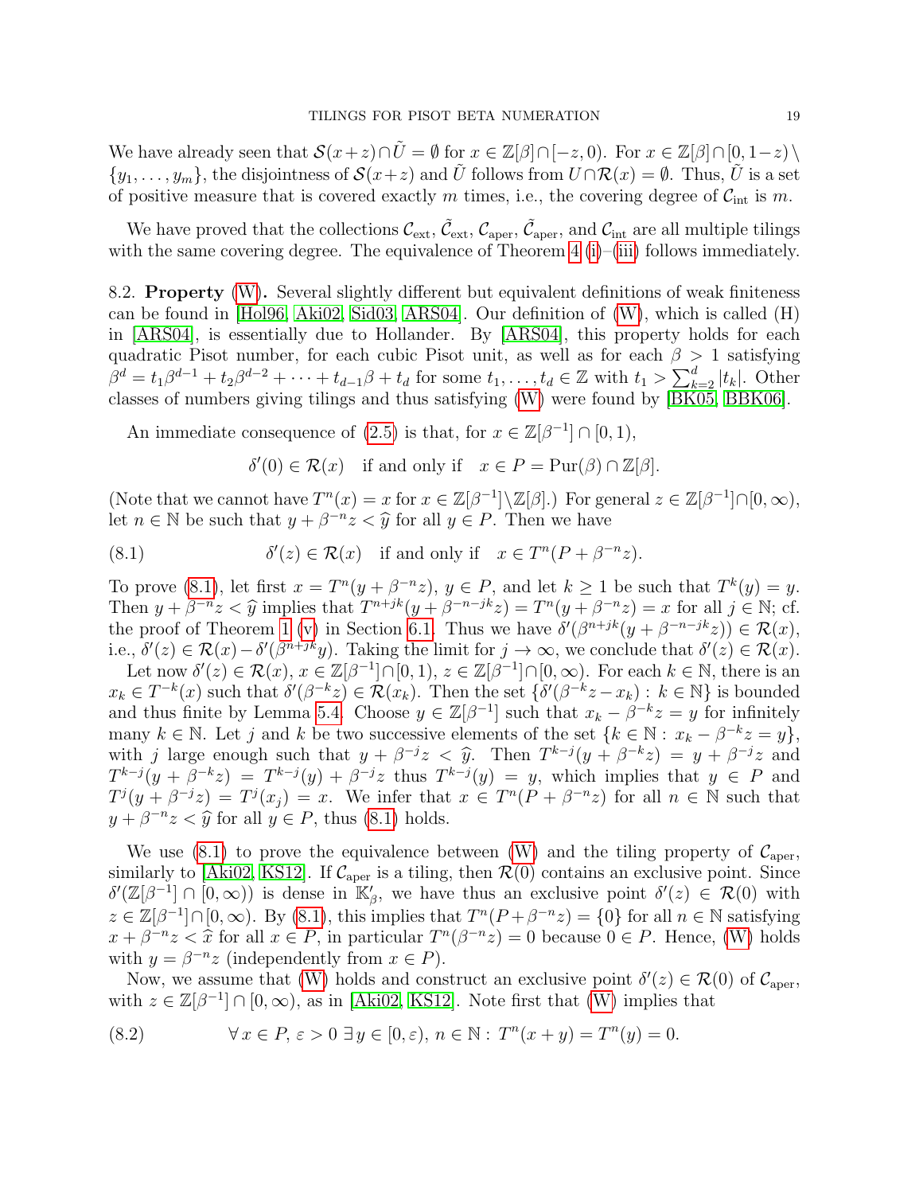We have already seen that $\mathcal{S}(x+z)\cap\tilde{U}=\emptyset$ for $x\in\mathbb{Z}[\beta]\cap[-z,0)$. For $x\in\mathbb{Z}[\beta]\cap[0,1-z)\setminus\{y_1,\ldots,y_m\}$, the disjointness of $\mathcal{S}(x+z)$ and $\tilde{U}$ follows from $U\cap\mathcal{R}(x)=\emptyset$. Thus, $\tilde{U}$ is a set of positive measure that is covered exactly $m$ times, i.e., the covering degree of $\mathcal{C}_{\mathrm{int}}$ is $m$.

We have proved that the collections $\mathcal{C}_{\mathrm{ext}}$, $\tilde{\mathcal{C}}_{\mathrm{ext}}$, $\mathcal{C}_{\mathrm{aper}}$, $\tilde{\mathcal{C}}_{\mathrm{aper}}$, and $\mathcal{C}_{\mathrm{int}}$ are all multiple tilings with the same covering degree. The equivalence of Theorem 4 (i)–(iii) follows immediately.

## 8.2. Property (W).

Several slightly different but equivalent definitions of weak finiteness can be found in [Hol96, Aki02, Sid03, ARS04]. Our definition of (W), which is called (H) in [ARS04], is essentially due to Hollander. By [ARS04], this property holds for each quadratic Pisot number, for each cubic Pisot unit, as well as for each $\beta>1$ satisfying $\beta^d=t_1\beta^{d-1}+t_2\beta^{d-2}+\cdots+t_{d-1}\beta+t_d$ for some $t_1,\ldots,t_d\in\mathbb{Z}$ with $t_1>\sum_{k=2}^d|t_k|$. Other classes of numbers giving tilings and thus satisfying (W) were found by [BK05, BBK06].

An immediate consequence of (2.5) is that, for $x\in\mathbb{Z}[\beta^{-1}]\cap[0,1)$,

$$\delta'(0)\in\mathcal{R}(x)\quad\text{if and only if}\quad x\in P=\mathrm{Pur}(\beta)\cap\mathbb{Z}[\beta].$$

(Note that we cannot have $T^n(x)=x$ for $x\in\mathbb{Z}[\beta^{-1}]\setminus\mathbb{Z}[\beta]$.) For general $z\in\mathbb{Z}[\beta^{-1}]\cap[0,\infty)$, let $n\in\mathbb{N}$ be such that $y+\beta^{-n}z<\widehat{y}$ for all $y\in P$. Then we have

$$\delta'(z)\in\mathcal{R}(x)\quad\text{if and only if}\quad x\in T^n(P+\beta^{-n}z). \tag{8.1}$$

To prove (8.1), let first $x=T^n(y+\beta^{-n}z)$, $y\in P$, and let $k\geq 1$ be such that $T^k(y)=y$. Then $y+\beta^{-n}z<\widehat{y}$ implies that $T^{n+jk}(y+\beta^{-n-jk}z)=T^n(y+\beta^{-n}z)=x$ for all $j\in\mathbb{N}$; cf. the proof of Theorem 1 (v) in Section 6.1. Thus we have $\delta'(\beta^{n+jk}(y+\beta^{-n-jk}z))\in\mathcal{R}(x)$, i.e., $\delta'(z)\in\mathcal{R}(x)-\delta'(\beta^{n+jk}y)$. Taking the limit for $j\to\infty$, we conclude that $\delta'(z)\in\mathcal{R}(x)$.

Let now $\delta'(z)\in\mathcal{R}(x)$, $x\in\mathbb{Z}[\beta^{-1}]\cap[0,1)$, $z\in\mathbb{Z}[\beta^{-1}]\cap[0,\infty)$. For each $k\in\mathbb{N}$, there is an $x_k\in T^{-k}(x)$ such that $\delta'(\beta^{-k}z)\in\mathcal{R}(x_k)$. Then the set $\{\delta'(\beta^{-k}z-x_k):\,k\in\mathbb{N}\}$ is bounded and thus finite by Lemma 5.4. Choose $y\in\mathbb{Z}[\beta^{-1}]$ such that $x_k-\beta^{-k}z=y$ for infinitely many $k\in\mathbb{N}$. Let $j$ and $k$ be two successive elements of the set $\{k\in\mathbb{N}:\,x_k-\beta^{-k}z=y\}$, with $j$ large enough such that $y+\beta^{-j}z<\widehat{y}$. Then $T^{k-j}(y+\beta^{-k}z)=y+\beta^{-j}z$ and $T^{k-j}(y+\beta^{-k}z)=T^{k-j}(y)+\beta^{-j}z$ thus $T^{k-j}(y)=y$, which implies that $y\in P$ and $T^j(y+\beta^{-j}z)=T^j(x_j)=x$. We infer that $x\in T^n(P+\beta^{-n}z)$ for all $n\in\mathbb{N}$ such that $y+\beta^{-n}z<\widehat{y}$ for all $y\in P$, thus (8.1) holds.

We use (8.1) to prove the equivalence between (W) and the tiling property of $\mathcal{C}_{\mathrm{aper}}$, similarly to [Aki02, KS12]. If $\mathcal{C}_{\mathrm{aper}}$ is a tiling, then $\mathcal{R}(0)$ contains an exclusive point. Since $\delta'(\mathbb{Z}[\beta^{-1}]\cap[0,\infty))$ is dense in $\mathbb{K}'_\beta$, we have thus an exclusive point $\delta'(z)\in\mathcal{R}(0)$ with $z\in\mathbb{Z}[\beta^{-1}]\cap[0,\infty)$. By (8.1), this implies that $T^n(P+\beta^{-n}z)=\{0\}$ for all $n\in\mathbb{N}$ satisfying $x+\beta^{-n}z<\widehat{x}$ for all $x\in P$, in particular $T^n(\beta^{-n}z)=0$ because $0\in P$. Hence, (W) holds with $y=\beta^{-n}z$ (independently from $x\in P$).

Now, we assume that (W) holds and construct an exclusive point $\delta'(z)\in\mathcal{R}(0)$ of $\mathcal{C}_{\mathrm{aper}}$, with $z\in\mathbb{Z}[\beta^{-1}]\cap[0,\infty)$, as in [Aki02, KS12]. Note first that (W) implies that

$$\forall\, x\in P,\ \varepsilon>0\ \exists\, y\in[0,\varepsilon),\ n\in\mathbb{N}:\ T^n(x+y)=T^n(y)=0. \tag{8.2}$$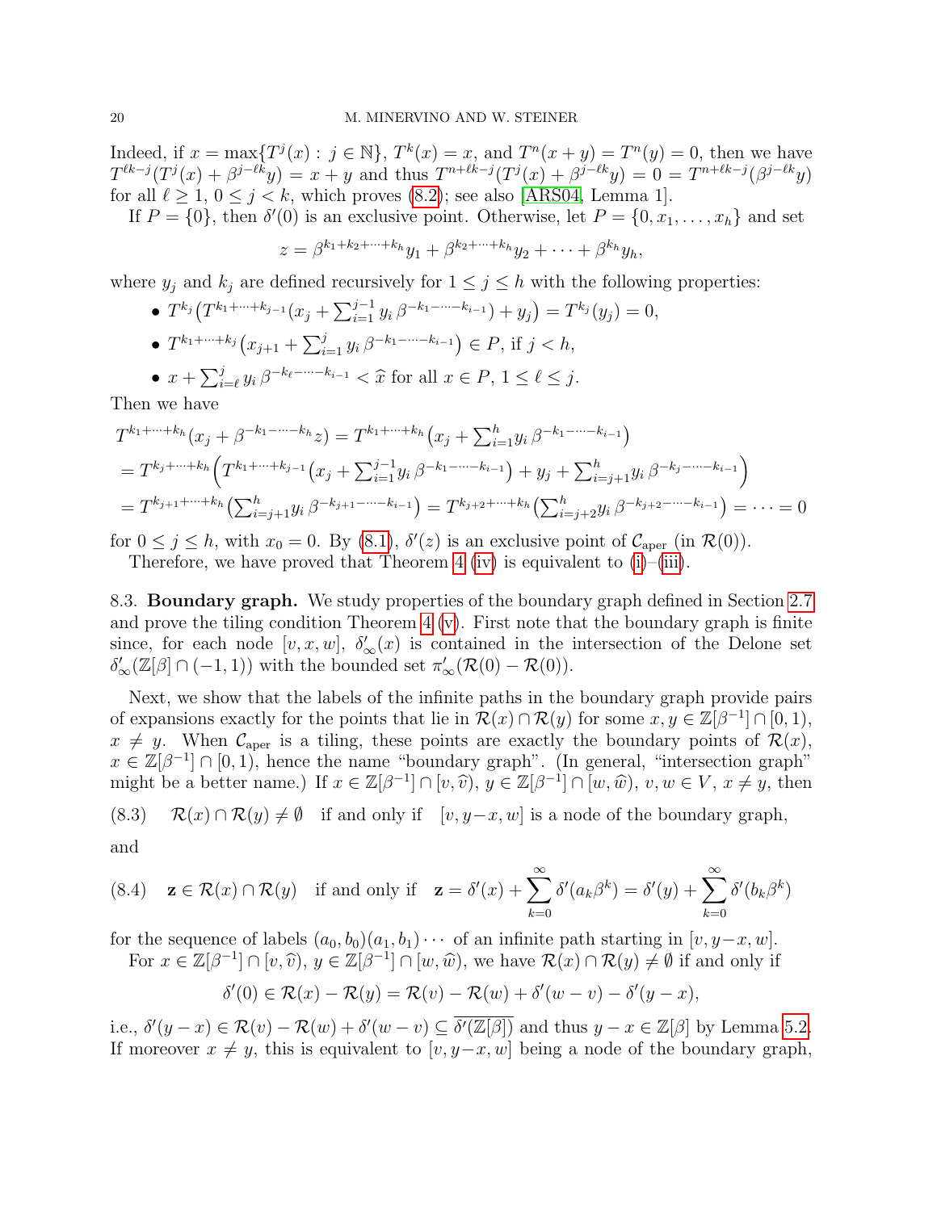Indeed, if $x = \max\{T^j(x) : j \in \mathbb{N}\}$, $T^k(x) = x$, and $T^n(x+y) = T^n(y) = 0$, then we have $T^{\ell k - j}(T^j(x) + \beta^{j-\ell k} y) = x + y$ and thus $T^{n+\ell k - j}(T^j(x) + \beta^{j-\ell k} y) = 0 = T^{n+\ell k-j}(\beta^{j-\ell k} y)$ for all $\ell \ge 1$, $0 \le j < k$, which proves (8.2); see also [ARS04, Lemma 1].

If $P = \{0\}$, then $\delta'(0)$ is an exclusive point. Otherwise, let $P = \{0, x_1, \ldots, x_h\}$ and set

$$z = \beta^{k_1+k_2+\cdots+k_h} y_1 + \beta^{k_2+\cdots+k_h} y_2 + \cdots + \beta^{k_h} y_h,$$

where $y_j$ and $k_j$ are defined recursively for $1 \le j \le h$ with the following properties:

- $T^{k_j}\big(T^{k_1+\cdots+k_{j-1}}(x_j + \sum_{i=1}^{j-1} y_i\, \beta^{-k_1-\cdots-k_{i-1}}) + y_j\big) = T^{k_j}(y_j) = 0,$
- $T^{k_1+\cdots+k_j}\big(x_{j+1} + \sum_{i=1}^{j} y_i\, \beta^{-k_1-\cdots-k_{i-1}}\big) \in P$, if $j < h$,
- $x + \sum_{i=\ell}^{j} y_i\, \beta^{-k_\ell-\cdots-k_{i-1}} < \widehat{x}$ for all $x \in P$, $1 \le \ell \le j$.

Then we have

$$\begin{aligned}
&T^{k_1+\cdots+k_h}(x_j + \beta^{-k_1-\cdots-k_h} z) = T^{k_1+\cdots+k_h}\big(x_j + \textstyle\sum_{i=1}^{h} y_i\, \beta^{-k_1-\cdots-k_{i-1}}\big)\\
&= T^{k_j+\cdots+k_h}\Big(T^{k_1+\cdots+k_{j-1}}\big(x_j + \textstyle\sum_{i=1}^{j-1} y_i\, \beta^{-k_1-\cdots-k_{i-1}}\big) + y_j + \sum_{i=j+1}^{h} y_i\, \beta^{-k_j-\cdots-k_{i-1}}\Big)\\
&= T^{k_{j+1}+\cdots+k_h}\big(\textstyle\sum_{i=j+1}^{h} y_i\, \beta^{-k_{j+1}-\cdots-k_{i-1}}\big) = T^{k_{j+2}+\cdots+k_h}\big(\sum_{i=j+2}^{h} y_i\, \beta^{-k_{j+2}-\cdots-k_{i-1}}\big) = \cdots = 0
\end{aligned}$$

for $0 \le j \le h$, with $x_0 = 0$. By (8.1), $\delta'(z)$ is an exclusive point of $\mathcal{C}_{\mathrm{aper}}$ (in $\mathcal{R}(0)$).

Therefore, we have proved that Theorem 4 (iv) is equivalent to (i)–(iii).

**8.3. Boundary graph.** We study properties of the boundary graph defined in Section 2.7 and prove the tiling condition Theorem 4 (v). First note that the boundary graph is finite since, for each node $[v, x, w]$, $\delta'_\infty(x)$ is contained in the intersection of the Delone set $\delta'_\infty(\mathbb{Z}[\beta] \cap (-1, 1))$ with the bounded set $\pi'_\infty(\mathcal{R}(0) - \mathcal{R}(0))$.

Next, we show that the labels of the infinite paths in the boundary graph provide pairs of expansions exactly for the points that lie in $\mathcal{R}(x) \cap \mathcal{R}(y)$ for some $x, y \in \mathbb{Z}[\beta^{-1}] \cap [0, 1)$, $x \ne y$. When $\mathcal{C}_{\mathrm{aper}}$ is a tiling, these points are exactly the boundary points of $\mathcal{R}(x)$, $x \in \mathbb{Z}[\beta^{-1}] \cap [0, 1)$, hence the name "boundary graph". (In general, "intersection graph" might be a better name.) If $x \in \mathbb{Z}[\beta^{-1}] \cap [v, \widehat{v})$, $y \in \mathbb{Z}[\beta^{-1}] \cap [w, \widehat{w})$, $v, w \in V$, $x \ne y$, then

$$\mathcal{R}(x) \cap \mathcal{R}(y) \ne \emptyset \quad \text{if and only if} \quad [v, y - x, w] \text{ is a node of the boundary graph,} \tag{8.3}$$

and

$$\mathbf{z} \in \mathcal{R}(x) \cap \mathcal{R}(y) \quad \text{if and only if} \quad \mathbf{z} = \delta'(x) + \sum_{k=0}^{\infty} \delta'(a_k \beta^k) = \delta'(y) + \sum_{k=0}^{\infty} \delta'(b_k \beta^k) \tag{8.4}$$

for the sequence of labels $(a_0, b_0)(a_1, b_1)\cdots$ of an infinite path starting in $[v, y-x, w]$.

For $x \in \mathbb{Z}[\beta^{-1}] \cap [v, \widehat{v})$, $y \in \mathbb{Z}[\beta^{-1}] \cap [w, \widehat{w})$, we have $\mathcal{R}(x) \cap \mathcal{R}(y) \ne \emptyset$ if and only if

$$\delta'(0) \in \mathcal{R}(x) - \mathcal{R}(y) = \mathcal{R}(v) - \mathcal{R}(w) + \delta'(w - v) - \delta'(y - x),$$

i.e., $\delta'(y - x) \in \mathcal{R}(v) - \mathcal{R}(w) + \delta'(w - v) \subseteq \overline{\delta'(\mathbb{Z}[\beta])}$ and thus $y - x \in \mathbb{Z}[\beta]$ by Lemma 5.2. If moreover $x \ne y$, this is equivalent to $[v, y-x, w]$ being a node of the boundary graph,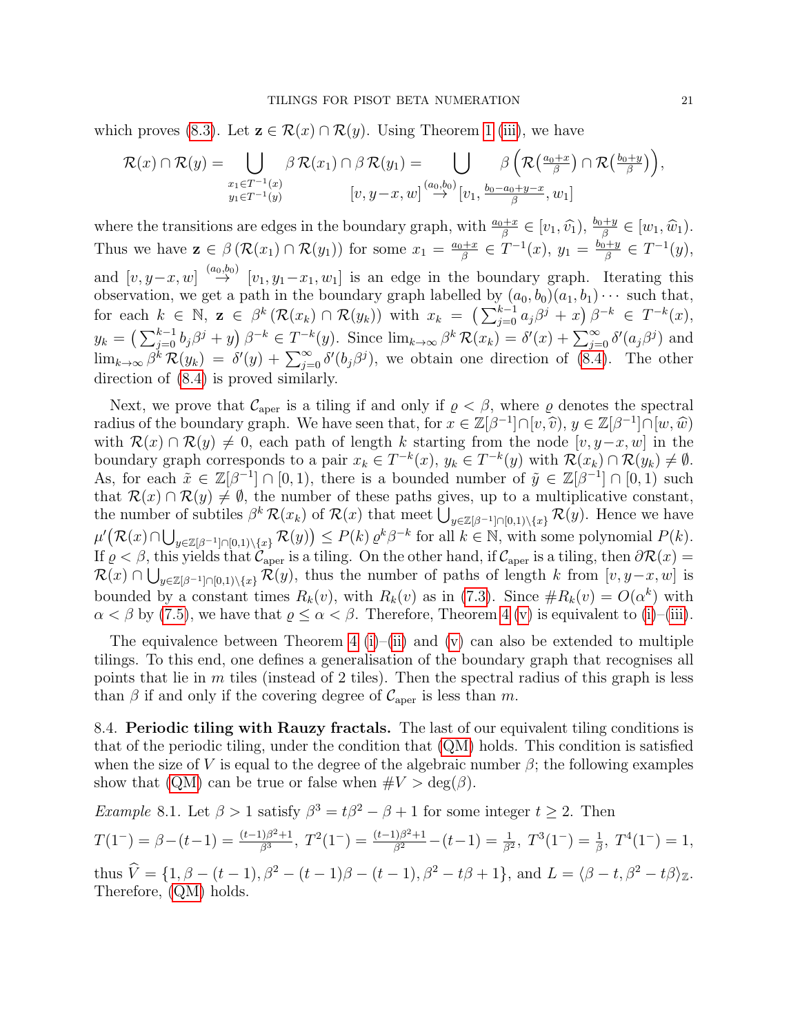which proves (8.3). Let $\mathbf{z} \in \mathcal{R}(x) \cap \mathcal{R}(y)$. Using Theorem 1 (iii), we have

$$\mathcal{R}(x) \cap \mathcal{R}(y) = \bigcup_{\substack{x_1 \in T^{-1}(x) \\ y_1 \in T^{-1}(y)}} \beta\, \mathcal{R}(x_1) \cap \beta\, \mathcal{R}(y_1) = \bigcup_{[v, y-x, w] \overset{(a_0,b_0)}{\to} [v_1, \frac{b_0 - a_0 + y - x}{\beta}, w_1]} \beta \left( \mathcal{R}\big(\tfrac{a_0+x}{\beta}\big) \cap \mathcal{R}\big(\tfrac{b_0+y}{\beta}\big) \right),$$

where the transitions are edges in the boundary graph, with $\frac{a_0+x}{\beta} \in [v_1, \widehat{v}_1)$, $\frac{b_0+y}{\beta} \in [w_1, \widehat{w}_1)$. Thus we have $\mathbf{z} \in \beta\, (\mathcal{R}(x_1) \cap \mathcal{R}(y_1))$ for some $x_1 = \frac{a_0+x}{\beta} \in T^{-1}(x)$, $y_1 = \frac{b_0+y}{\beta} \in T^{-1}(y)$, and $[v, y-x, w] \overset{(a_0,b_0)}{\to} [v_1, y_1 - x_1, w_1]$ is an edge in the boundary graph. Iterating this observation, we get a path in the boundary graph labelled by $(a_0, b_0)(a_1, b_1) \cdots$ such that, for each $k \in \mathbb{N}$, $\mathbf{z} \in \beta^k\, (\mathcal{R}(x_k) \cap \mathcal{R}(y_k))$ with $x_k = \big(\sum_{j=0}^{k-1} a_j \beta^j + x\big) \beta^{-k} \in T^{-k}(x)$, $y_k = \big(\sum_{j=0}^{k-1} b_j \beta^j + y\big) \beta^{-k} \in T^{-k}(y)$. Since $\lim_{k\to\infty} \beta^k\, \mathcal{R}(x_k) = \delta'(x) + \sum_{j=0}^{\infty} \delta'(a_j \beta^j)$ and $\lim_{k\to\infty} \beta^k\, \mathcal{R}(y_k) = \delta'(y) + \sum_{j=0}^{\infty} \delta'(b_j \beta^j)$, we obtain one direction of (8.4). The other direction of (8.4) is proved similarly.

Next, we prove that $\mathcal{C}_{\mathrm{aper}}$ is a tiling if and only if $\varrho < \beta$, where $\varrho$ denotes the spectral radius of the boundary graph. We have seen that, for $x \in \mathbb{Z}[\beta^{-1}] \cap [v, \widehat{v})$, $y \in \mathbb{Z}[\beta^{-1}] \cap [w, \widehat{w})$ with $\mathcal{R}(x) \cap \mathcal{R}(y) \neq 0$, each path of length $k$ starting from the node $[v, y-x, w]$ in the boundary graph corresponds to a pair $x_k \in T^{-k}(x)$, $y_k \in T^{-k}(y)$ with $\mathcal{R}(x_k) \cap \mathcal{R}(y_k) \neq \emptyset$. As, for each $\tilde{x} \in \mathbb{Z}[\beta^{-1}] \cap [0,1)$, there is a bounded number of $\tilde{y} \in \mathbb{Z}[\beta^{-1}] \cap [0,1)$ such that $\mathcal{R}(x) \cap \mathcal{R}(y) \neq \emptyset$, the number of these paths gives, up to a multiplicative constant, the number of subtiles $\beta^k\, \mathcal{R}(x_k)$ of $\mathcal{R}(x)$ that meet $\bigcup_{y \in \mathbb{Z}[\beta^{-1}] \cap [0,1) \setminus \{x\}} \mathcal{R}(y)$. Hence we have $\mu'\big(\mathcal{R}(x) \cap \bigcup_{y \in \mathbb{Z}[\beta^{-1}] \cap [0,1) \setminus \{x\}} \mathcal{R}(y)\big) \leq P(k)\, \varrho^k \beta^{-k}$ for all $k \in \mathbb{N}$, with some polynomial $P(k)$. If $\varrho < \beta$, this yields that $\mathcal{C}_{\mathrm{aper}}$ is a tiling. On the other hand, if $\mathcal{C}_{\mathrm{aper}}$ is a tiling, then $\partial \mathcal{R}(x) = \mathcal{R}(x) \cap \bigcup_{y \in \mathbb{Z}[\beta^{-1}] \cap [0,1) \setminus \{x\}} \mathcal{R}(y)$, thus the number of paths of length $k$ from $[v, y-x, w]$ is bounded by a constant times $R_k(v)$, with $R_k(v)$ as in (7.3). Since $\# R_k(v) = O(\alpha^k)$ with $\alpha < \beta$ by (7.5), we have that $\varrho \leq \alpha < \beta$. Therefore, Theorem 4 (v) is equivalent to (i)–(iii).

The equivalence between Theorem 4 (i)–(ii) and (v) can also be extended to multiple tilings. To this end, one defines a generalisation of the boundary graph that recognises all points that lie in $m$ tiles (instead of 2 tiles). Then the spectral radius of this graph is less than $\beta$ if and only if the covering degree of $\mathcal{C}_{\mathrm{aper}}$ is less than $m$.

8.4. **Periodic tiling with Rauzy fractals.** The last of our equivalent tiling conditions is that of the periodic tiling, under the condition that (QM) holds. This condition is satisfied when the size of $V$ is equal to the degree of the algebraic number $\beta$; the following examples show that (QM) can be true or false when $\# V > \deg(\beta)$.

*Example* 8.1. Let $\beta > 1$ satisfy $\beta^3 = t\beta^2 - \beta + 1$ for some integer $t \geq 2$. Then

$T(1^-) = \beta - (t-1) = \frac{(t-1)\beta^2 + 1}{\beta^3}$, $T^2(1^-) = \frac{(t-1)\beta^2+1}{\beta^2} - (t-1) = \frac{1}{\beta^2}$, $T^3(1^-) = \frac{1}{\beta}$, $T^4(1^-) = 1$,

thus $\widehat{V} = \{1, \beta - (t-1), \beta^2 - (t-1)\beta - (t-1), \beta^2 - t\beta + 1\}$, and $L = \langle \beta - t, \beta^2 - t\beta \rangle_{\mathbb{Z}}$. Therefore, (QM) holds.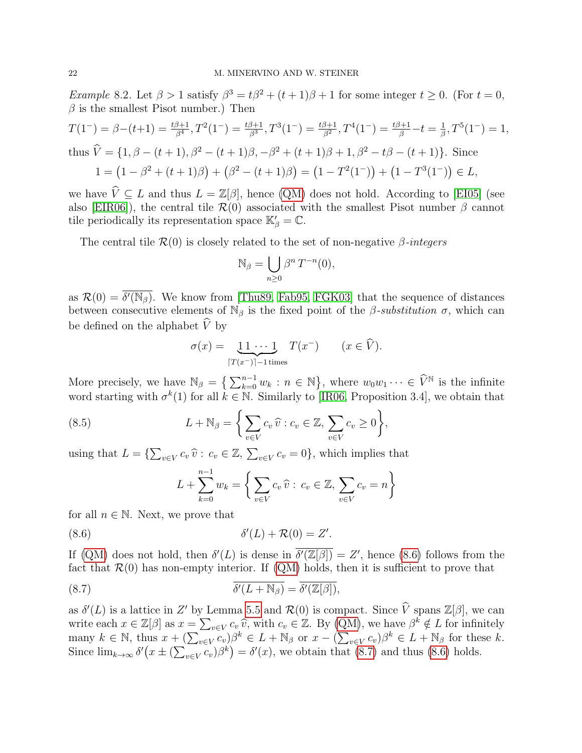*Example* 8.2. Let $\beta > 1$ satisfy $\beta^3 = t\beta^2 + (t+1)\beta + 1$ for some integer $t \geq 0$. (For $t = 0$, $\beta$ is the smallest Pisot number.) Then

$$T(1^-) = \beta-(t+1) = \tfrac{t\beta+1}{\beta^4}, T^2(1^-) = \tfrac{t\beta+1}{\beta^3}, T^3(1^-) = \tfrac{t\beta+1}{\beta^2}, T^4(1^-) = \tfrac{t\beta+1}{\beta}-t = \tfrac{1}{\beta}, T^5(1^-) = 1,$$

thus $\widehat{V} = \{1, \beta - (t+1), \beta^2 - (t+1)\beta, -\beta^2 + (t+1)\beta + 1, \beta^2 - t\beta - (t+1)\}$. Since

$$1 = \big(1 - \beta^2 + (t+1)\beta\big) + \big(\beta^2 - (t+1)\beta\big) = \big(1 - T^2(1^-)\big) + \big(1 - T^3(1^-)\big) \in L,$$

we have $\widehat{V} \subseteq L$ and thus $L = \mathbb{Z}[\beta]$, hence (QM) does not hold. According to [EI05] (see also [EIR06]), the central tile $\mathcal{R}(0)$ associated with the smallest Pisot number $\beta$ cannot tile periodically its representation space $\mathbb{K}'_\beta = \mathbb{C}$.

The central tile $\mathcal{R}(0)$ is closely related to the set of non-negative $\beta$-*integers*

$$\mathbb{N}_\beta = \bigcup_{n\geq 0} \beta^n\, T^{-n}(0),$$

as $\mathcal{R}(0) = \overline{\delta'(\mathbb{N}_\beta)}$. We know from [Thu89, Fab95, FGK03] that the sequence of distances between consecutive elements of $\mathbb{N}_\beta$ is the fixed point of the $\beta$-*substitution* $\sigma$, which can be defined on the alphabet $\widehat{V}$ by

$$\sigma(x) = \underbrace{1\,1\cdots 1}_{\lceil T(x^-)\rceil - 1\,\text{times}}\ T(x^-) \qquad (x \in \widehat{V}).$$

More precisely, we have $\mathbb{N}_\beta = \big\{\sum_{k=0}^{n-1} w_k : n \in \mathbb{N}\big\}$, where $w_0 w_1 \cdots \in \widehat{V}^{\mathbb{N}}$ is the infinite word starting with $\sigma^k(1)$ for all $k \in \mathbb{N}$. Similarly to [IR06, Proposition 3.4], we obtain that

$$L + \mathbb{N}_\beta = \bigg\{\sum_{v\in V} c_v\, \widehat{v} : c_v \in \mathbb{Z},\ \sum_{v\in V} c_v \geq 0\bigg\}, \tag{8.5}$$

using that $L = \{\sum_{v\in V} c_v\, \widehat{v} :\ c_v \in \mathbb{Z},\ \sum_{v\in V} c_v = 0\}$, which implies that

$$L + \sum_{k=0}^{n-1} w_k = \bigg\{\sum_{v\in V} c_v\, \widehat{v} :\ c_v \in \mathbb{Z},\ \sum_{v\in V} c_v = n\bigg\}$$

for all $n \in \mathbb{N}$. Next, we prove that

$$\delta'(L) + \mathcal{R}(0) = Z'. \tag{8.6}$$

If (QM) does not hold, then $\delta'(L)$ is dense in $\overline{\delta'(\mathbb{Z}[\beta])} = Z'$, hence (8.6) follows from the fact that $\mathcal{R}(0)$ has non-empty interior. If (QM) holds, then it is sufficient to prove that

$$\overline{\delta'(L + \mathbb{N}_\beta)} = \overline{\delta'(\mathbb{Z}[\beta])}, \tag{8.7}$$

as $\delta'(L)$ is a lattice in $Z'$ by Lemma 5.5 and $\mathcal{R}(0)$ is compact. Since $\widehat{V}$ spans $\mathbb{Z}[\beta]$, we can write each $x \in \mathbb{Z}[\beta]$ as $x = \sum_{v\in V} c_v\, \widehat{v}$, with $c_v \in \mathbb{Z}$. By (QM), we have $\beta^k \notin L$ for infinitely many $k \in \mathbb{N}$, thus $x + (\sum_{v\in V} c_v)\beta^k \in L + \mathbb{N}_\beta$ or $x - (\sum_{v\in V} c_v)\beta^k \in L + \mathbb{N}_\beta$ for these $k$. Since $\lim_{k\to\infty} \delta'\big(x \pm (\sum_{v\in V} c_v)\beta^k\big) = \delta'(x)$, we obtain that (8.7) and thus (8.6) holds.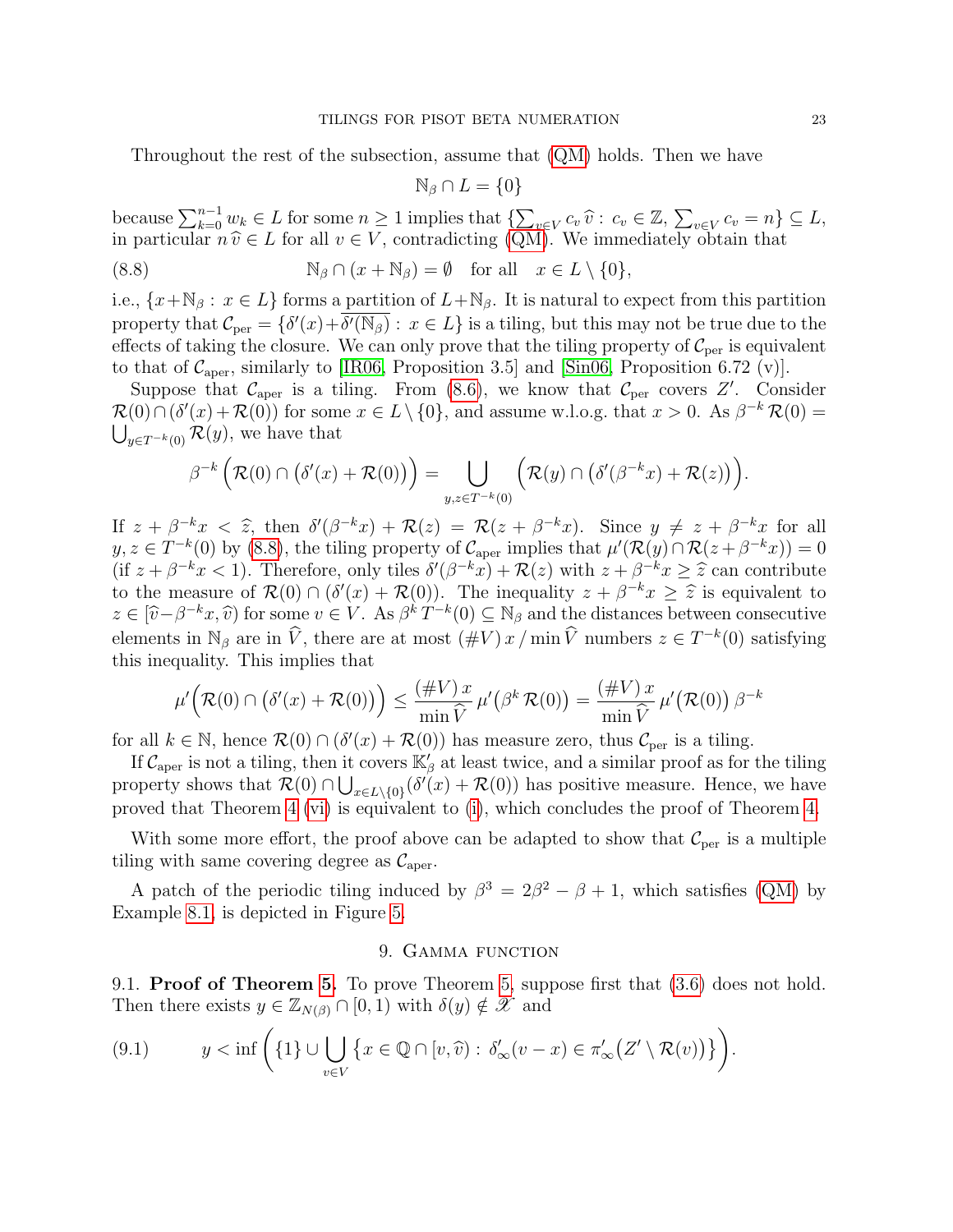Throughout the rest of the subsection, assume that (QM) holds. Then we have

$$\mathbb{N}_\beta \cap L = \{0\}$$

because $\sum_{k=0}^{n-1} w_k \in L$ for some $n \geq 1$ implies that $\{\sum_{v\in V} c_v\, \widehat{v} : c_v \in \mathbb{Z},\, \sum_{v\in V} c_v = n\} \subseteq L$, in particular $n\, \widehat{v} \in L$ for all $v \in V$, contradicting (QM). We immediately obtain that

$$\mathbb{N}_\beta \cap (x + \mathbb{N}_\beta) = \emptyset \quad \text{for all} \quad x \in L \setminus \{0\}, \tag{8.8}$$

i.e., $\{x + \mathbb{N}_\beta : x \in L\}$ forms a partition of $L + \mathbb{N}_\beta$. It is natural to expect from this partition property that $\mathcal{C}_{\mathrm{per}} = \{\delta'(x) + \overline{\delta'(\mathbb{N}_\beta)} : x \in L\}$ is a tiling, but this may not be true due to the effects of taking the closure. We can only prove that the tiling property of $\mathcal{C}_{\mathrm{per}}$ is equivalent to that of $\mathcal{C}_{\mathrm{aper}}$, similarly to [IR06, Proposition 3.5] and [Sin06, Proposition 6.72 (v)].

Suppose that $\mathcal{C}_{\mathrm{aper}}$ is a tiling. From (8.6), we know that $\mathcal{C}_{\mathrm{per}}$ covers $Z'$. Consider $\mathcal{R}(0) \cap (\delta'(x) + \mathcal{R}(0))$ for some $x \in L \setminus \{0\}$, and assume w.l.o.g. that $x > 0$. As $\beta^{-k}\, \mathcal{R}(0) = \bigcup_{y \in T^{-k}(0)} \mathcal{R}(y)$, we have that

$$\beta^{-k} \Big( \mathcal{R}(0) \cap \big(\delta'(x) + \mathcal{R}(0)\big) \Big) = \bigcup_{y,z \in T^{-k}(0)} \Big( \mathcal{R}(y) \cap \big(\delta'(\beta^{-k}x) + \mathcal{R}(z)\big) \Big).$$

If $z + \beta^{-k}x < \widehat{z}$, then $\delta'(\beta^{-k}x) + \mathcal{R}(z) = \mathcal{R}(z + \beta^{-k}x)$. Since $y \neq z + \beta^{-k}x$ for all $y, z \in T^{-k}(0)$ by (8.8), the tiling property of $\mathcal{C}_{\mathrm{aper}}$ implies that $\mu'(\mathcal{R}(y) \cap \mathcal{R}(z + \beta^{-k}x)) = 0$ (if $z + \beta^{-k}x < 1$). Therefore, only tiles $\delta'(\beta^{-k}x) + \mathcal{R}(z)$ with $z + \beta^{-k}x \geq \widehat{z}$ can contribute to the measure of $\mathcal{R}(0) \cap (\delta'(x) + \mathcal{R}(0))$. The inequality $z + \beta^{-k}x \geq \widehat{z}$ is equivalent to $z \in [\widehat{v} - \beta^{-k}x, \widehat{v})$ for some $v \in V$. As $\beta^k\, T^{-k}(0) \subseteq \mathbb{N}_\beta$ and the distances between consecutive elements in $\mathbb{N}_\beta$ are in $\widehat{V}$, there are at most $(\#V)\, x \,/\, \min \widehat{V}$ numbers $z \in T^{-k}(0)$ satisfying this inequality. This implies that

$$\mu'\Big(\mathcal{R}(0) \cap \big(\delta'(x) + \mathcal{R}(0)\big)\Big) \leq \frac{(\#V)\, x}{\min \widehat{V}}\, \mu'\big(\beta^k\, \mathcal{R}(0)\big) = \frac{(\#V)\, x}{\min \widehat{V}}\, \mu'\big(\mathcal{R}(0)\big)\, \beta^{-k}$$

for all $k \in \mathbb{N}$, hence $\mathcal{R}(0) \cap (\delta'(x) + \mathcal{R}(0))$ has measure zero, thus $\mathcal{C}_{\mathrm{per}}$ is a tiling.

If $\mathcal{C}_{\mathrm{aper}}$ is not a tiling, then it covers $\mathbb{K}'_\beta$ at least twice, and a similar proof as for the tiling property shows that $\mathcal{R}(0) \cap \bigcup_{x \in L\setminus\{0\}} (\delta'(x) + \mathcal{R}(0))$ has positive measure. Hence, we have proved that Theorem 4 (vi) is equivalent to (i), which concludes the proof of Theorem 4.

With some more effort, the proof above can be adapted to show that $\mathcal{C}_{\mathrm{per}}$ is a multiple tiling with same covering degree as $\mathcal{C}_{\mathrm{aper}}$.

A patch of the periodic tiling induced by $\beta^3 = 2\beta^2 - \beta + 1$, which satisfies (QM) by Example 8.1, is depicted in Figure 5.

## 9. Gamma function

9.1. **Proof of Theorem 5.** To prove Theorem 5, suppose first that (3.6) does not hold. Then there exists $y \in \mathbb{Z}_{N(\beta)} \cap [0, 1)$ with $\delta(y) \notin \mathscr{X}$ and

$$y < \inf \left( \{1\} \cup \bigcup_{v \in V} \big\{ x \in \mathbb{Q} \cap [v, \widehat{v}) : \delta'_\infty(v - x) \in \pi'_\infty\big(Z' \setminus \mathcal{R}(v)\big) \big\} \right). \tag{9.1}$$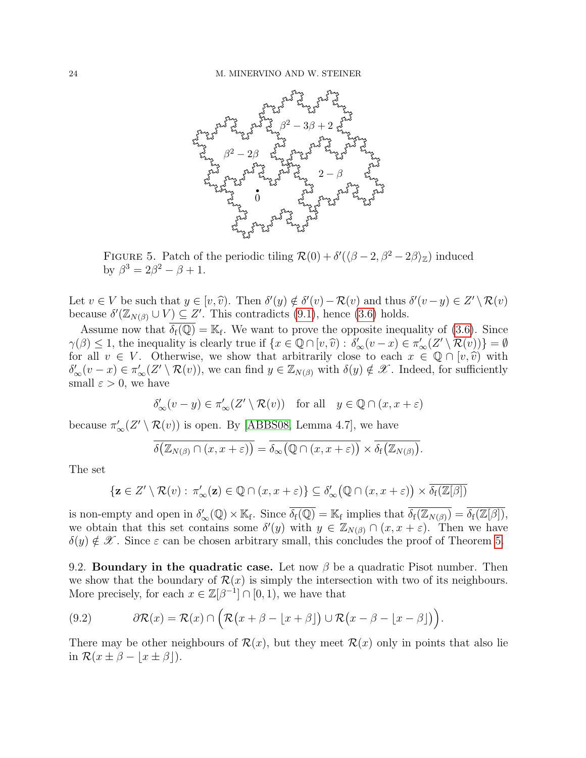FIGURE 5. Patch of the periodic tiling $\mathcal{R}(0) + \delta'(\langle \beta - 2, \beta^2 - 2\beta \rangle_{\mathbb{Z}})$ induced by $\beta^3 = 2\beta^2 - \beta + 1$.

Let $v \in V$ be such that $y \in [v, \widehat{v})$. Then $\delta'(y) \notin \delta'(v) - \mathcal{R}(v)$ and thus $\delta'(v - y) \in Z' \setminus \mathcal{R}(v)$ because $\delta'(\mathbb{Z}_{N(\beta)} \cup V) \subseteq Z'$. This contradicts (9.1), hence (3.6) holds.

Assume now that $\overline{\delta_{\mathrm{f}}(\mathbb{Q})} = \mathbb{K}_{\mathrm{f}}$. We want to prove the opposite inequality of (3.6). Since $\gamma(\beta) \leq 1$, the inequality is clearly true if $\{x \in \mathbb{Q} \cap [v, \widehat{v}) : \delta'_\infty(v - x) \in \pi'_\infty(Z' \setminus \mathcal{R}(v))\} = \emptyset$ for all $v \in V$. Otherwise, we show that arbitrarily close to each $x \in \mathbb{Q} \cap [v, \widehat{v})$ with $\delta'_\infty(v - x) \in \pi'_\infty(Z' \setminus \mathcal{R}(v))$, we can find $y \in \mathbb{Z}_{N(\beta)}$ with $\delta(y) \notin \mathscr{X}$. Indeed, for sufficiently small $\varepsilon > 0$, we have

$$\delta'_\infty(v - y) \in \pi'_\infty(Z' \setminus \mathcal{R}(v)) \quad \text{for all} \quad y \in \mathbb{Q} \cap (x, x + \varepsilon)$$

because $\pi'_\infty(Z' \setminus \mathcal{R}(v))$ is open. By [ABBS08, Lemma 4.7], we have

$$\overline{\delta\big(\mathbb{Z}_{N(\beta)} \cap (x, x + \varepsilon)\big)} = \overline{\delta_\infty\big(\mathbb{Q} \cap (x, x + \varepsilon)\big)} \times \overline{\delta_{\mathrm{f}}\big(\mathbb{Z}_{N(\beta)}\big)}.$$

The set

$$\{\mathbf{z} \in Z' \setminus \mathcal{R}(v) : \pi'_\infty(\mathbf{z}) \in \mathbb{Q} \cap (x, x + \varepsilon)\} \subseteq \delta'_\infty\big(\mathbb{Q} \cap (x, x + \varepsilon)\big) \times \overline{\delta_{\mathrm{f}}(\mathbb{Z}[\beta])}$$

is non-empty and open in $\delta'_\infty(\mathbb{Q}) \times \mathbb{K}_{\mathrm{f}}$. Since $\overline{\delta_{\mathrm{f}}(\mathbb{Q})} = \mathbb{K}_{\mathrm{f}}$ implies that $\overline{\delta_{\mathrm{f}}(\mathbb{Z}_{N(\beta)})} = \overline{\delta_{\mathrm{f}}(\mathbb{Z}[\beta])}$, we obtain that this set contains some $\delta'(y)$ with $y \in \mathbb{Z}_{N(\beta)} \cap (x, x + \varepsilon)$. Then we have $\delta(y) \notin \mathscr{X}$. Since $\varepsilon$ can be chosen arbitrary small, this concludes the proof of Theorem 5.

9.2. **Boundary in the quadratic case.** Let now $\beta$ be a quadratic Pisot number. Then we show that the boundary of $\mathcal{R}(x)$ is simply the intersection with two of its neighbours. More precisely, for each $x \in \mathbb{Z}[\beta^{-1}] \cap [0, 1)$, we have that

$$\partial \mathcal{R}(x) = \mathcal{R}(x) \cap \Big(\mathcal{R}\big(x + \beta - \lfloor x + \beta \rfloor\big) \cup \mathcal{R}\big(x - \beta - \lfloor x - \beta \rfloor\big)\Big). \tag{9.2}$$

There may be other neighbours of $\mathcal{R}(x)$, but they meet $\mathcal{R}(x)$ only in points that also lie in $\mathcal{R}(x \pm \beta - \lfloor x \pm \beta \rfloor)$.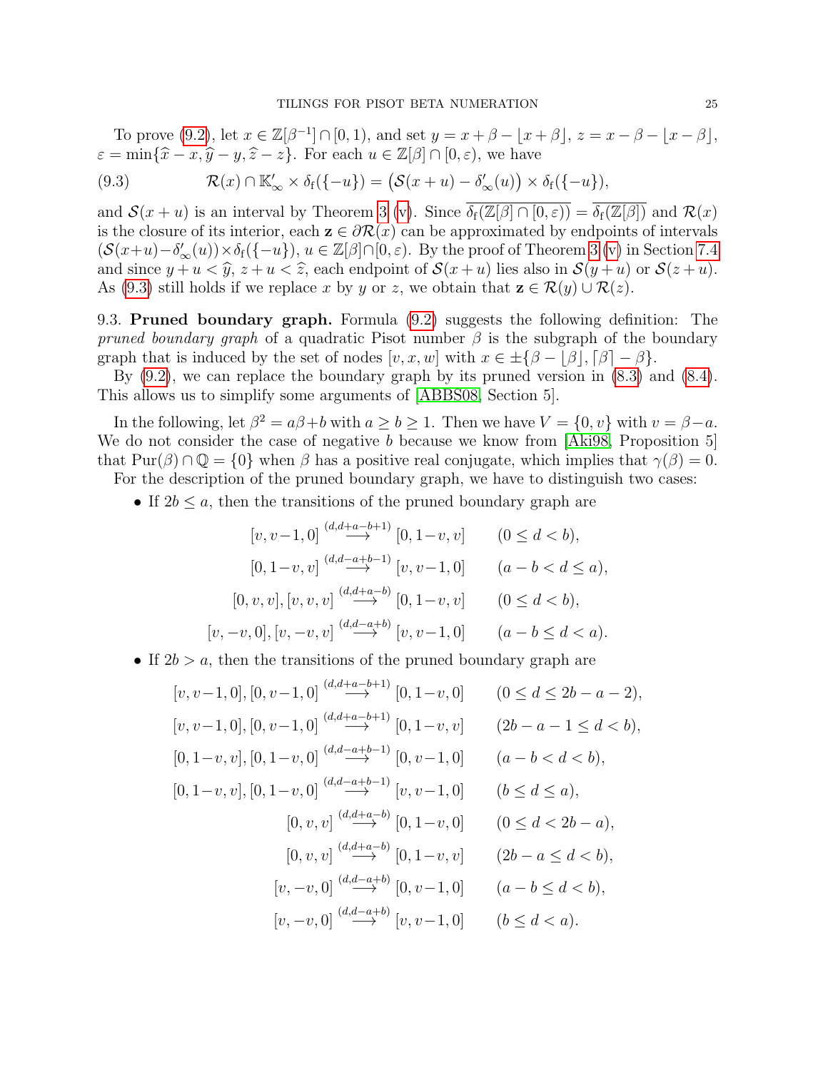To prove (9.2), let $x \in \mathbb{Z}[\beta^{-1}] \cap [0,1)$, and set $y = x + \beta - \lfloor x+\beta \rfloor$, $z = x - \beta - \lfloor x - \beta \rfloor$, $\varepsilon = \min\{\widehat{x} - x, \widehat{y} - y, \widehat{z} - z\}$. For each $u \in \mathbb{Z}[\beta] \cap [0,\varepsilon)$, we have

$$\mathcal{R}(x) \cap \mathbb{K}'_\infty \times \delta_{\mathrm{f}}(\{-u\}) = \big(\mathcal{S}(x+u) - \delta'_\infty(u)\big) \times \delta_{\mathrm{f}}(\{-u\}), \tag{9.3}$$

and $\mathcal{S}(x+u)$ is an interval by Theorem 3 (v). Since $\overline{\delta_{\mathrm{f}}(\mathbb{Z}[\beta] \cap [0,\varepsilon))} = \overline{\delta_{\mathrm{f}}(\mathbb{Z}[\beta])}$ and $\mathcal{R}(x)$ is the closure of its interior, each $\mathbf{z} \in \partial\mathcal{R}(x)$ can be approximated by endpoints of intervals $(\mathcal{S}(x+u) - \delta'_\infty(u)) \times \delta_{\mathrm{f}}(\{-u\})$, $u \in \mathbb{Z}[\beta] \cap [0,\varepsilon)$. By the proof of Theorem 3 (v) in Section 7.4 and since $y + u < \widehat{y}$, $z + u < \widehat{z}$, each endpoint of $\mathcal{S}(x+u)$ lies also in $\mathcal{S}(y+u)$ or $\mathcal{S}(z+u)$. As (9.3) still holds if we replace $x$ by $y$ or $z$, we obtain that $\mathbf{z} \in \mathcal{R}(y) \cup \mathcal{R}(z)$.

9.3. **Pruned boundary graph.** Formula (9.2) suggests the following definition: The *pruned boundary graph* of a quadratic Pisot number $\beta$ is the subgraph of the boundary graph that is induced by the set of nodes $[v,x,w]$ with $x \in \pm\{\beta - \lfloor\beta\rfloor, \lceil\beta\rceil - \beta\}$.

By (9.2), we can replace the boundary graph by its pruned version in (8.3) and (8.4). This allows us to simplify some arguments of [ABBS08, Section 5].

In the following, let $\beta^2 = a\beta + b$ with $a \ge b \ge 1$. Then we have $V = \{0, v\}$ with $v = \beta - a$. We do not consider the case of negative $b$ because we know from [Aki98, Proposition 5] that $\mathrm{Pur}(\beta) \cap \mathbb{Q} = \{0\}$ when $\beta$ has a positive real conjugate, which implies that $\gamma(\beta) = 0$.

For the description of the pruned boundary graph, we have to distinguish two cases:

- If $2b \le a$, then the transitions of the pruned boundary graph are

$$\begin{aligned}
[v, v-1, 0] &\xrightarrow{(d,d+a-b+1)} [0, 1-v, v] && (0 \le d < b),\\
[0, 1-v, v] &\xrightarrow{(d,d-a+b-1)} [v, v-1, 0] && (a-b < d \le a),\\
[0, v, v], [v, v, v] &\xrightarrow{(d,d+a-b)} [0, 1-v, v] && (0 \le d < b),\\
[v, -v, 0], [v, -v, v] &\xrightarrow{(d,d-a+b)} [v, v-1, 0] && (a-b \le d < a).
\end{aligned}$$

- If $2b > a$, then the transitions of the pruned boundary graph are

$$\begin{aligned}
[v, v-1, 0], [0, v-1, 0] &\xrightarrow{(d,d+a-b+1)} [0, 1-v, 0] && (0 \le d \le 2b-a-2),\\
[v, v-1, 0], [0, v-1, 0] &\xrightarrow{(d,d+a-b+1)} [0, 1-v, v] && (2b-a-1 \le d < b),\\
[0, 1-v, v], [0, 1-v, 0] &\xrightarrow{(d,d-a+b-1)} [0, v-1, 0] && (a-b < d < b),\\
[0, 1-v, v], [0, 1-v, 0] &\xrightarrow{(d,d-a+b-1)} [v, v-1, 0] && (b \le d \le a),\\
[0, v, v] &\xrightarrow{(d,d+a-b)} [0, 1-v, 0] && (0 \le d < 2b-a),\\
[0, v, v] &\xrightarrow{(d,d+a-b)} [0, 1-v, v] && (2b-a \le d < b),\\
[v, -v, 0] &\xrightarrow{(d,d-a+b)} [0, v-1, 0] && (a-b \le d < b),\\
[v, -v, 0] &\xrightarrow{(d,d-a+b)} [v, v-1, 0] && (b \le d < a).
\end{aligned}$$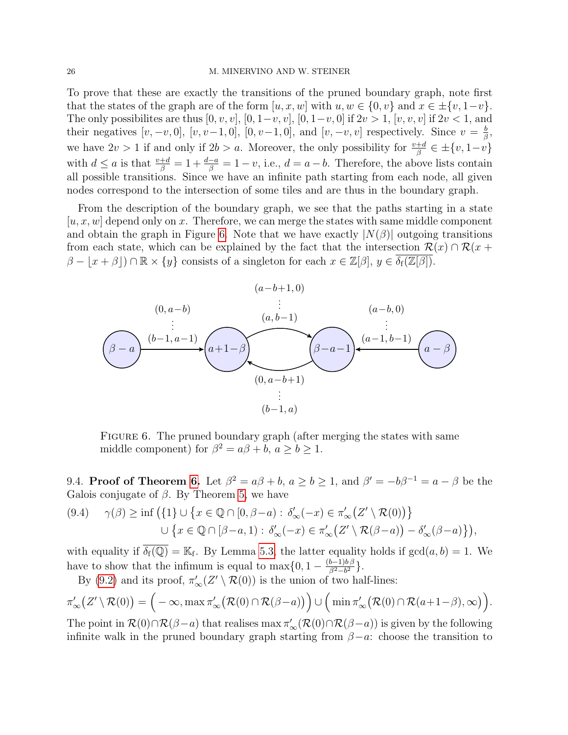To prove that these are exactly the transitions of the pruned boundary graph, note first that the states of the graph are of the form $[u,x,w]$ with $u,w \in \{0,v\}$ and $x \in \pm\{v,1-v\}$. The only possibilites are thus $[0,v,v]$, $[0,1-v,v]$, $[0,1-v,0]$ if $2v>1$, $[v,v,v]$ if $2v<1$, and their negatives $[v,-v,0]$, $[v,v-1,0]$, $[0,v-1,0]$, and $[v,-v,v]$ respectively. Since $v=\frac{b}{\beta}$, we have $2v>1$ if and only if $2b>a$. Moreover, the only possibility for $\frac{v+d}{\beta} \in \pm\{v,1-v\}$ with $d \le a$ is that $\frac{v+d}{\beta} = 1+\frac{d-a}{\beta} = 1-v$, i.e., $d=a-b$. Therefore, the above lists contain all possible transitions. Since we have an infinite path starting from each node, all given nodes correspond to the intersection of some tiles and are thus in the boundary graph.

From the description of the boundary graph, we see that the paths starting in a state $[u,x,w]$ depend only on $x$. Therefore, we can merge the states with same middle component and obtain the graph in Figure 6. Note that we have exactly $|N(\beta)|$ outgoing transitions from each state, which can be explained by the fact that the intersection $\mathcal{R}(x) \cap \mathcal{R}(x+\beta-\lfloor x+\beta\rfloor) \cap \mathbb{R}\times\{y\}$ consists of a singleton for each $x \in \mathbb{Z}[\beta]$, $y \in \overline{\delta_{\mathrm{f}}(\mathbb{Z}[\beta])}$.

States: $\beta-a$, $a+1-\beta$, $\beta-a-1$, $a-\beta$. Transitions: $\beta-a \to a+1-\beta$ labelled $(0,a-b),\ldots,(b-1,a-1)$; $a+1-\beta \to \beta-a-1$ labelled $(a-b+1,0),\ldots,(a,b-1)$; $\beta-a-1 \to a+1-\beta$ labelled $(0,a-b+1),\ldots,(b-1,a)$; $a-\beta \to \beta-a-1$ labelled $(a-b,0),\ldots,(a-1,b-1)$.

Figure 6. The pruned boundary graph (after merging the states with same middle component) for $\beta^2 = a\beta+b$, $a \ge b \ge 1$.

9.4. **Proof of Theorem 6.** Let $\beta^2 = a\beta+b$, $a \ge b \ge 1$, and $\beta' = -b\beta^{-1} = a-\beta$ be the Galois conjugate of $\beta$. By Theorem 5, we have

$$\begin{aligned}(9.4)\qquad \gamma(\beta) \ge \inf\big(\{1\} &\cup \big\{x \in \mathbb{Q}\cap[0,\beta-a) : \delta'_\infty(-x) \in \pi'_\infty\big(Z' \setminus \mathcal{R}(0)\big)\big\} \\ &\cup \big\{x \in \mathbb{Q}\cap[\beta-a,1) : \delta'_\infty(-x) \in \pi'_\infty\big(Z' \setminus \mathcal{R}(\beta-a)\big) - \delta'_\infty(\beta-a)\big\}\big),\end{aligned}$$

with equality if $\overline{\delta_{\mathrm{f}}(\mathbb{Q})} = \mathbb{K}_{\mathrm{f}}$. By Lemma 5.3, the latter equality holds if $\gcd(a,b)=1$. We have to show that the infimum is equal to $\max\{0, 1-\frac{(b-1)b\beta}{\beta^2-b^2}\}$.

By (9.2) and its proof, $\pi'_\infty(Z' \setminus \mathcal{R}(0))$ is the union of two half-lines:

$$\pi'_\infty\big(Z' \setminus \mathcal{R}(0)\big) = \Big(-\infty, \max \pi'_\infty\big(\mathcal{R}(0)\cap\mathcal{R}(\beta-a)\big)\Big) \cup \Big(\min \pi'_\infty\big(\mathcal{R}(0)\cap\mathcal{R}(a+1-\beta),\infty\big)\Big).$$

The point in $\mathcal{R}(0)\cap\mathcal{R}(\beta-a)$ that realises $\max \pi'_\infty(\mathcal{R}(0)\cap\mathcal{R}(\beta-a))$ is given by the following infinite walk in the pruned boundary graph starting from $\beta-a$: choose the transition to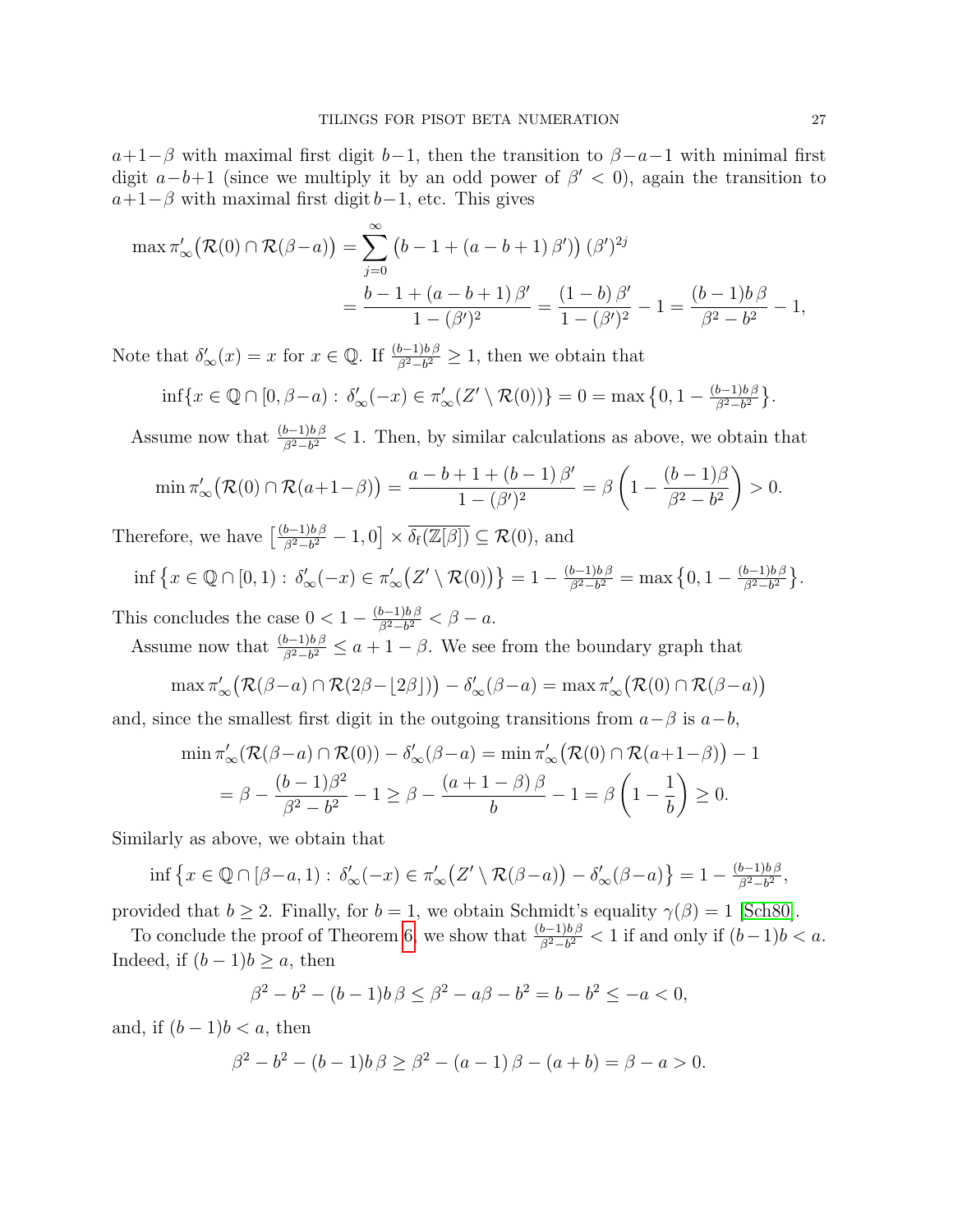$a+1-\beta$ with maximal first digit $b-1$, then the transition to $\beta-a-1$ with minimal first digit $a-b+1$ (since we multiply it by an odd power of $\beta' < 0$), again the transition to $a+1-\beta$ with maximal first digit $b-1$, etc. This gives

$$\begin{aligned}\max \pi'_\infty\big(\mathcal{R}(0) \cap \mathcal{R}(\beta-a)\big) &= \sum_{j=0}^{\infty} \big(b-1+(a-b+1)\,\beta'\big)\,(\beta')^{2j} \\ &= \frac{b-1+(a-b+1)\,\beta'}{1-(\beta')^2} = \frac{(1-b)\,\beta'}{1-(\beta')^2} - 1 = \frac{(b-1)b\,\beta}{\beta^2-b^2} - 1,\end{aligned}$$

Note that $\delta'_\infty(x) = x$ for $x \in \mathbb{Q}$. If $\frac{(b-1)b\,\beta}{\beta^2-b^2} \geq 1$, then we obtain that

$$\inf\{x \in \mathbb{Q} \cap [0, \beta-a) : \delta'_\infty(-x) \in \pi'_\infty(Z' \setminus \mathcal{R}(0))\} = 0 = \max\big\{0, 1 - \tfrac{(b-1)b\,\beta}{\beta^2-b^2}\big\}.$$

Assume now that $\frac{(b-1)b\,\beta}{\beta^2-b^2} < 1$. Then, by similar calculations as above, we obtain that

$$\min \pi'_\infty\big(\mathcal{R}(0) \cap \mathcal{R}(a+1-\beta)\big) = \frac{a-b+1+(b-1)\,\beta'}{1-(\beta')^2} = \beta\left(1 - \frac{(b-1)\beta}{\beta^2-b^2}\right) > 0.$$

Therefore, we have $\big[\frac{(b-1)b\,\beta}{\beta^2-b^2} - 1, 0\big] \times \overline{\delta_{\mathrm{f}}(\mathbb{Z}[\beta])} \subseteq \mathcal{R}(0)$, and

$$\inf\big\{x \in \mathbb{Q} \cap [0,1) : \delta'_\infty(-x) \in \pi'_\infty\big(Z' \setminus \mathcal{R}(0)\big)\big\} = 1 - \tfrac{(b-1)b\,\beta}{\beta^2-b^2} = \max\big\{0, 1 - \tfrac{(b-1)b\,\beta}{\beta^2-b^2}\big\}.$$

This concludes the case $0 < 1 - \frac{(b-1)b\,\beta}{\beta^2-b^2} < \beta - a$.

Assume now that $\frac{(b-1)b\,\beta}{\beta^2-b^2} \leq a+1-\beta$. We see from the boundary graph that

$$\max \pi'_\infty\big(\mathcal{R}(\beta-a) \cap \mathcal{R}(2\beta-\lfloor 2\beta \rfloor)\big) - \delta'_\infty(\beta-a) = \max \pi'_\infty\big(\mathcal{R}(0) \cap \mathcal{R}(\beta-a)\big)$$

and, since the smallest first digit in the outgoing transitions from $a-\beta$ is $a-b$,

$$\begin{aligned}\min \pi'_\infty(\mathcal{R}(\beta-a) \cap \mathcal{R}(0)) - \delta'_\infty(\beta-a) &= \min \pi'_\infty\big(\mathcal{R}(0) \cap \mathcal{R}(a+1-\beta)\big) - 1 \\ = \beta - \frac{(b-1)\beta^2}{\beta^2-b^2} - 1 &\geq \beta - \frac{(a+1-\beta)\,\beta}{b} - 1 = \beta\left(1 - \frac{1}{b}\right) \geq 0.\end{aligned}$$

Similarly as above, we obtain that

$$\inf\big\{x \in \mathbb{Q} \cap [\beta-a, 1) : \delta'_\infty(-x) \in \pi'_\infty\big(Z' \setminus \mathcal{R}(\beta-a)\big) - \delta'_\infty(\beta-a)\big\} = 1 - \tfrac{(b-1)b\,\beta}{\beta^2-b^2},$$

provided that $b \geq 2$. Finally, for $b = 1$, we obtain Schmidt's equality $\gamma(\beta) = 1$ [Sch80].

To conclude the proof of Theorem 6, we show that $\frac{(b-1)b\,\beta}{\beta^2-b^2} < 1$ if and only if $(b-1)b < a$. Indeed, if $(b-1)b \geq a$, then

$$\beta^2 - b^2 - (b-1)b\,\beta \leq \beta^2 - a\beta - b^2 = b - b^2 \leq -a < 0,$$

and, if $(b-1)b < a$, then

$$\beta^2 - b^2 - (b-1)b\,\beta \geq \beta^2 - (a-1)\,\beta - (a+b) = \beta - a > 0.$$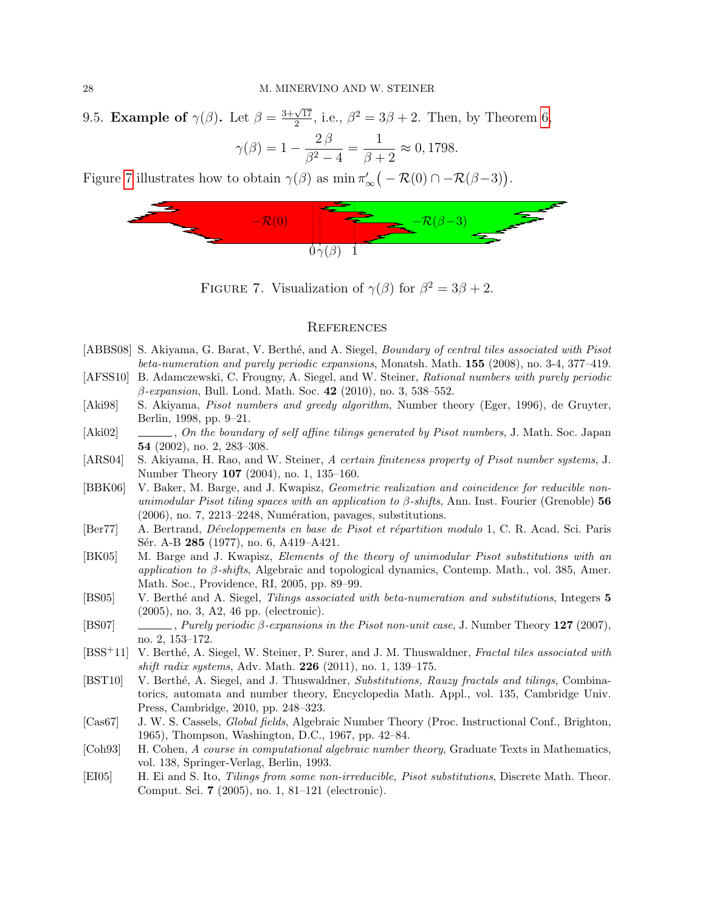### 9.5. Example of $\gamma(\beta)$.

Let $\beta = \frac{3+\sqrt{17}}{2}$, i.e., $\beta^2 = 3\beta + 2$. Then, by Theorem 6,

$$\gamma(\beta) = 1 - \frac{2\,\beta}{\beta^2 - 4} = \frac{1}{\beta + 2} \approx 0,1798.$$

Figure 7 illustrates how to obtain $\gamma(\beta)$ as $\min \pi'_\infty\big( -\mathcal{R}(0) \cap -\mathcal{R}(\beta-3)\big)$.

FIGURE 7. Visualization of $\gamma(\beta)$ for $\beta^2 = 3\beta + 2$.

## References

[ABBS08] S. Akiyama, G. Barat, V. Berthé, and A. Siegel, *Boundary of central tiles associated with Pisot beta-numeration and purely periodic expansions*, Monatsh. Math. **155** (2008), no. 3-4, 377–419.

[AFSS10] B. Adamczewski, C. Frougny, A. Siegel, and W. Steiner, *Rational numbers with purely periodic $\beta$-expansion*, Bull. Lond. Math. Soc. **42** (2010), no. 3, 538–552.

[Aki98] S. Akiyama, *Pisot numbers and greedy algorithm*, Number theory (Eger, 1996), de Gruyter, Berlin, 1998, pp. 9–21.

[Aki02] ______, *On the boundary of self affine tilings generated by Pisot numbers*, J. Math. Soc. Japan **54** (2002), no. 2, 283–308.

[ARS04] S. Akiyama, H. Rao, and W. Steiner, *A certain finiteness property of Pisot number systems*, J. Number Theory **107** (2004), no. 1, 135–160.

[BBK06] V. Baker, M. Barge, and J. Kwapisz, *Geometric realization and coincidence for reducible non-unimodular Pisot tiling spaces with an application to $\beta$-shifts*, Ann. Inst. Fourier (Grenoble) **56** (2006), no. 7, 2213–2248, Numération, pavages, substitutions.

[Ber77] A. Bertrand, *Développements en base de Pisot et répartition modulo* 1, C. R. Acad. Sci. Paris Sér. A-B **285** (1977), no. 6, A419–A421.

[BK05] M. Barge and J. Kwapisz, *Elements of the theory of unimodular Pisot substitutions with an application to $\beta$-shifts*, Algebraic and topological dynamics, Contemp. Math., vol. 385, Amer. Math. Soc., Providence, RI, 2005, pp. 89–99.

[BS05] V. Berthé and A. Siegel, *Tilings associated with beta-numeration and substitutions*, Integers **5** (2005), no. 3, A2, 46 pp. (electronic).

[BS07] ______, *Purely periodic $\beta$-expansions in the Pisot non-unit case*, J. Number Theory **127** (2007), no. 2, 153–172.

[BSS+11] V. Berthé, A. Siegel, W. Steiner, P. Surer, and J. M. Thuswaldner, *Fractal tiles associated with shift radix systems*, Adv. Math. **226** (2011), no. 1, 139–175.

[BST10] V. Berthé, A. Siegel, and J. Thuswaldner, *Substitutions, Rauzy fractals and tilings*, Combinatorics, automata and number theory, Encyclopedia Math. Appl., vol. 135, Cambridge Univ. Press, Cambridge, 2010, pp. 248–323.

[Cas67] J. W. S. Cassels, *Global fields*, Algebraic Number Theory (Proc. Instructional Conf., Brighton, 1965), Thompson, Washington, D.C., 1967, pp. 42–84.

[Coh93] H. Cohen, *A course in computational algebraic number theory*, Graduate Texts in Mathematics, vol. 138, Springer-Verlag, Berlin, 1993.

[EI05] H. Ei and S. Ito, *Tilings from some non-irreducible, Pisot substitutions*, Discrete Math. Theor. Comput. Sci. **7** (2005), no. 1, 81–121 (electronic).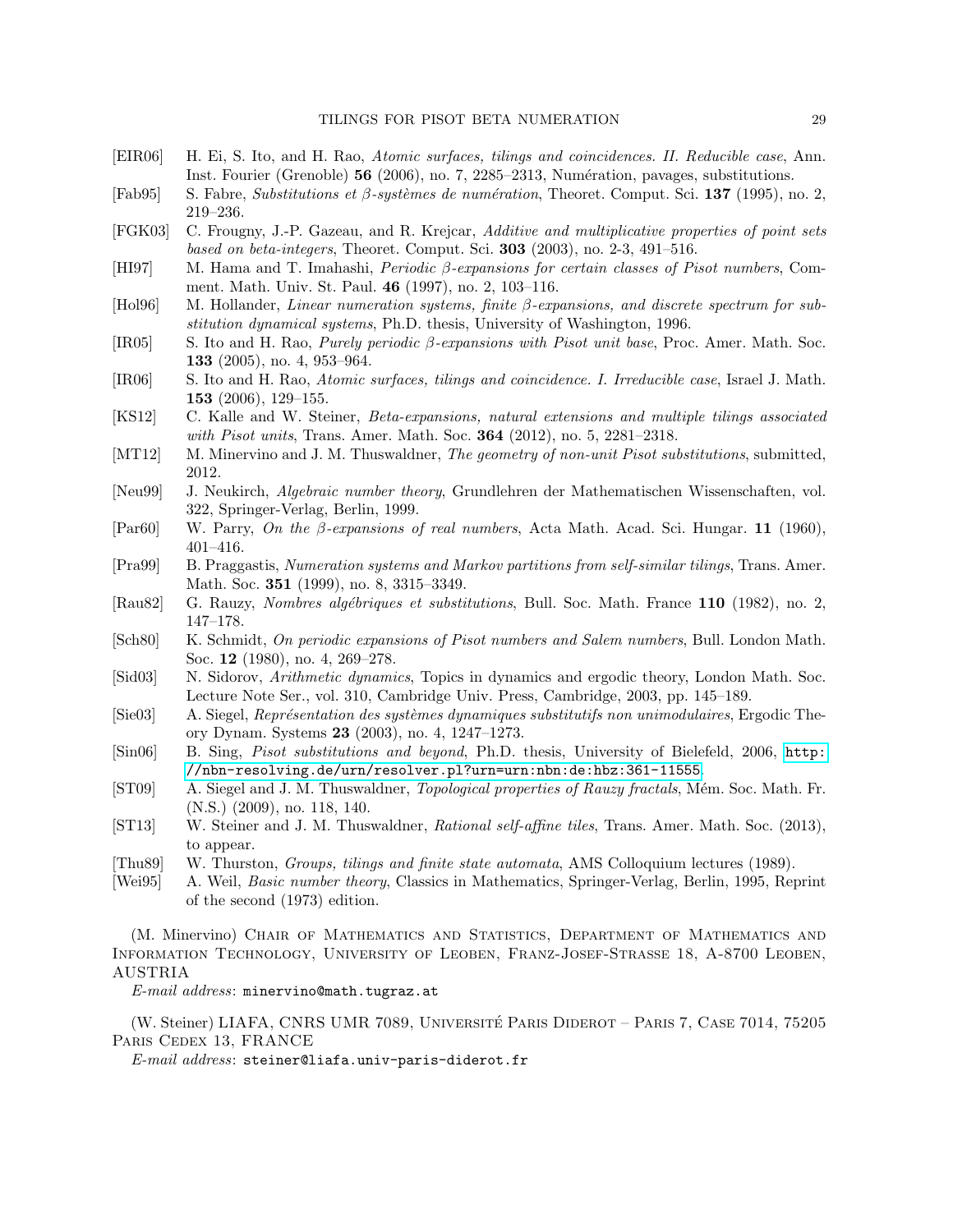[EIR06] H. Ei, S. Ito, and H. Rao, *Atomic surfaces, tilings and coincidences. II. Reducible case*, Ann. Inst. Fourier (Grenoble) **56** (2006), no. 7, 2285–2313, Numération, pavages, substitutions.

[Fab95] S. Fabre, *Substitutions et $\beta$-systèmes de numération*, Theoret. Comput. Sci. **137** (1995), no. 2, 219–236.

[FGK03] C. Frougny, J.-P. Gazeau, and R. Krejcar, *Additive and multiplicative properties of point sets based on beta-integers*, Theoret. Comput. Sci. **303** (2003), no. 2-3, 491–516.

[HI97] M. Hama and T. Imahashi, *Periodic $\beta$-expansions for certain classes of Pisot numbers*, Comment. Math. Univ. St. Paul. **46** (1997), no. 2, 103–116.

[Hol96] M. Hollander, *Linear numeration systems, finite $\beta$-expansions, and discrete spectrum for substitution dynamical systems*, Ph.D. thesis, University of Washington, 1996.

[IR05] S. Ito and H. Rao, *Purely periodic $\beta$-expansions with Pisot unit base*, Proc. Amer. Math. Soc. **133** (2005), no. 4, 953–964.

[IR06] S. Ito and H. Rao, *Atomic surfaces, tilings and coincidence. I. Irreducible case*, Israel J. Math. **153** (2006), 129–155.

[KS12] C. Kalle and W. Steiner, *Beta-expansions, natural extensions and multiple tilings associated with Pisot units*, Trans. Amer. Math. Soc. **364** (2012), no. 5, 2281–2318.

[MT12] M. Minervino and J. M. Thuswaldner, *The geometry of non-unit Pisot substitutions*, submitted, 2012.

[Neu99] J. Neukirch, *Algebraic number theory*, Grundlehren der Mathematischen Wissenschaften, vol. 322, Springer-Verlag, Berlin, 1999.

[Par60] W. Parry, *On the $\beta$-expansions of real numbers*, Acta Math. Acad. Sci. Hungar. **11** (1960), 401–416.

[Pra99] B. Praggastis, *Numeration systems and Markov partitions from self-similar tilings*, Trans. Amer. Math. Soc. **351** (1999), no. 8, 3315–3349.

[Rau82] G. Rauzy, *Nombres algébriques et substitutions*, Bull. Soc. Math. France **110** (1982), no. 2, 147–178.

[Sch80] K. Schmidt, *On periodic expansions of Pisot numbers and Salem numbers*, Bull. London Math. Soc. **12** (1980), no. 4, 269–278.

[Sid03] N. Sidorov, *Arithmetic dynamics*, Topics in dynamics and ergodic theory, London Math. Soc. Lecture Note Ser., vol. 310, Cambridge Univ. Press, Cambridge, 2003, pp. 145–189.

[Sie03] A. Siegel, *Représentation des systèmes dynamiques substitutifs non unimodulaires*, Ergodic Theory Dynam. Systems **23** (2003), no. 4, 1247–1273.

[Sin06] B. Sing, *Pisot substitutions and beyond*, Ph.D. thesis, University of Bielefeld, 2006, `http://nbn-resolving.de/urn/resolver.pl?urn=urn:nbn:de:hbz:361-11555`.

[ST09] A. Siegel and J. M. Thuswaldner, *Topological properties of Rauzy fractals*, Mém. Soc. Math. Fr. (N.S.) (2009), no. 118, 140.

[ST13] W. Steiner and J. M. Thuswaldner, *Rational self-affine tiles*, Trans. Amer. Math. Soc. (2013), to appear.

[Thu89] W. Thurston, *Groups, tilings and finite state automata*, AMS Colloquium lectures (1989).

[Wei95] A. Weil, *Basic number theory*, Classics in Mathematics, Springer-Verlag, Berlin, 1995, Reprint of the second (1973) edition.

(M. Minervino) Chair of Mathematics and Statistics, Department of Mathematics and Information Technology, University of Leoben, Franz-Josef-Strasse 18, A-8700 Leoben, AUSTRIA

*E-mail address*: `minervino@math.tugraz.at`

(W. Steiner) LIAFA, CNRS UMR 7089, Université Paris Diderot – Paris 7, Case 7014, 75205 Paris Cedex 13, FRANCE

*E-mail address*: `steiner@liafa.univ-paris-diderot.fr`